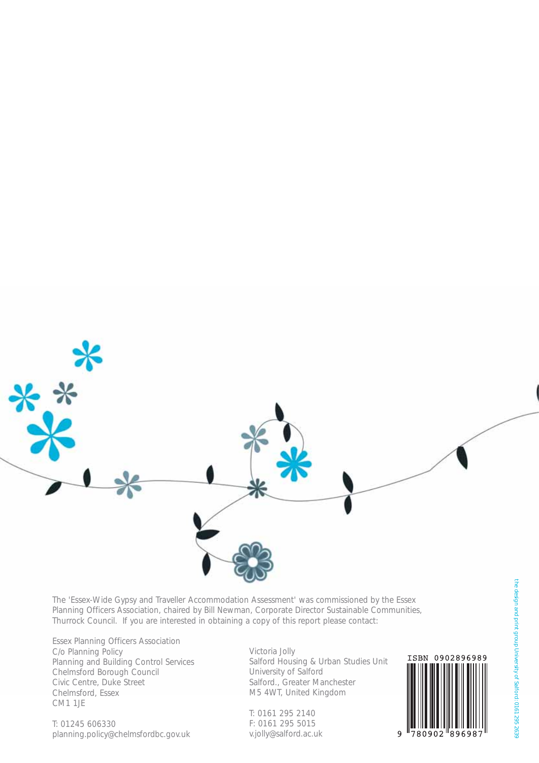The 'Essex-Wide Gypsy and Traveller Accommodation Assessment' was commissioned by the Essex Planning Officers Association, chaired by Bill Newman, Corporate Director Sustainable Communities, Thurrock Council. If you are interested in obtaining a copy of this report please contact:

Essex Planning Officers Association
C/o Planning Policy
Planning and Building Control Services
Chelmsford Borough Council
Civic Centre, Duke Street
Chelmsford, Essex
CM1 1JE

T: 01245 606330
planning.policy@chelmsfordbc.gov.uk

Victoria Jolly
Salford Housing & Urban Studies Unit
University of Salford
Salford., Greater Manchester
M5 4WT, United Kingdom

T: 0161 295 2140
F: 0161 295 5015
v.jolly@salford.ac.uk

ISBN 0902896989

9 780902 896987

the design and print group University of Salford: 0161 295 2639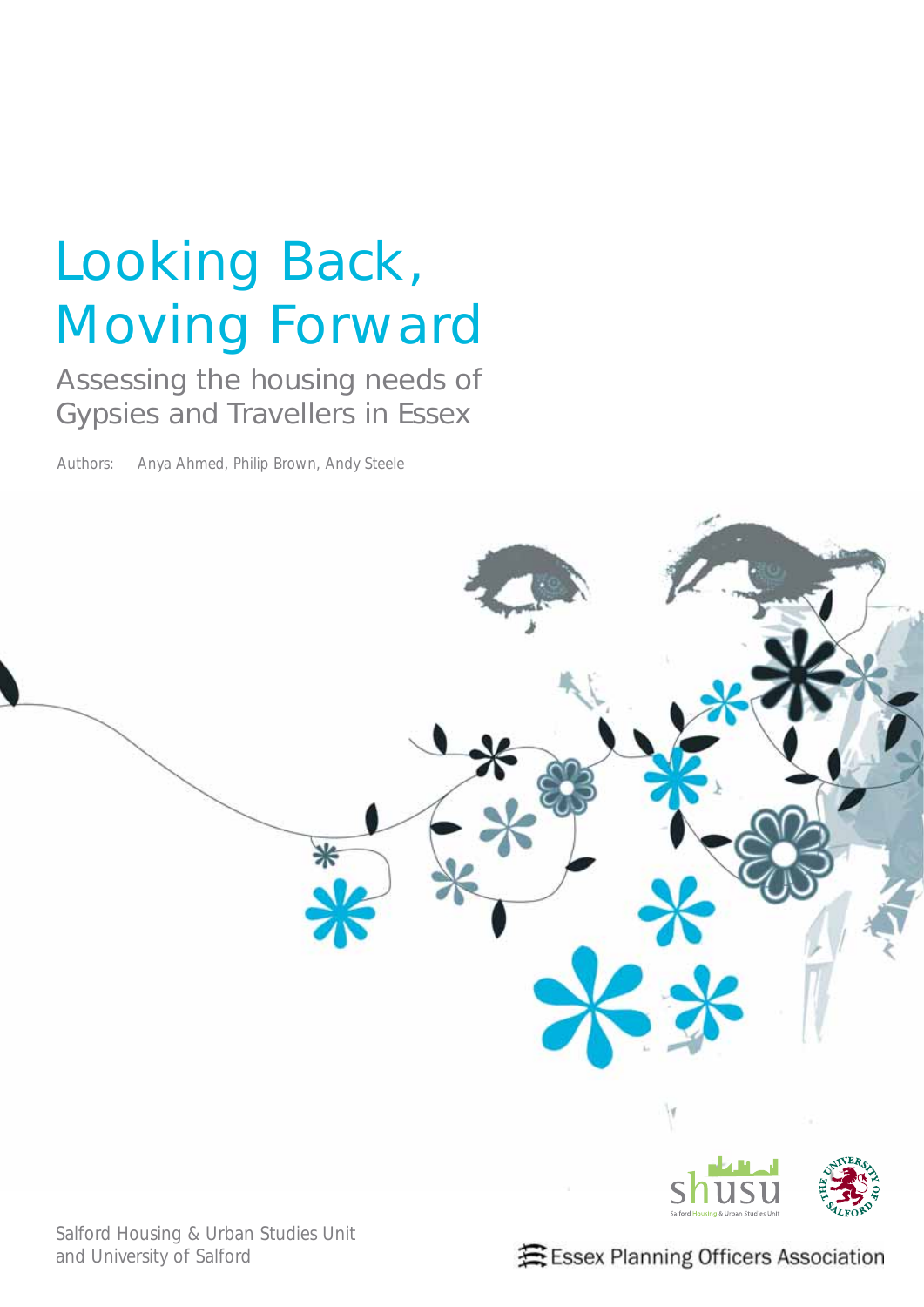# Looking Back, Moving Forward

## Assessing the housing needs of Gypsies and Travellers in Essex

*Authors: Anya Ahmed, Philip Brown, Andy Steele*

Salford Housing & Urban Studies Unit
and University of Salford

Essex Planning Officers Association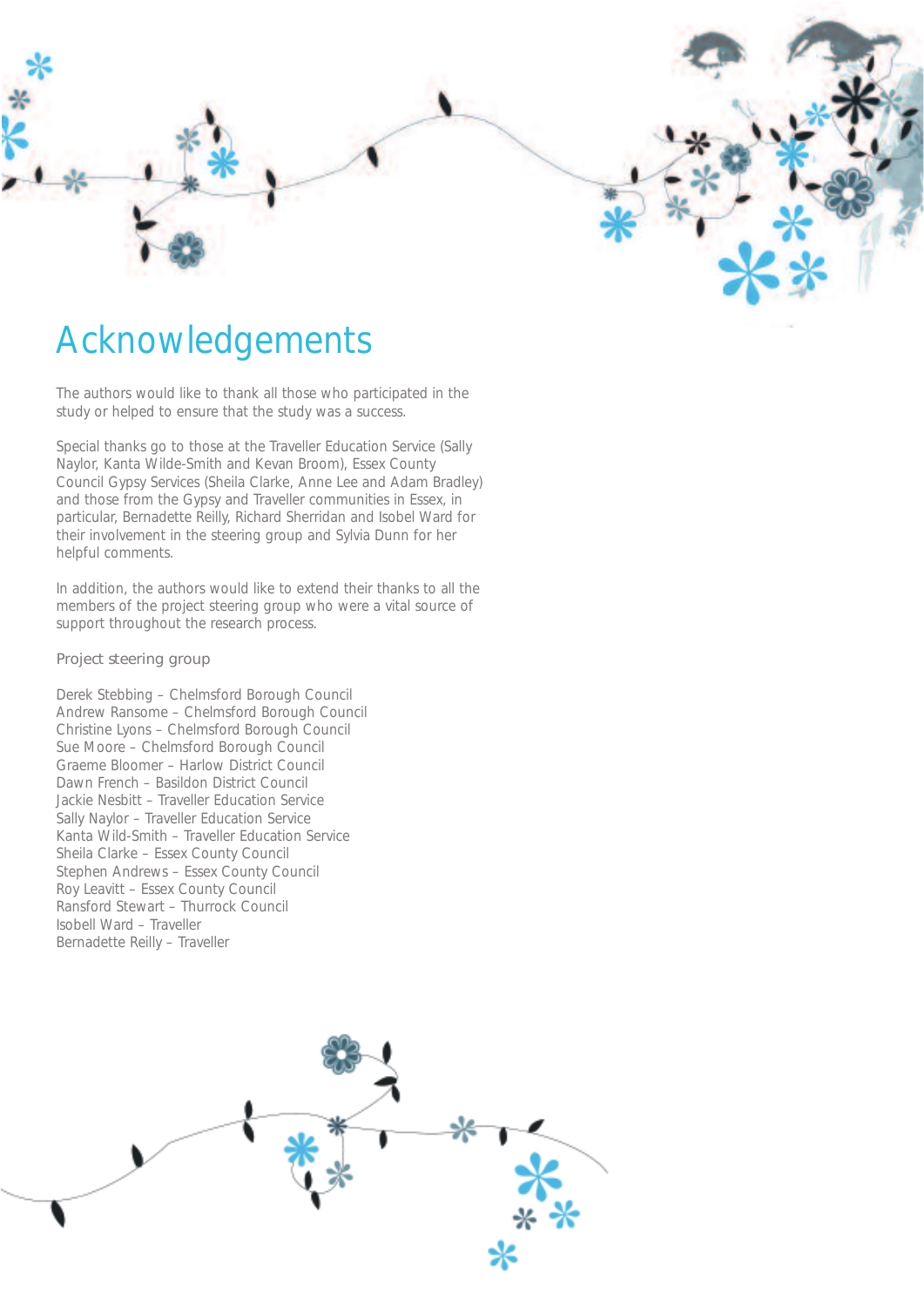# Acknowledgements

The authors would like to thank all those who participated in the study or helped to ensure that the study was a success.

Special thanks go to those at the Traveller Education Service (Sally Naylor, Kanta Wilde-Smith and Kevan Broom), Essex County Council Gypsy Services (Sheila Clarke, Anne Lee and Adam Bradley) and those from the Gypsy and Traveller communities in Essex, in particular, Bernadette Reilly, Richard Sherridan and Isobel Ward for their involvement in the steering group and Sylvia Dunn for her helpful comments.

In addition, the authors would like to extend their thanks to all the members of the project steering group who were a vital source of support throughout the research process.

## Project steering group

Derek Stebbing – Chelmsford Borough Council
Andrew Ransome – Chelmsford Borough Council
Christine Lyons – Chelmsford Borough Council
Sue Moore – Chelmsford Borough Council
Graeme Bloomer – Harlow District Council
Dawn French – Basildon District Council
Jackie Nesbitt – Traveller Education Service
Sally Naylor – Traveller Education Service
Kanta Wild-Smith – Traveller Education Service
Sheila Clarke – Essex County Council
Stephen Andrews – Essex County Council
Roy Leavitt – Essex County Council
Ransford Stewart – Thurrock Council
Isobell Ward – Traveller
Bernadette Reilly – Traveller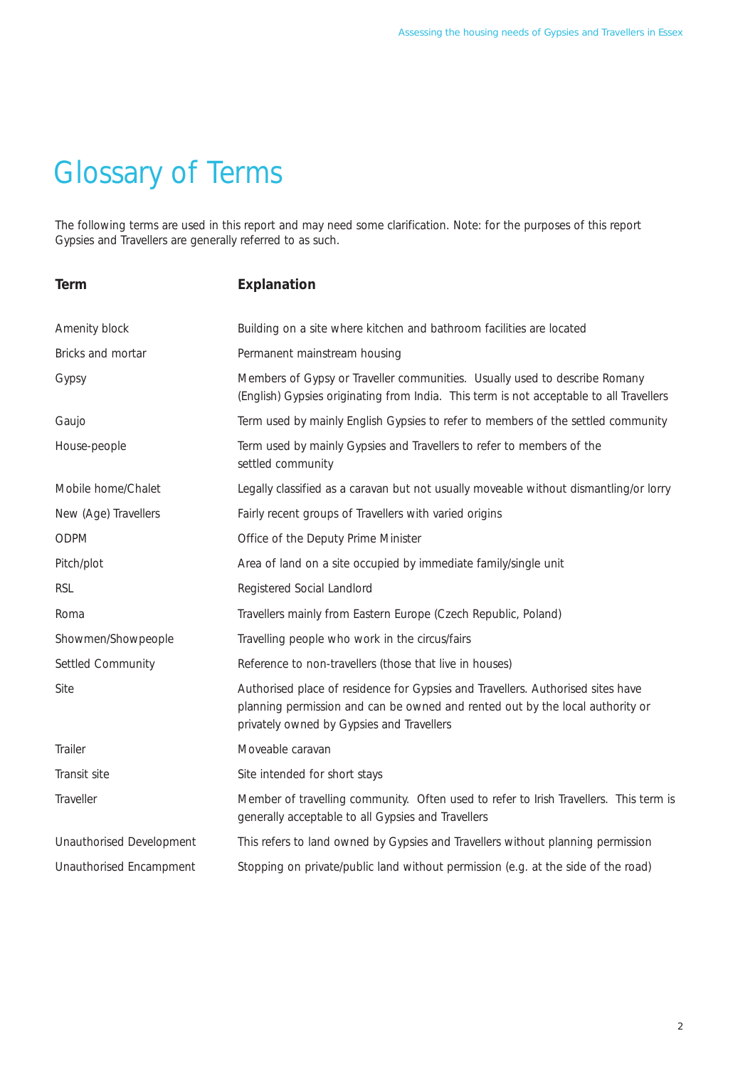# Glossary of Terms

The following terms are used in this report and may need some clarification. Note: for the purposes of this report Gypsies and Travellers are generally referred to as such.

| Term | Explanation |
|---|---|
| Amenity block | Building on a site where kitchen and bathroom facilities are located |
| Bricks and mortar | Permanent mainstream housing |
| Gypsy | Members of Gypsy or Traveller communities. Usually used to describe Romany (English) Gypsies originating from India. This term is not acceptable to all Travellers |
| Gaujo | Term used by mainly English Gypsies to refer to members of the settled community |
| House-people | Term used by mainly Gypsies and Travellers to refer to members of the settled community |
| Mobile home/Chalet | Legally classified as a caravan but not usually moveable without dismantling/or lorry |
| New (Age) Travellers | Fairly recent groups of Travellers with varied origins |
| ODPM | Office of the Deputy Prime Minister |
| Pitch/plot | Area of land on a site occupied by immediate family/single unit |
| RSL | Registered Social Landlord |
| Roma | Travellers mainly from Eastern Europe (Czech Republic, Poland) |
| Showmen/Showpeople | Travelling people who work in the circus/fairs |
| Settled Community | Reference to non-travellers (those that live in houses) |
| Site | Authorised place of residence for Gypsies and Travellers. Authorised sites have planning permission and can be owned and rented out by the local authority or privately owned by Gypsies and Travellers |
| Trailer | Moveable caravan |
| Transit site | Site intended for short stays |
| Traveller | Member of travelling community. Often used to refer to Irish Travellers. This term is generally acceptable to all Gypsies and Travellers |
| Unauthorised Development | This refers to land owned by Gypsies and Travellers without planning permission |
| Unauthorised Encampment | Stopping on private/public land without permission (e.g. at the side of the road) |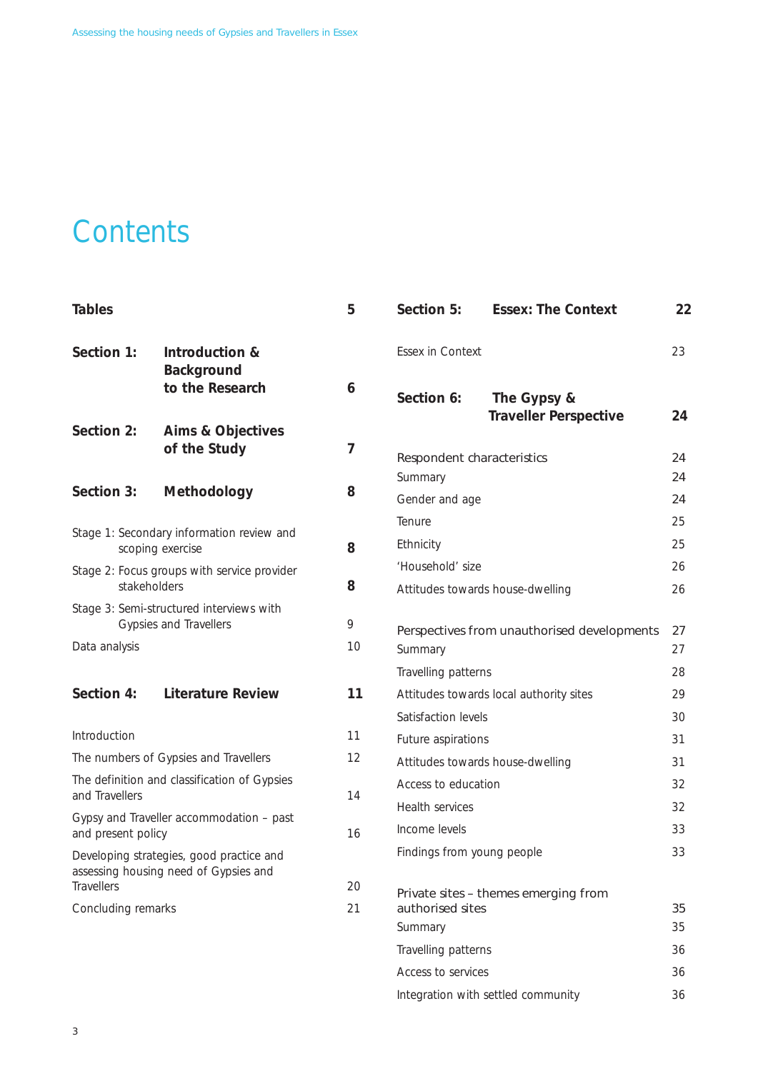# Contents

| | | |
|---|---|---|
| **Tables** | | **5** |
| **Section 1:** | **Introduction & Background to the Research** | **6** |
| **Section 2:** | **Aims & Objectives of the Study** | **7** |
| **Section 3:** | **Methodology** | **8** |
| Stage 1: Secondary information review and scoping exercise | | **8** |
| Stage 2: Focus groups with service provider stakeholders | | **8** |
| Stage 3: Semi-structured interviews with Gypsies and Travellers | | 9 |
| Data analysis | | 10 |
| **Section 4:** | **Literature Review** | **11** |
| Introduction | | 11 |
| The numbers of Gypsies and Travellers | | 12 |
| The definition and classification of Gypsies and Travellers | | 14 |
| Gypsy and Traveller accommodation – past and present policy | | 16 |
| Developing strategies, good practice and assessing housing need of Gypsies and Travellers | | 20 |
| Concluding remarks | | 21 |
| **Section 5:** | **Essex: The Context** | **22** |
| Essex in Context | | 23 |
| **Section 6:** | **The Gypsy & Traveller Perspective** | **24** |
| Respondent characteristics | | 24 |
| Summary | | 24 |
| Gender and age | | 24 |
| Tenure | | 25 |
| Ethnicity | | 25 |
| 'Household' size | | 26 |
| Attitudes towards house-dwelling | | 26 |
| Perspectives from unauthorised developments | | 27 |
| Summary | | 27 |
| Travelling patterns | | 28 |
| Attitudes towards local authority sites | | 29 |
| Satisfaction levels | | 30 |
| Future aspirations | | 31 |
| Attitudes towards house-dwelling | | 31 |
| Access to education | | 32 |
| Health services | | 32 |
| Income levels | | 33 |
| Findings from young people | | 33 |
| Private sites – themes emerging from authorised sites | | 35 |
| Summary | | 35 |
| Travelling patterns | | 36 |
| Access to services | | 36 |
| Integration with settled community | | 36 |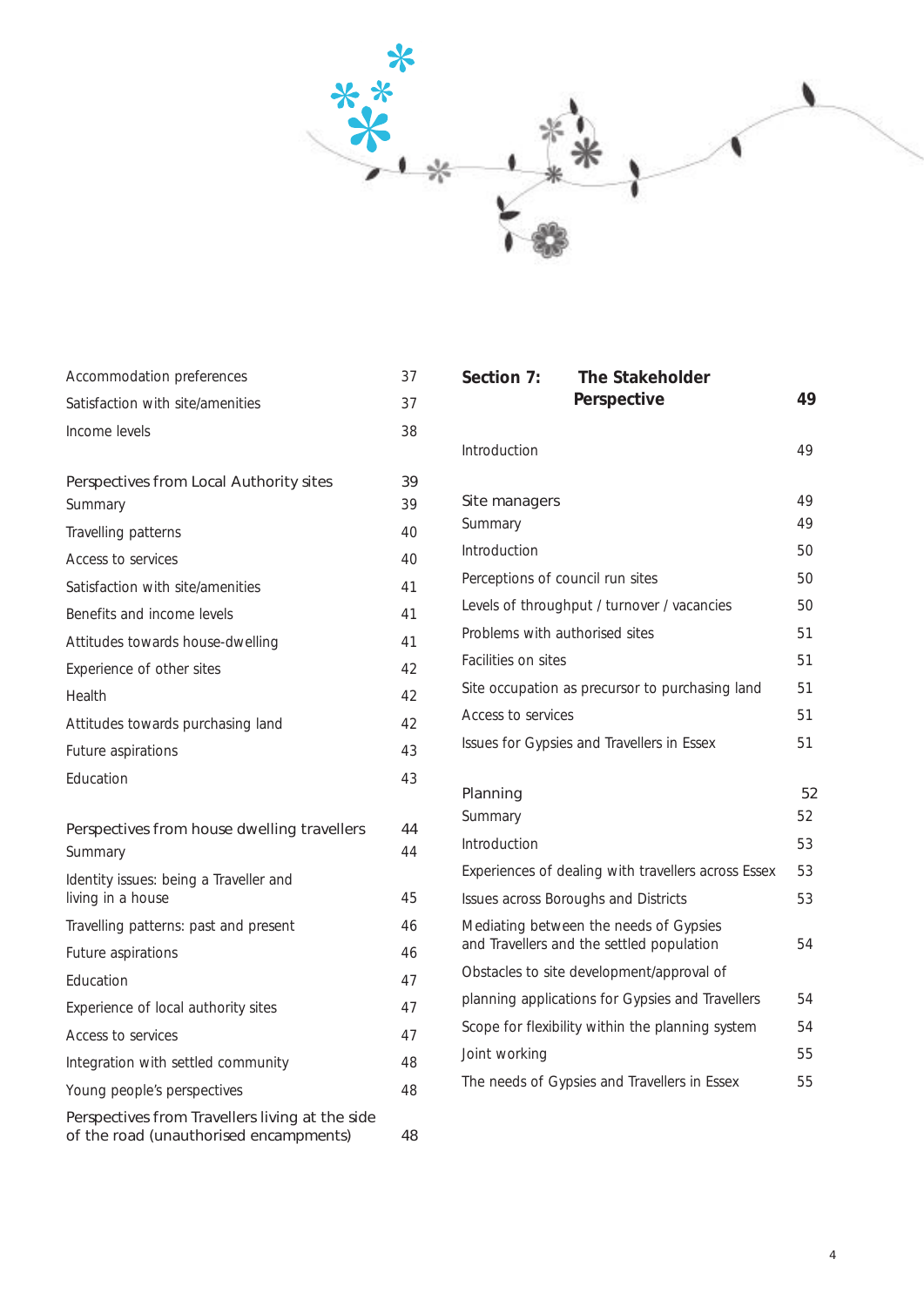| | |
|---|---|
| Accommodation preferences | 37 |
| Satisfaction with site/amenities | 37 |
| Income levels | 38 |
| | |
| Perspectives from Local Authority sites | 39 |
| Summary | 39 |
| Travelling patterns | 40 |
| Access to services | 40 |
| Satisfaction with site/amenities | 41 |
| Benefits and income levels | 41 |
| Attitudes towards house-dwelling | 41 |
| Experience of other sites | 42 |
| Health | 42 |
| Attitudes towards purchasing land | 42 |
| Future aspirations | 43 |
| Education | 43 |
| | |
| Perspectives from house dwelling travellers | 44 |
| Summary | 44 |
| Identity issues: being a Traveller and living in a house | 45 |
| Travelling patterns: past and present | 46 |
| Future aspirations | 46 |
| Education | 47 |
| Experience of local authority sites | 47 |
| Access to services | 47 |
| Integration with settled community | 48 |
| Young people's perspectives | 48 |
| Perspectives from Travellers living at the side of the road (unauthorised encampments) | 48 |

| | |
|---|---|
| **Section 7: The Stakeholder Perspective** | **49** |
| | |
| Introduction | 49 |
| | |
| Site managers | 49 |
| Summary | 49 |
| Introduction | 50 |
| Perceptions of council run sites | 50 |
| Levels of throughput / turnover / vacancies | 50 |
| Problems with authorised sites | 51 |
| Facilities on sites | 51 |
| Site occupation as precursor to purchasing land | 51 |
| Access to services | 51 |
| Issues for Gypsies and Travellers in Essex | 51 |
| | |
| Planning | 52 |
| Summary | 52 |
| Introduction | 53 |
| Experiences of dealing with travellers across Essex | 53 |
| Issues across Boroughs and Districts | 53 |
| Mediating between the needs of Gypsies and Travellers and the settled population | 54 |
| Obstacles to site development/approval of planning applications for Gypsies and Travellers | 54 |
| Scope for flexibility within the planning system | 54 |
| Joint working | 55 |
| The needs of Gypsies and Travellers in Essex | 55 |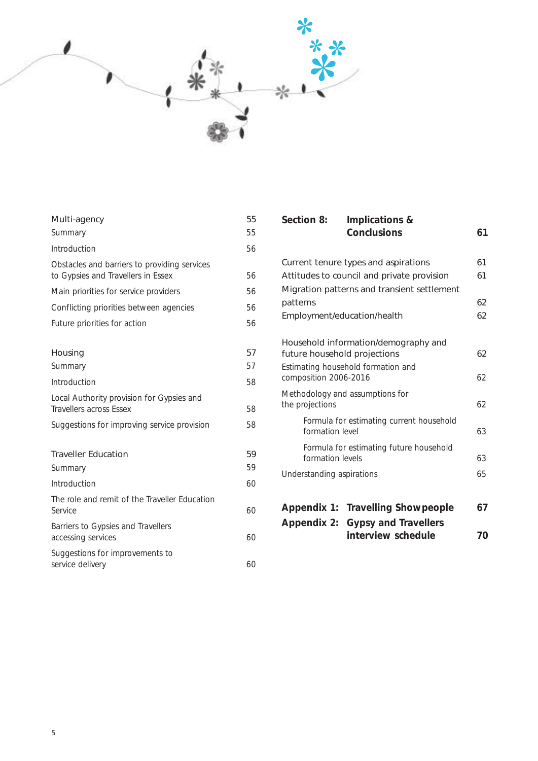| | |
|---|---|
| Multi-agency | 55 |
| Summary | 55 |
| Introduction | 56 |
| Obstacles and barriers to providing services to Gypsies and Travellers in Essex | 56 |
| Main priorities for service providers | 56 |
| Conflicting priorities between agencies | 56 |
| Future priorities for action | 56 |
| | |
| Housing | 57 |
| Summary | 57 |
| Introduction | 58 |
| Local Authority provision for Gypsies and Travellers across Essex | 58 |
| Suggestions for improving service provision | 58 |
| | |
| Traveller Education | 59 |
| Summary | 59 |
| Introduction | 60 |
| The role and remit of the Traveller Education Service | 60 |
| Barriers to Gypsies and Travellers accessing services | 60 |
| Suggestions for improvements to service delivery | 60 |

| | | |
|---|---|---|
| **Section 8:** | **Implications & Conclusions** | **61** |
| | | |
| Current tenure types and aspirations | | 61 |
| Attitudes to council and private provision | | 61 |
| Migration patterns and transient settlement patterns | | 62 |
| Employment/education/health | | 62 |
| | | |
| Household information/demography and future household projections | | 62 |
| Estimating household formation and composition 2006-2016 | | 62 |
| Methodology and assumptions for the projections | | 62 |
| Formula for estimating current household formation level | | 63 |
| Formula for estimating future household formation levels | | 63 |
| Understanding aspirations | | 65 |
| | | |
| **Appendix 1:** | **Travelling Showpeople** | **67** |
| **Appendix 2:** | **Gypsy and Travellers interview schedule** | **70** |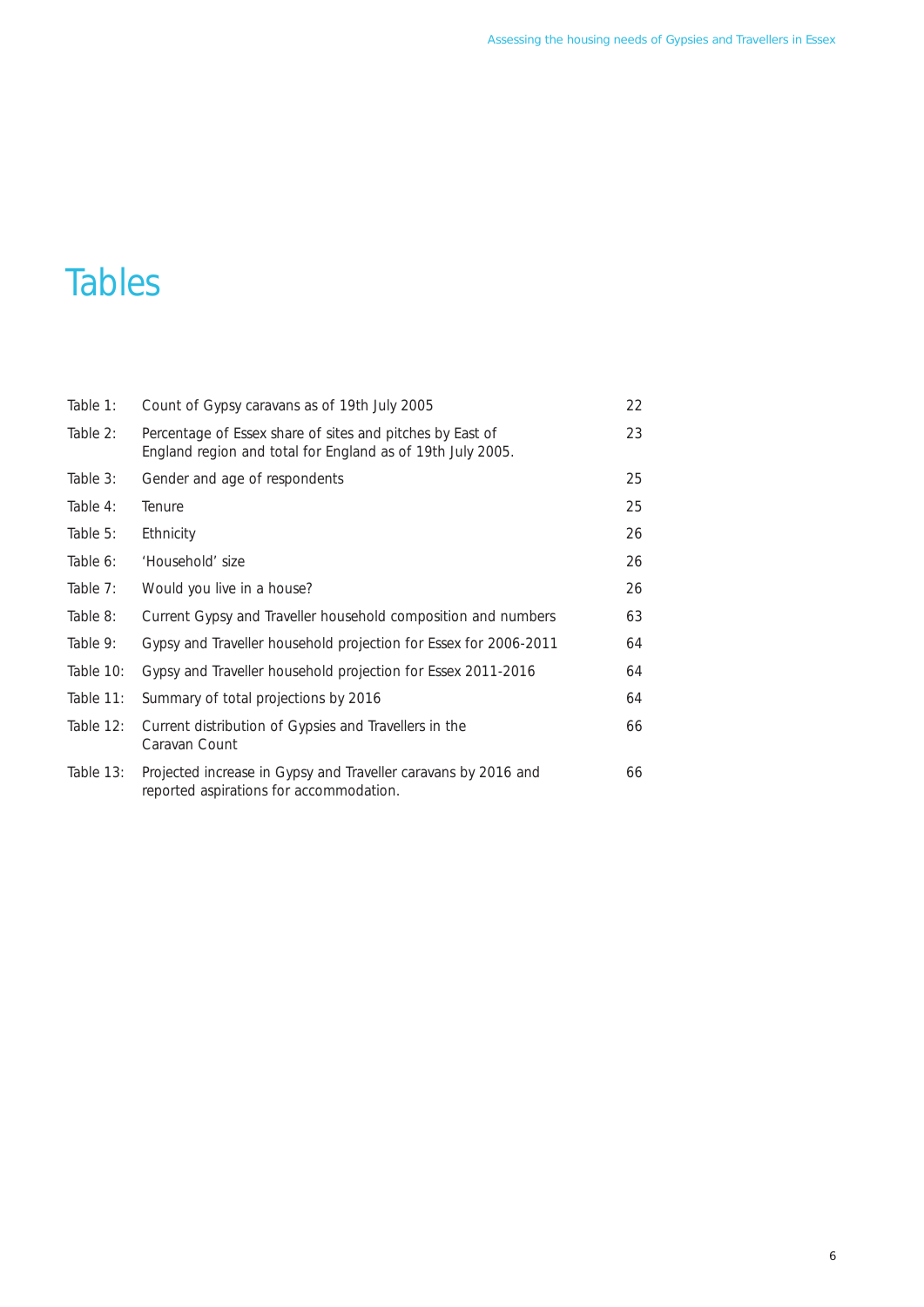# Tables

| | | |
|---|---|---|
| Table 1: | Count of Gypsy caravans as of 19th July 2005 | 22 |
| Table 2: | Percentage of Essex share of sites and pitches by East of England region and total for England as of 19th July 2005. | 23 |
| Table 3: | Gender and age of respondents | 25 |
| Table 4: | Tenure | 25 |
| Table 5: | Ethnicity | 26 |
| Table 6: | 'Household' size | 26 |
| Table 7: | Would you live in a house? | 26 |
| Table 8: | Current Gypsy and Traveller household composition and numbers | 63 |
| Table 9: | Gypsy and Traveller household projection for Essex for 2006-2011 | 64 |
| Table 10: | Gypsy and Traveller household projection for Essex 2011-2016 | 64 |
| Table 11: | Summary of total projections by 2016 | 64 |
| Table 12: | Current distribution of Gypsies and Travellers in the Caravan Count | 66 |
| Table 13: | Projected increase in Gypsy and Traveller caravans by 2016 and reported aspirations for accommodation. | 66 |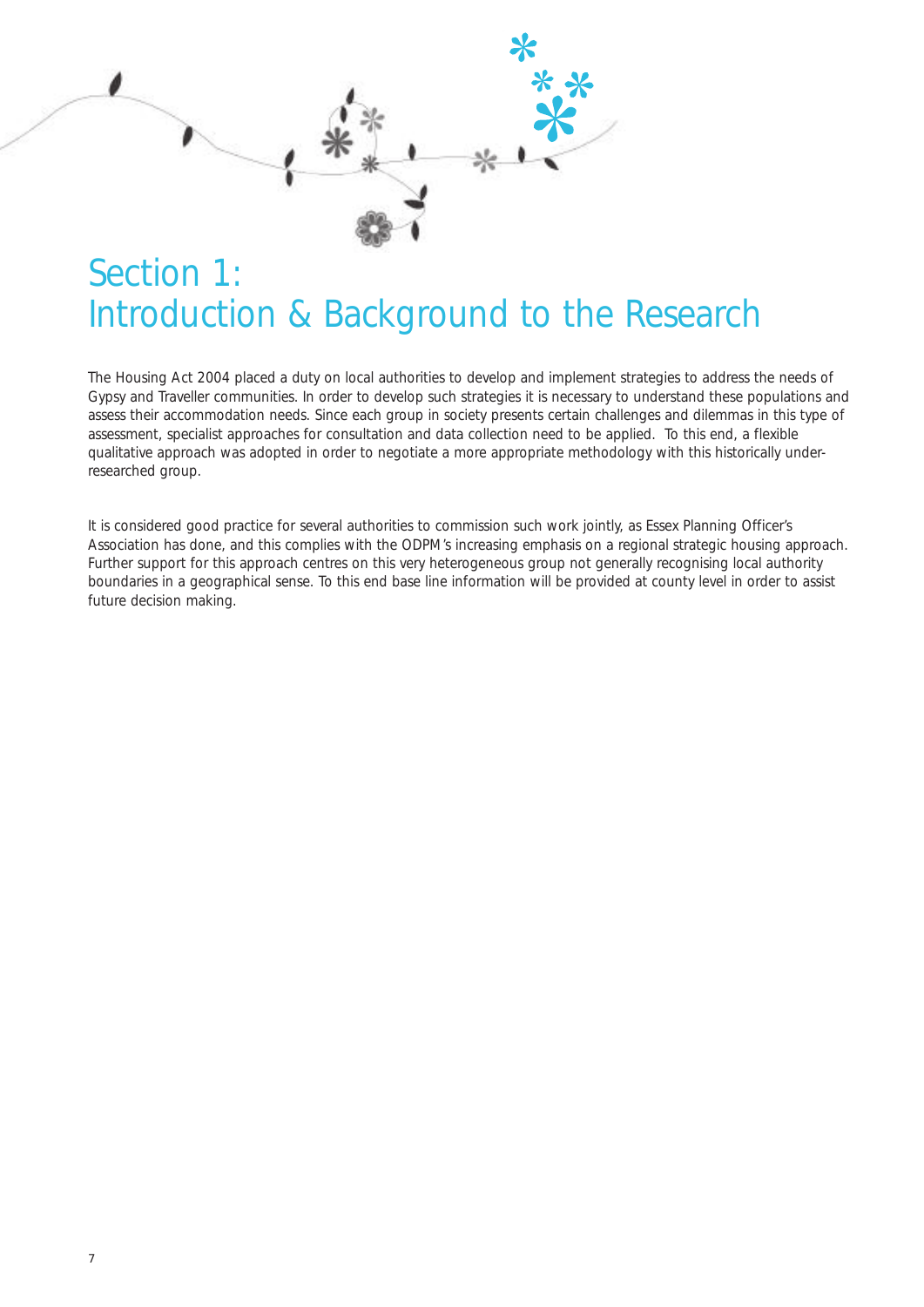# Section 1: Introduction & Background to the Research

The Housing Act 2004 placed a duty on local authorities to develop and implement strategies to address the needs of Gypsy and Traveller communities. In order to develop such strategies it is necessary to understand these populations and assess their accommodation needs. Since each group in society presents certain challenges and dilemmas in this type of assessment, specialist approaches for consultation and data collection need to be applied. To this end, a flexible qualitative approach was adopted in order to negotiate a more appropriate methodology with this historically under-researched group.

It is considered good practice for several authorities to commission such work jointly, as Essex Planning Officer's Association has done, and this complies with the ODPM's increasing emphasis on a regional strategic housing approach. Further support for this approach centres on this very heterogeneous group not generally recognising local authority boundaries in a geographical sense. To this end base line information will be provided at county level in order to assist future decision making.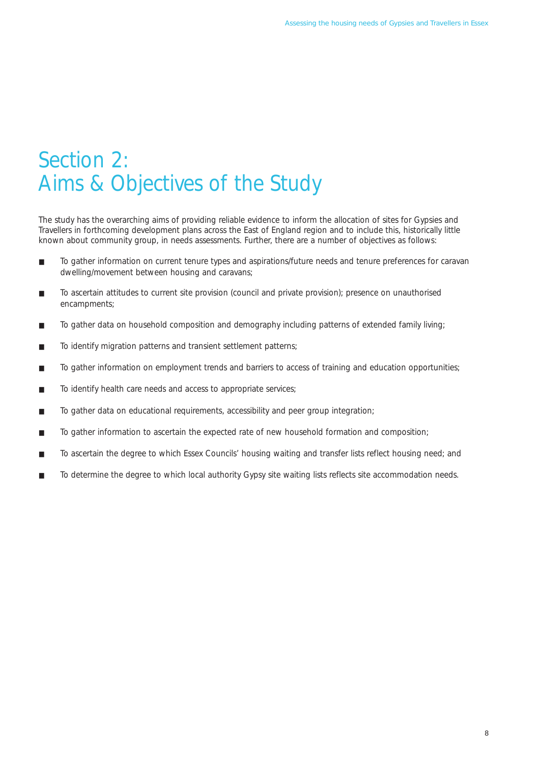# Section 2: Aims & Objectives of the Study

The study has the overarching aims of providing reliable evidence to inform the allocation of sites for Gypsies and Travellers in forthcoming development plans across the East of England region and to include this, historically little known about community group, in needs assessments. Further, there are a number of objectives as follows:

- To gather information on current tenure types and aspirations/future needs and tenure preferences for caravan dwelling/movement between housing and caravans;
- To ascertain attitudes to current site provision (council and private provision); presence on unauthorised encampments;
- To gather data on household composition and demography including patterns of extended family living;
- To identify migration patterns and transient settlement patterns;
- To gather information on employment trends and barriers to access of training and education opportunities;
- To identify health care needs and access to appropriate services;
- To gather data on educational requirements, accessibility and peer group integration;
- To gather information to ascertain the expected rate of new household formation and composition;
- To ascertain the degree to which Essex Councils' housing waiting and transfer lists reflect housing need; and
- To determine the degree to which local authority Gypsy site waiting lists reflects site accommodation needs.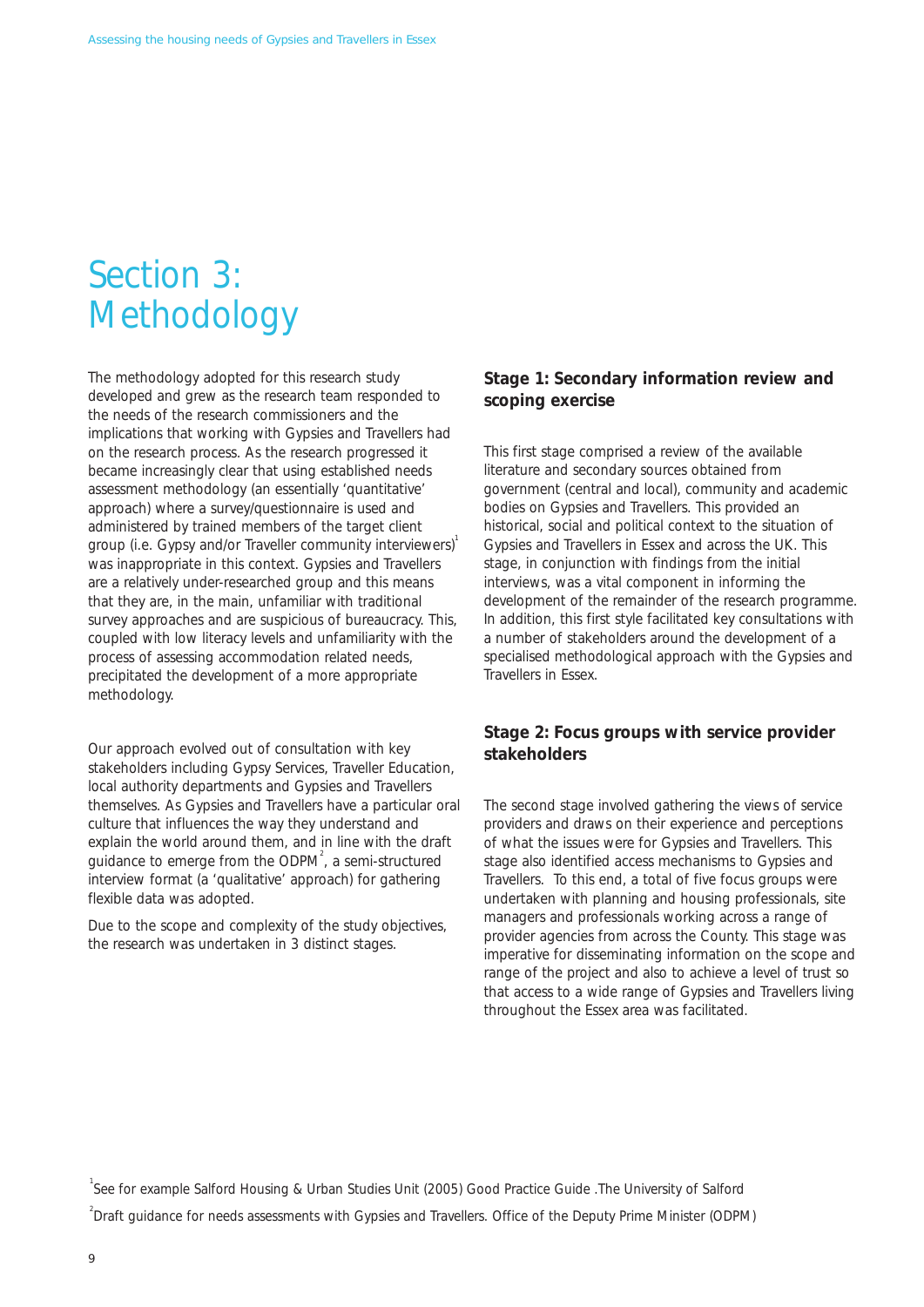# Section 3: Methodology

The methodology adopted for this research study developed and grew as the research team responded to the needs of the research commissioners and the implications that working with Gypsies and Travellers had on the research process. As the research progressed it became increasingly clear that using established needs assessment methodology (an essentially 'quantitative' approach) where a survey/questionnaire is used and administered by trained members of the target client group (i.e. Gypsy and/or Traveller community interviewers)[1] was inappropriate in this context. Gypsies and Travellers are a relatively under-researched group and this means that they are, in the main, unfamiliar with traditional survey approaches and are suspicious of bureaucracy. This, coupled with low literacy levels and unfamiliarity with the process of assessing accommodation related needs, precipitated the development of a more appropriate methodology.

Our approach evolved out of consultation with key stakeholders including Gypsy Services, Traveller Education, local authority departments and Gypsies and Travellers themselves. As Gypsies and Travellers have a particular oral culture that influences the way they understand and explain the world around them, and in line with the draft guidance to emerge from the ODPM[2], a semi-structured interview format (a 'qualitative' approach) for gathering flexible data was adopted.

Due to the scope and complexity of the study objectives, the research was undertaken in 3 distinct stages.

### Stage 1: Secondary information review and scoping exercise

This first stage comprised a review of the available literature and secondary sources obtained from government (central and local), community and academic bodies on Gypsies and Travellers. This provided an historical, social and political context to the situation of Gypsies and Travellers in Essex and across the UK. This stage, in conjunction with findings from the initial interviews, was a vital component in informing the development of the remainder of the research programme. In addition, this first style facilitated key consultations with a number of stakeholders around the development of a specialised methodological approach with the Gypsies and Travellers in Essex.

### Stage 2: Focus groups with service provider stakeholders

The second stage involved gathering the views of service providers and draws on their experience and perceptions of what the issues were for Gypsies and Travellers. This stage also identified access mechanisms to Gypsies and Travellers. To this end, a total of five focus groups were undertaken with planning and housing professionals, site managers and professionals working across a range of provider agencies from across the County. This stage was imperative for disseminating information on the scope and range of the project and also to achieve a level of trust so that access to a wide range of Gypsies and Travellers living throughout the Essex area was facilitated.

---

[1] See for example Salford Housing & Urban Studies Unit (2005) Good Practice Guide .The University of Salford

[2] Draft guidance for needs assessments with Gypsies and Travellers. Office of the Deputy Prime Minister (ODPM)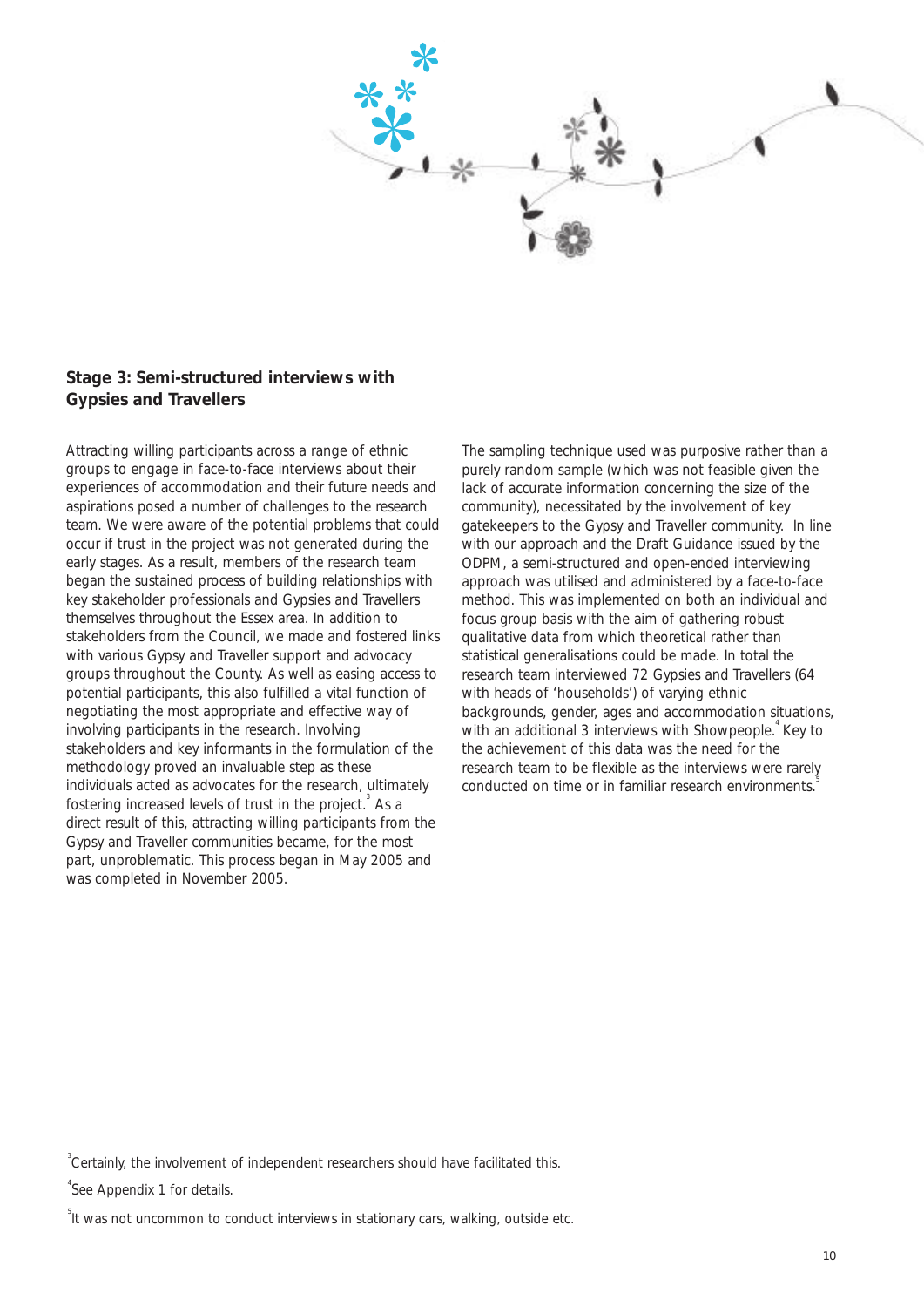### Stage 3: Semi-structured interviews with Gypsies and Travellers

Attracting willing participants across a range of ethnic groups to engage in face-to-face interviews about their experiences of accommodation and their future needs and aspirations posed a number of challenges to the research team. We were aware of the potential problems that could occur if trust in the project was not generated during the early stages. As a result, members of the research team began the sustained process of building relationships with key stakeholder professionals and Gypsies and Travellers themselves throughout the Essex area. In addition to stakeholders from the Council, we made and fostered links with various Gypsy and Traveller support and advocacy groups throughout the County. As well as easing access to potential participants, this also fulfilled a vital function of negotiating the most appropriate and effective way of involving participants in the research. Involving stakeholders and key informants in the formulation of the methodology proved an invaluable step as these individuals acted as advocates for the research, ultimately fostering increased levels of trust in the project.[3] As a direct result of this, attracting willing participants from the Gypsy and Traveller communities became, for the most part, unproblematic. This process began in May 2005 and was completed in November 2005.

The sampling technique used was purposive rather than a purely random sample (which was not feasible given the lack of accurate information concerning the size of the community), necessitated by the involvement of key gatekeepers to the Gypsy and Traveller community. In line with our approach and the Draft Guidance issued by the ODPM, a semi-structured and open-ended interviewing approach was utilised and administered by a face-to-face method. This was implemented on both an individual and focus group basis with the aim of gathering robust qualitative data from which theoretical rather than statistical generalisations could be made. In total the research team interviewed 72 Gypsies and Travellers (64 with heads of 'households') of varying ethnic backgrounds, gender, ages and accommodation situations, with an additional 3 interviews with Showpeople.[4] Key to the achievement of this data was the need for the research team to be flexible as the interviews were rarely conducted on time or in familiar research environments.[5]

[3] Certainly, the involvement of independent researchers should have facilitated this.

[4] See Appendix 1 for details.

[5] It was not uncommon to conduct interviews in stationary cars, walking, outside etc.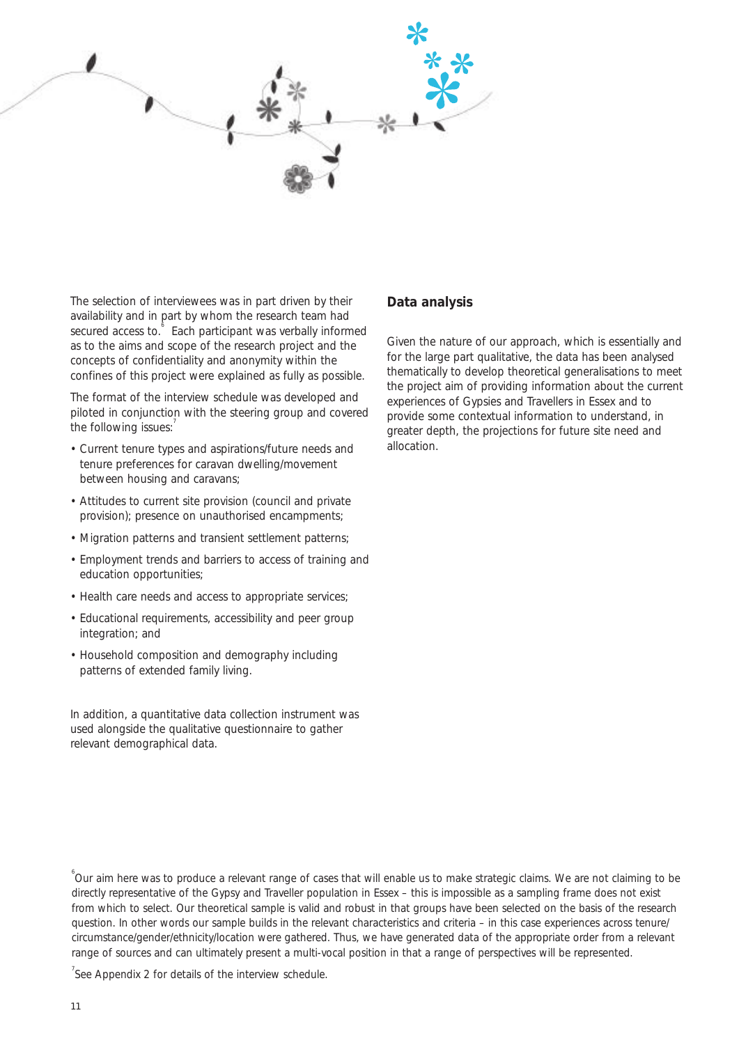The selection of interviewees was in part driven by their availability and in part by whom the research team had secured access to.[6] Each participant was verbally informed as to the aims and scope of the research project and the concepts of confidentiality and anonymity within the confines of this project were explained as fully as possible.

The format of the interview schedule was developed and piloted in conjunction with the steering group and covered the following issues:[7]

- Current tenure types and aspirations/future needs and tenure preferences for caravan dwelling/movement between housing and caravans;
- Attitudes to current site provision (council and private provision); presence on unauthorised encampments;
- Migration patterns and transient settlement patterns;
- Employment trends and barriers to access of training and education opportunities;
- Health care needs and access to appropriate services;
- Educational requirements, accessibility and peer group integration; and
- Household composition and demography including patterns of extended family living.

In addition, a quantitative data collection instrument was used alongside the qualitative questionnaire to gather relevant demographical data.

## Data analysis

Given the nature of our approach, which is essentially and for the large part qualitative, the data has been analysed thematically to develop theoretical generalisations to meet the project aim of providing information about the current experiences of Gypsies and Travellers in Essex and to provide some contextual information to understand, in greater depth, the projections for future site need and allocation.

[6] Our aim here was to produce a relevant range of cases that will enable us to make strategic claims. We are not claiming to be directly representative of the Gypsy and Traveller population in Essex – this is impossible as a sampling frame does not exist from which to select. Our theoretical sample is valid and robust in that groups have been selected on the basis of the research question. In other words our sample builds in the relevant characteristics and criteria – in this case experiences across tenure/circumstance/gender/ethnicity/location were gathered. Thus, we have generated data of the appropriate order from a relevant range of sources and can ultimately present a multi-vocal position in that a range of perspectives will be represented.

[7] See Appendix 2 for details of the interview schedule.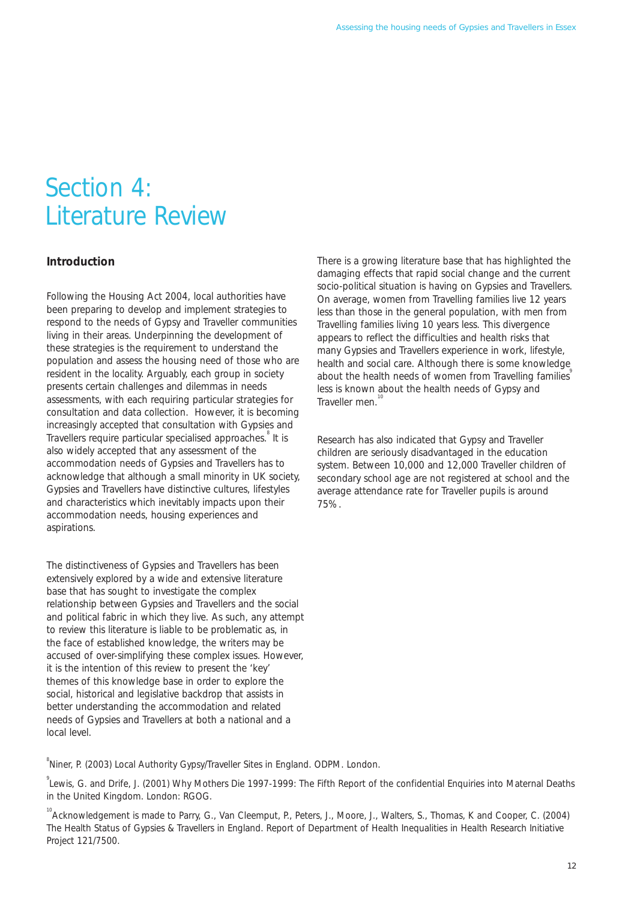# Section 4: Literature Review

## Introduction

Following the Housing Act 2004, local authorities have been preparing to develop and implement strategies to respond to the needs of Gypsy and Traveller communities living in their areas. Underpinning the development of these strategies is the requirement to understand the population and assess the housing need of those who are resident in the locality. Arguably, each group in society presents certain challenges and dilemmas in needs assessments, with each requiring particular strategies for consultation and data collection. However, it is becoming increasingly accepted that consultation with Gypsies and Travellers require particular specialised approaches.[8] It is also widely accepted that any assessment of the accommodation needs of Gypsies and Travellers has to acknowledge that although a small minority in UK society, Gypsies and Travellers have distinctive cultures, lifestyles and characteristics which inevitably impacts upon their accommodation needs, housing experiences and aspirations.

The distinctiveness of Gypsies and Travellers has been extensively explored by a wide and extensive literature base that has sought to investigate the complex relationship between Gypsies and Travellers and the social and political fabric in which they live. As such, any attempt to review this literature is liable to be problematic as, in the face of established knowledge, the writers may be accused of over-simplifying these complex issues. However, it is the intention of this review to present the 'key' themes of this knowledge base in order to explore the social, historical and legislative backdrop that assists in better understanding the accommodation and related needs of Gypsies and Travellers at both a national and a local level.

There is a growing literature base that has highlighted the damaging effects that rapid social change and the current socio-political situation is having on Gypsies and Travellers. On average, women from Travelling families live 12 years less than those in the general population, with men from Travelling families living 10 years less. This divergence appears to reflect the difficulties and health risks that many Gypsies and Travellers experience in work, lifestyle, health and social care. Although there is some knowledge about the health needs of women from Travelling families[9] less is known about the health needs of Gypsy and Traveller men.[10]

Research has also indicated that Gypsy and Traveller children are seriously disadvantaged in the education system. Between 10,000 and 12,000 Traveller children of secondary school age are not registered at school and the average attendance rate for Traveller pupils is around 75%.

[8] Niner, P. (2003) Local Authority Gypsy/Traveller Sites in England. ODPM. London.

[9] Lewis, G. and Drife, J. (2001) Why Mothers Die 1997-1999: The Fifth Report of the confidential Enquiries into Maternal Deaths in the United Kingdom. London: RGOG.

[10] Acknowledgement is made to Parry, G., Van Cleemput, P., Peters, J., Moore, J., Walters, S., Thomas, K and Cooper, C. (2004) The Health Status of Gypsies & Travellers in England. Report of Department of Health Inequalities in Health Research Initiative Project 121/7500.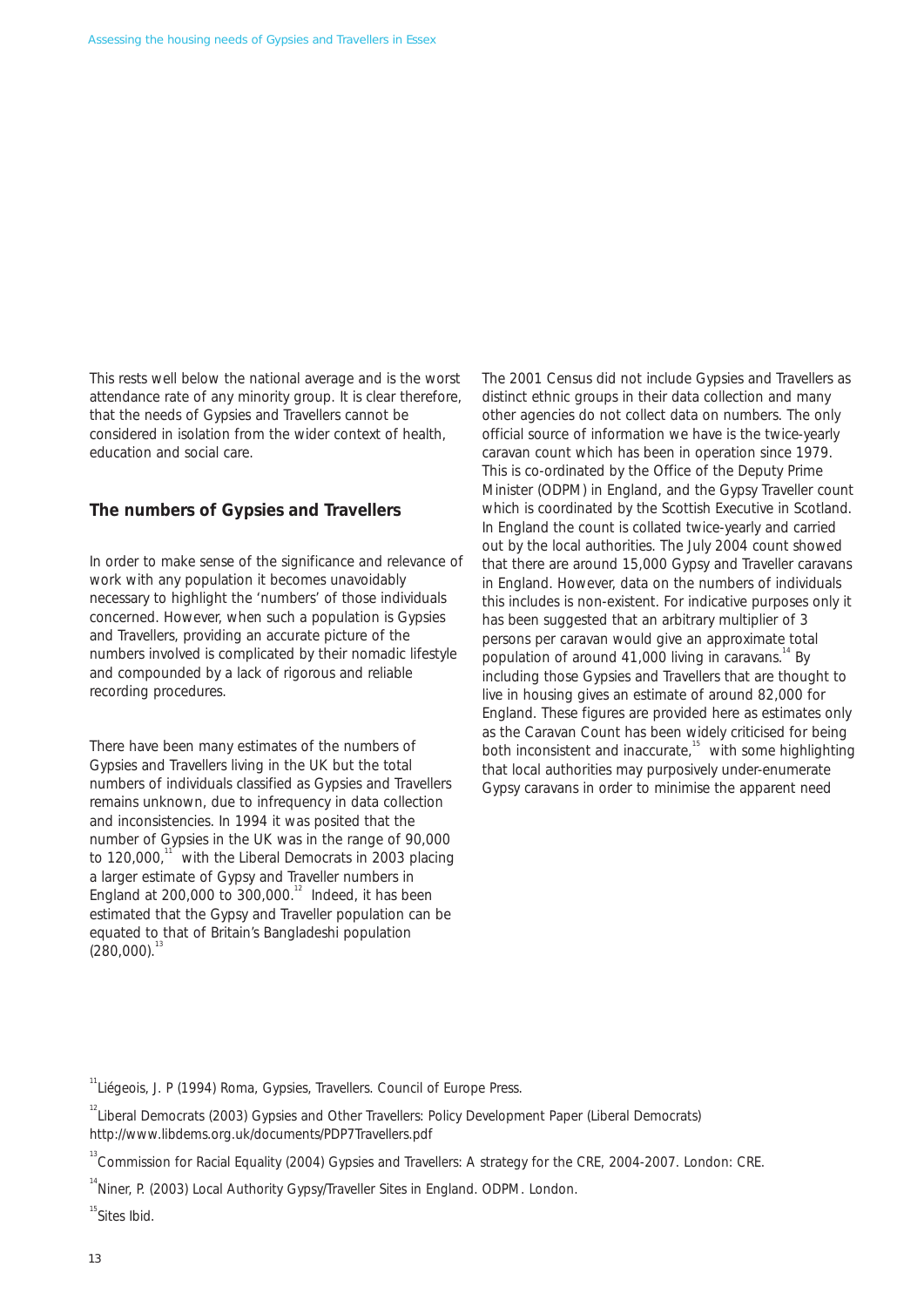This rests well below the national average and is the worst attendance rate of any minority group. It is clear therefore, that the needs of Gypsies and Travellers cannot be considered in isolation from the wider context of health, education and social care.

## The numbers of Gypsies and Travellers

In order to make sense of the significance and relevance of work with any population it becomes unavoidably necessary to highlight the 'numbers' of those individuals concerned. However, when such a population is Gypsies and Travellers, providing an accurate picture of the numbers involved is complicated by their nomadic lifestyle and compounded by a lack of rigorous and reliable recording procedures.

There have been many estimates of the numbers of Gypsies and Travellers living in the UK but the total numbers of individuals classified as Gypsies and Travellers remains unknown, due to infrequency in data collection and inconsistencies. In 1994 it was posited that the number of Gypsies in the UK was in the range of 90,000 to 120,000,[11] with the Liberal Democrats in 2003 placing a larger estimate of Gypsy and Traveller numbers in England at 200,000 to 300,000.[12] Indeed, it has been estimated that the Gypsy and Traveller population can be equated to that of Britain's Bangladeshi population (280,000).[13]

The 2001 Census did not include Gypsies and Travellers as distinct ethnic groups in their data collection and many other agencies do not collect data on numbers. The only official source of information we have is the twice-yearly caravan count which has been in operation since 1979. This is co-ordinated by the Office of the Deputy Prime Minister (ODPM) in England, and the Gypsy Traveller count which is coordinated by the Scottish Executive in Scotland. In England the count is collated twice-yearly and carried out by the local authorities. The July 2004 count showed that there are around 15,000 Gypsy and Traveller caravans in England. However, data on the numbers of individuals this includes is non-existent. For indicative purposes only it has been suggested that an arbitrary multiplier of 3 persons per caravan would give an approximate total population of around 41,000 living in caravans.[14] By including those Gypsies and Travellers that are thought to live in housing gives an estimate of around 82,000 for England. These figures are provided here as estimates only as the Caravan Count has been widely criticised for being both inconsistent and inaccurate,[15] with some highlighting that local authorities may purposively under-enumerate Gypsy caravans in order to minimise the apparent need

[11] Liégeois, J. P (1994) Roma, Gypsies, Travellers. Council of Europe Press.

[12] Liberal Democrats (2003) Gypsies and Other Travellers: Policy Development Paper (Liberal Democrats) http://www.libdems.org.uk/documents/PDP7Travellers.pdf

[13] Commission for Racial Equality (2004) Gypsies and Travellers: A strategy for the CRE, 2004-2007. London: CRE.

[14] Niner, P. (2003) Local Authority Gypsy/Traveller Sites in England. ODPM. London.

[15] Sites Ibid.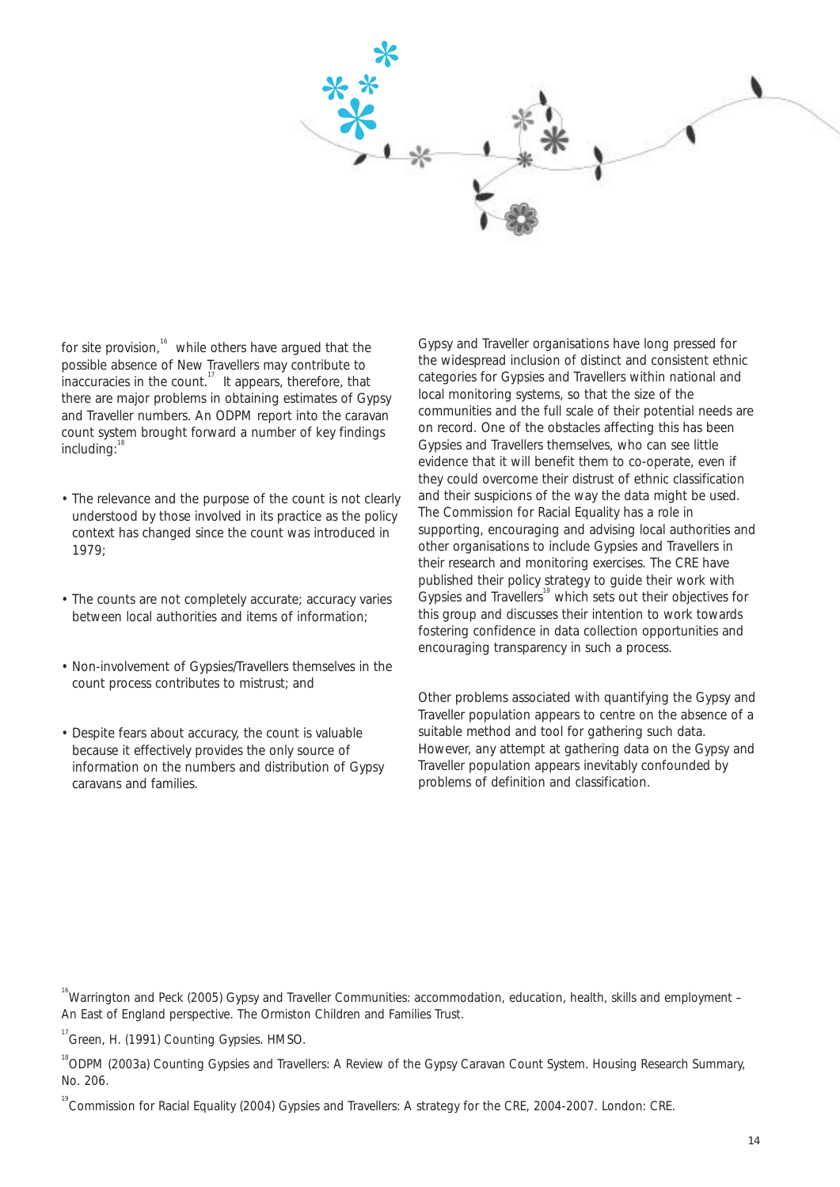for site provision,[16] while others have argued that the possible absence of New Travellers may contribute to inaccuracies in the count.[17] It appears, therefore, that there are major problems in obtaining estimates of Gypsy and Traveller numbers. An ODPM report into the caravan count system brought forward a number of key findings including:[18]

- The relevance and the purpose of the count is not clearly understood by those involved in its practice as the policy context has changed since the count was introduced in 1979;
- The counts are not completely accurate; accuracy varies between local authorities and items of information;
- Non-involvement of Gypsies/Travellers themselves in the count process contributes to mistrust; and
- Despite fears about accuracy, the count is valuable because it effectively provides the only source of information on the numbers and distribution of Gypsy caravans and families.

Gypsy and Traveller organisations have long pressed for the widespread inclusion of distinct and consistent ethnic categories for Gypsies and Travellers within national and local monitoring systems, so that the size of the communities and the full scale of their potential needs are on record. One of the obstacles affecting this has been Gypsies and Travellers themselves, who can see little evidence that it will benefit them to co-operate, even if they could overcome their distrust of ethnic classification and their suspicions of the way the data might be used. The Commission for Racial Equality has a role in supporting, encouraging and advising local authorities and other organisations to include Gypsies and Travellers in their research and monitoring exercises. The CRE have published their policy strategy to guide their work with Gypsies and Travellers[19] which sets out their objectives for this group and discusses their intention to work towards fostering confidence in data collection opportunities and encouraging transparency in such a process.

Other problems associated with quantifying the Gypsy and Traveller population appears to centre on the absence of a suitable method and tool for gathering such data. However, any attempt at gathering data on the Gypsy and Traveller population appears inevitably confounded by problems of definition and classification.

[16] Warrington and Peck (2005) Gypsy and Traveller Communities: accommodation, education, health, skills and employment – An East of England perspective. The Ormiston Children and Families Trust.

[17] Green, H. (1991) Counting Gypsies. HMSO.

[18] ODPM (2003a) Counting Gypsies and Travellers: A Review of the Gypsy Caravan Count System. Housing Research Summary, No. 206.

[19] Commission for Racial Equality (2004) Gypsies and Travellers: A strategy for the CRE, 2004-2007. London: CRE.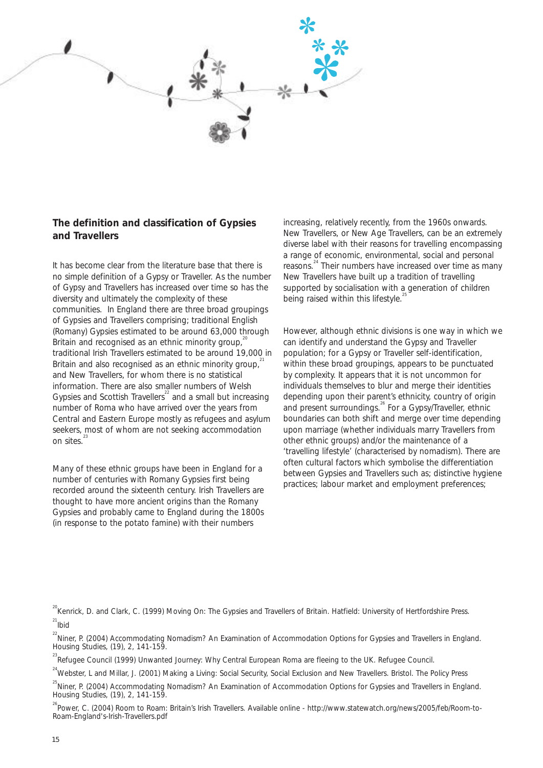## The definition and classification of Gypsies and Travellers

It has become clear from the literature base that there is no simple definition of a Gypsy or Traveller. As the number of Gypsy and Travellers has increased over time so has the diversity and ultimately the complexity of these communities. In England there are three broad groupings of Gypsies and Travellers comprising; traditional English (Romany) Gypsies estimated to be around 63,000 through Britain and recognised as an ethnic minority group,[20] traditional Irish Travellers estimated to be around 19,000 in Britain and also recognised as an ethnic minority group,[21] and New Travellers, for whom there is no statistical information. There are also smaller numbers of Welsh Gypsies and Scottish Travellers[22] and a small but increasing number of Roma who have arrived over the years from Central and Eastern Europe mostly as refugees and asylum seekers, most of whom are not seeking accommodation on sites.[23]

Many of these ethnic groups have been in England for a number of centuries with Romany Gypsies first being recorded around the sixteenth century. Irish Travellers are thought to have more ancient origins than the Romany Gypsies and probably came to England during the 1800s (in response to the potato famine) with their numbers increasing, relatively recently, from the 1960s onwards. New Travellers, or New Age Travellers, can be an extremely diverse label with their reasons for travelling encompassing a range of economic, environmental, social and personal reasons.[24] Their numbers have increased over time as many New Travellers have built up a tradition of travelling supported by socialisation with a generation of children being raised within this lifestyle.[25]

However, although ethnic divisions is one way in which we can identify and understand the Gypsy and Traveller population; for a Gypsy or Traveller self-identification, within these broad groupings, appears to be punctuated by complexity. It appears that it is not uncommon for individuals themselves to blur and merge their identities depending upon their parent's ethnicity, country of origin and present surroundings.[26] For a Gypsy/Traveller, ethnic boundaries can both shift and merge over time depending upon marriage (whether individuals marry Travellers from other ethnic groups) and/or the maintenance of a 'travelling lifestyle' (characterised by nomadism). There are often cultural factors which symbolise the differentiation between Gypsies and Travellers such as; distinctive hygiene practices; labour market and employment preferences;

[20] Kenrick, D. and Clark, C. (1999) Moving On: The Gypsies and Travellers of Britain. Hatfield: University of Hertfordshire Press.

[21] Ibid

[22] Niner, P. (2004) Accommodating Nomadism? An Examination of Accommodation Options for Gypsies and Travellers in England. Housing Studies, (19), 2, 141-159.

[23] Refugee Council (1999) Unwanted Journey: Why Central European Roma are fleeing to the UK. Refugee Council.

[24] Webster, L and Millar, J. (2001) Making a Living: Social Security, Social Exclusion and New Travellers. Bristol. The Policy Press

[25] Niner, P. (2004) Accommodating Nomadism? An Examination of Accommodation Options for Gypsies and Travellers in England. Housing Studies, (19), 2, 141-159.

[26] Power, C. (2004) Room to Roam: Britain's Irish Travellers. Available online - http://www.statewatch.org/news/2005/feb/Room-to-Roam-England's-Irish-Travellers.pdf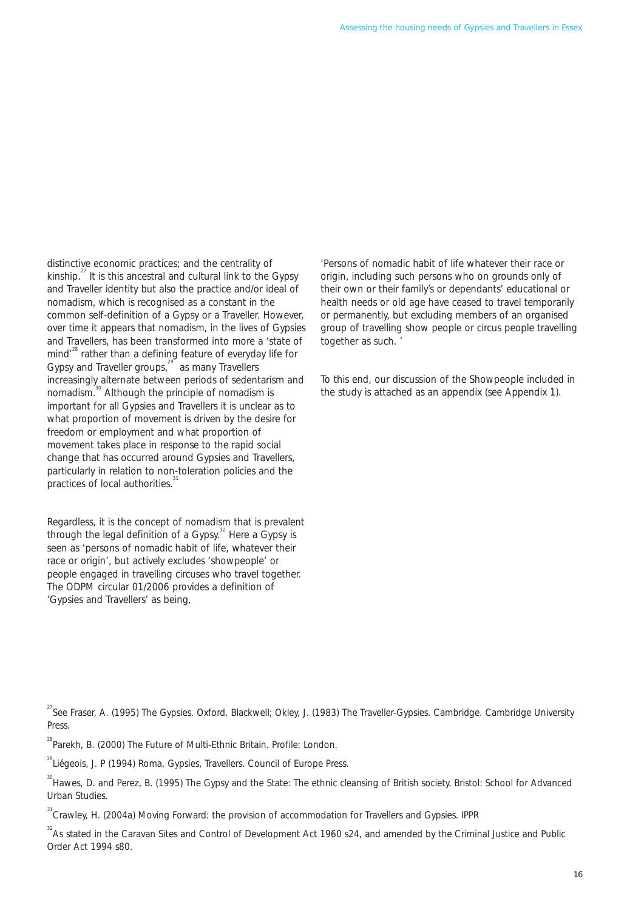distinctive economic practices; and the centrality of kinship.[27] It is this ancestral and cultural link to the Gypsy and Traveller identity but also the practice and/or ideal of nomadism, which is recognised as a constant in the common self-definition of a Gypsy or a Traveller. However, over time it appears that nomadism, in the lives of Gypsies and Travellers, has been transformed into more a 'state of mind'[28] rather than a defining feature of everyday life for Gypsy and Traveller groups,[29] as many Travellers increasingly alternate between periods of sedentarism and nomadism.[30] Although the principle of nomadism is important for all Gypsies and Travellers it is unclear as to what proportion of movement is driven by the desire for freedom or employment and what proportion of movement takes place in response to the rapid social change that has occurred around Gypsies and Travellers, particularly in relation to non-toleration policies and the practices of local authorities.[31]

Regardless, it is the concept of nomadism that is prevalent through the legal definition of a Gypsy.[32] Here a Gypsy is seen as 'persons of nomadic habit of life, whatever their race or origin', but actively excludes 'showpeople' or people engaged in travelling circuses who travel together. The ODPM circular 01/2006 provides a definition of 'Gypsies and Travellers' as being,

'Persons of nomadic habit of life whatever their race or origin, including such persons who on grounds only of their own or their family's or dependants' educational or health needs or old age have ceased to travel temporarily or permanently, but excluding members of an organised group of travelling show people or circus people travelling together as such. '

To this end, our discussion of the Showpeople included in the study is attached as an appendix (see Appendix 1).

[27] See Fraser, A. (1995) The Gypsies. Oxford. Blackwell; Okley, J. (1983) The Traveller-Gypsies. Cambridge. Cambridge University Press.

[28] Parekh, B. (2000) The Future of Multi-Ethnic Britain. Profile: London.

[29] Liégeois, J. P (1994) Roma, Gypsies, Travellers. Council of Europe Press.

[30] Hawes, D. and Perez, B. (1995) The Gypsy and the State: The ethnic cleansing of British society. Bristol: School for Advanced Urban Studies.

[31] Crawley, H. (2004a) Moving Forward: the provision of accommodation for Travellers and Gypsies. IPPR

[32] As stated in the Caravan Sites and Control of Development Act 1960 s24, and amended by the Criminal Justice and Public Order Act 1994 s80.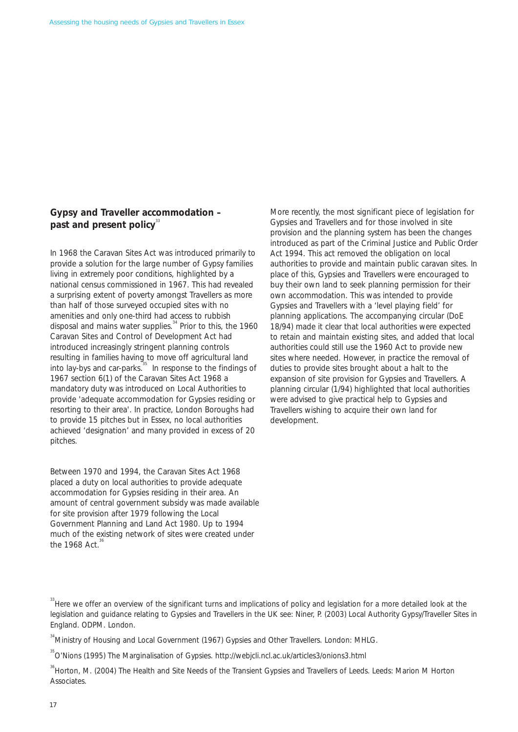## Gypsy and Traveller accommodation – past and present policy[33]

In 1968 the Caravan Sites Act was introduced primarily to provide a solution for the large number of Gypsy families living in extremely poor conditions, highlighted by a national census commissioned in 1967. This had revealed a surprising extent of poverty amongst Travellers as more than half of those surveyed occupied sites with no amenities and only one-third had access to rubbish disposal and mains water supplies.[34] Prior to this, the 1960 Caravan Sites and Control of Development Act had introduced increasingly stringent planning controls resulting in families having to move off agricultural land into lay-bys and car-parks.[35] In response to the findings of 1967 section 6(1) of the Caravan Sites Act 1968 a mandatory duty was introduced on Local Authorities to provide 'adequate accommodation for Gypsies residing or resorting to their area'. In practice, London Boroughs had to provide 15 pitches but in Essex, no local authorities achieved 'designation' and many provided in excess of 20 pitches.

Between 1970 and 1994, the Caravan Sites Act 1968 placed a duty on local authorities to provide adequate accommodation for Gypsies residing in their area. An amount of central government subsidy was made available for site provision after 1979 following the Local Government Planning and Land Act 1980. Up to 1994 much of the existing network of sites were created under the 1968 Act.[36]

More recently, the most significant piece of legislation for Gypsies and Travellers and for those involved in site provision and the planning system has been the changes introduced as part of the Criminal Justice and Public Order Act 1994. This act removed the obligation on local authorities to provide and maintain public caravan sites. In place of this, Gypsies and Travellers were encouraged to buy their own land to seek planning permission for their own accommodation. This was intended to provide Gypsies and Travellers with a 'level playing field' for planning applications. The accompanying circular (DoE 18/94) made it clear that local authorities were expected to retain and maintain existing sites, and added that local authorities could still use the 1960 Act to provide new sites where needed. However, in practice the removal of duties to provide sites brought about a halt to the expansion of site provision for Gypsies and Travellers. A planning circular (1/94) highlighted that local authorities were advised to give practical help to Gypsies and Travellers wishing to acquire their own land for development.

[33] Here we offer an overview of the significant turns and implications of policy and legislation for a more detailed look at the legislation and guidance relating to Gypsies and Travellers in the UK see: Niner, P. (2003) Local Authority Gypsy/Traveller Sites in England. ODPM. London.

[34] Ministry of Housing and Local Government (1967) Gypsies and Other Travellers. London: MHLG.

[35] O'Nions (1995) The Marginalisation of Gypsies. http://webjcli.ncl.ac.uk/articles3/onions3.html

[36] Horton, M. (2004) The Health and Site Needs of the Transient Gypsies and Travellers of Leeds. Leeds: Marion M Horton Associates.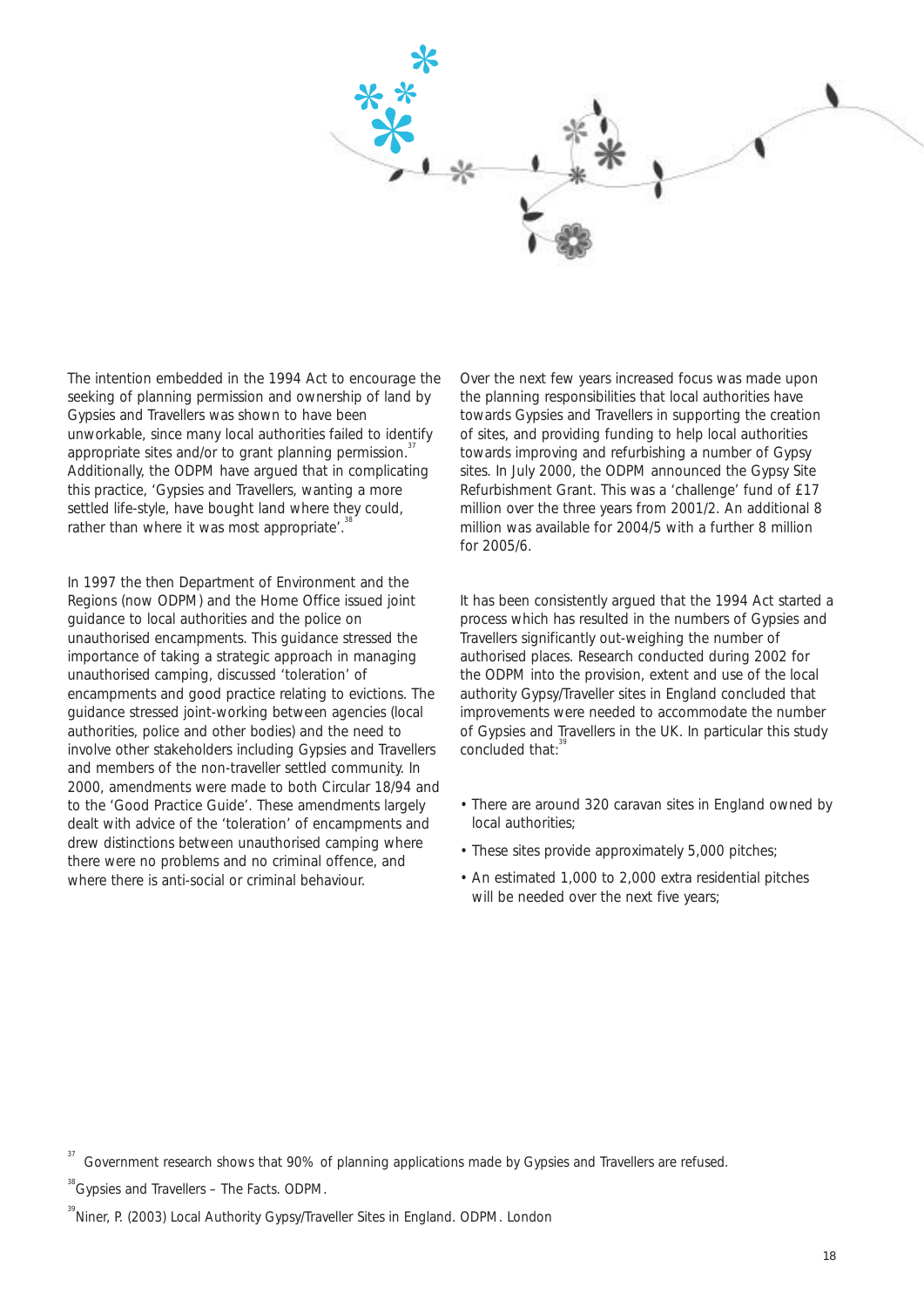The intention embedded in the 1994 Act to encourage the seeking of planning permission and ownership of land by Gypsies and Travellers was shown to have been unworkable, since many local authorities failed to identify appropriate sites and/or to grant planning permission.[37] Additionally, the ODPM have argued that in complicating this practice, 'Gypsies and Travellers, wanting a more settled life-style, have bought land where they could, rather than where it was most appropriate'.[38]

In 1997 the then Department of Environment and the Regions (now ODPM) and the Home Office issued joint guidance to local authorities and the police on unauthorised encampments. This guidance stressed the importance of taking a strategic approach in managing unauthorised camping, discussed 'toleration' of encampments and good practice relating to evictions. The guidance stressed joint-working between agencies (local authorities, police and other bodies) and the need to involve other stakeholders including Gypsies and Travellers and members of the non-traveller settled community. In 2000, amendments were made to both Circular 18/94 and to the 'Good Practice Guide'. These amendments largely dealt with advice of the 'toleration' of encampments and drew distinctions between unauthorised camping where there were no problems and no criminal offence, and where there is anti-social or criminal behaviour.

Over the next few years increased focus was made upon the planning responsibilities that local authorities have towards Gypsies and Travellers in supporting the creation of sites, and providing funding to help local authorities towards improving and refurbishing a number of Gypsy sites. In July 2000, the ODPM announced the Gypsy Site Refurbishment Grant. This was a 'challenge' fund of £17 million over the three years from 2001/2. An additional 8 million was available for 2004/5 with a further 8 million for 2005/6.

It has been consistently argued that the 1994 Act started a process which has resulted in the numbers of Gypsies and Travellers significantly out-weighing the number of authorised places. Research conducted during 2002 for the ODPM into the provision, extent and use of the local authority Gypsy/Traveller sites in England concluded that improvements were needed to accommodate the number of Gypsies and Travellers in the UK. In particular this study concluded that:[39]

- There are around 320 caravan sites in England owned by local authorities;
- These sites provide approximately 5,000 pitches;
- An estimated 1,000 to 2,000 extra residential pitches will be needed over the next five years;

[37] Government research shows that 90% of planning applications made by Gypsies and Travellers are refused.

[38] Gypsies and Travellers – The Facts. ODPM.

[39] Niner, P. (2003) Local Authority Gypsy/Traveller Sites in England. ODPM. London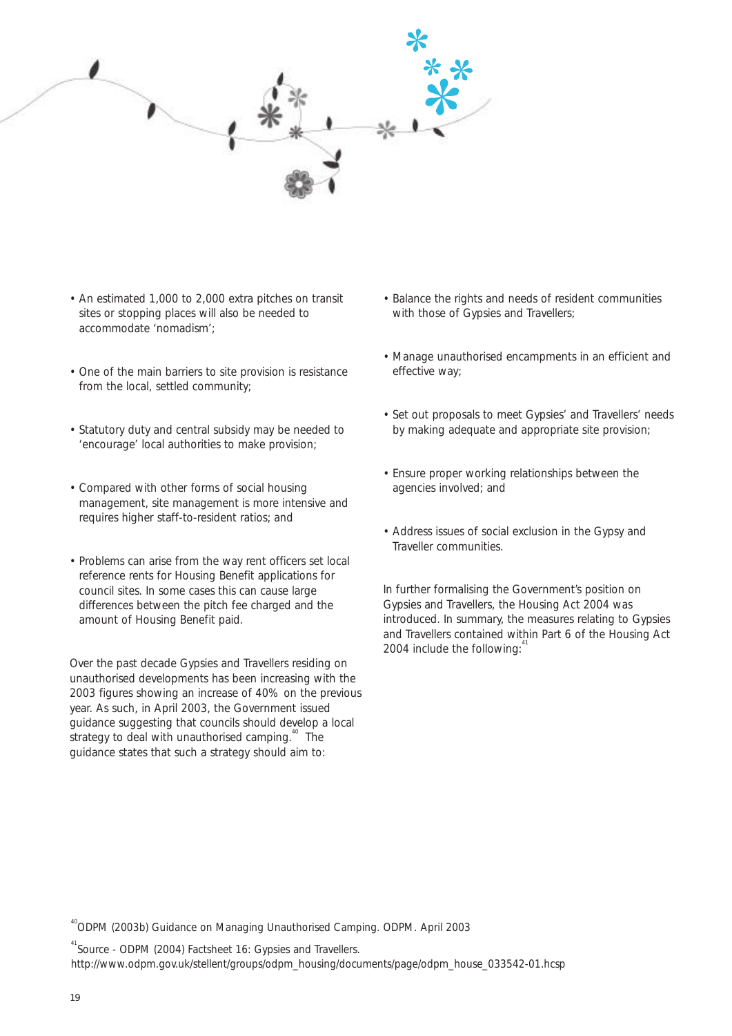- An estimated 1,000 to 2,000 extra pitches on transit sites or stopping places will also be needed to accommodate 'nomadism';
- One of the main barriers to site provision is resistance from the local, settled community;
- Statutory duty and central subsidy may be needed to 'encourage' local authorities to make provision;
- Compared with other forms of social housing management, site management is more intensive and requires higher staff-to-resident ratios; and
- Problems can arise from the way rent officers set local reference rents for Housing Benefit applications for council sites. In some cases this can cause large differences between the pitch fee charged and the amount of Housing Benefit paid.

Over the past decade Gypsies and Travellers residing on unauthorised developments has been increasing with the 2003 figures showing an increase of 40% on the previous year. As such, in April 2003, the Government issued guidance suggesting that councils should develop a local strategy to deal with unauthorised camping.[40] The guidance states that such a strategy should aim to:

- Balance the rights and needs of resident communities with those of Gypsies and Travellers;
- Manage unauthorised encampments in an efficient and effective way;
- Set out proposals to meet Gypsies' and Travellers' needs by making adequate and appropriate site provision;
- Ensure proper working relationships between the agencies involved; and
- Address issues of social exclusion in the Gypsy and Traveller communities.

In further formalising the Government's position on Gypsies and Travellers, the Housing Act 2004 was introduced. In summary, the measures relating to Gypsies and Travellers contained within Part 6 of the Housing Act 2004 include the following:[41]

[40] ODPM (2003b) Guidance on Managing Unauthorised Camping. ODPM. April 2003

[41] Source - ODPM (2004) Factsheet 16: Gypsies and Travellers. http://www.odpm.gov.uk/stellent/groups/odpm_housing/documents/page/odpm_house_033542-01.hcsp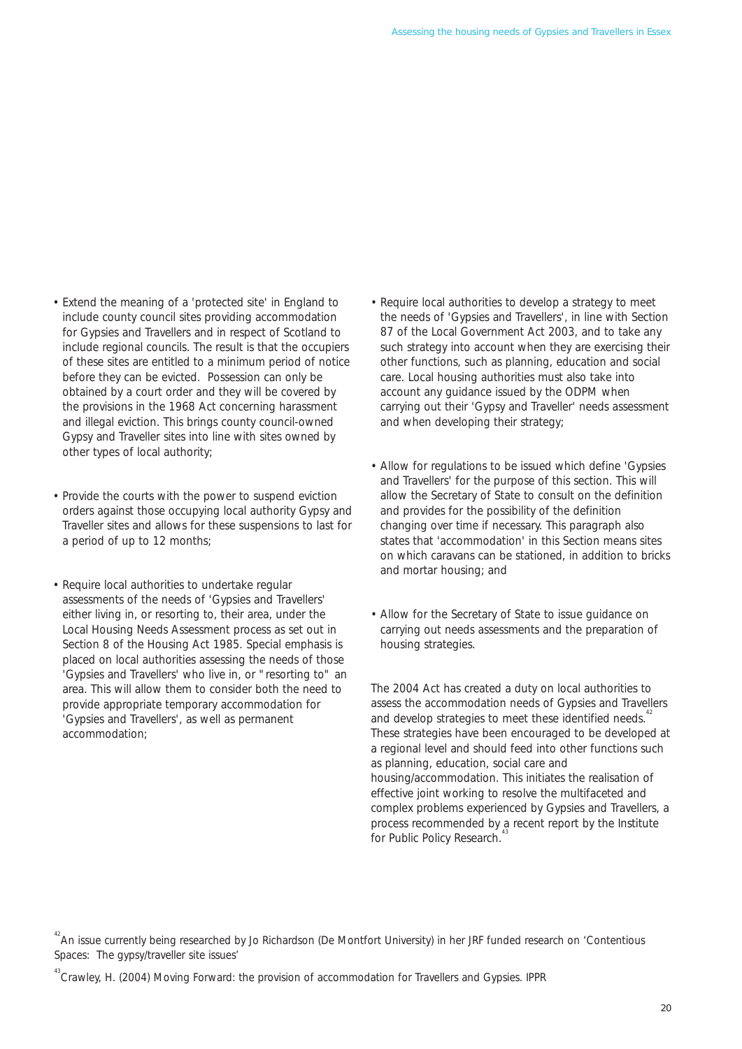- Extend the meaning of a 'protected site' in England to include county council sites providing accommodation for Gypsies and Travellers and in respect of Scotland to include regional councils. The result is that the occupiers of these sites are entitled to a minimum period of notice before they can be evicted. Possession can only be obtained by a court order and they will be covered by the provisions in the 1968 Act concerning harassment and illegal eviction. This brings county council-owned Gypsy and Traveller sites into line with sites owned by other types of local authority;

- Provide the courts with the power to suspend eviction orders against those occupying local authority Gypsy and Traveller sites and allows for these suspensions to last for a period of up to 12 months;

- Require local authorities to undertake regular assessments of the needs of 'Gypsies and Travellers' either living in, or resorting to, their area, under the Local Housing Needs Assessment process as set out in Section 8 of the Housing Act 1985. Special emphasis is placed on local authorities assessing the needs of those 'Gypsies and Travellers' who live in, or "resorting to" an area. This will allow them to consider both the need to provide appropriate temporary accommodation for 'Gypsies and Travellers', as well as permanent accommodation;

- Require local authorities to develop a strategy to meet the needs of 'Gypsies and Travellers', in line with Section 87 of the Local Government Act 2003, and to take any such strategy into account when they are exercising their other functions, such as planning, education and social care. Local housing authorities must also take into account any guidance issued by the ODPM when carrying out their 'Gypsy and Traveller' needs assessment and when developing their strategy;

- Allow for regulations to be issued which define 'Gypsies and Travellers' for the purpose of this section. This will allow the Secretary of State to consult on the definition and provides for the possibility of the definition changing over time if necessary. This paragraph also states that 'accommodation' in this Section means sites on which caravans can be stationed, in addition to bricks and mortar housing; and

- Allow for the Secretary of State to issue guidance on carrying out needs assessments and the preparation of housing strategies.

The 2004 Act has created a duty on local authorities to assess the accommodation needs of Gypsies and Travellers and develop strategies to meet these identified needs.[42] These strategies have been encouraged to be developed at a regional level and should feed into other functions such as planning, education, social care and housing/accommodation. This initiates the realisation of effective joint working to resolve the multifaceted and complex problems experienced by Gypsies and Travellers, a process recommended by a recent report by the Institute for Public Policy Research.[43]

[42] An issue currently being researched by Jo Richardson (De Montfort University) in her JRF funded research on 'Contentious Spaces: The gypsy/traveller site issues'

[43] Crawley, H. (2004) Moving Forward: the provision of accommodation for Travellers and Gypsies. IPPR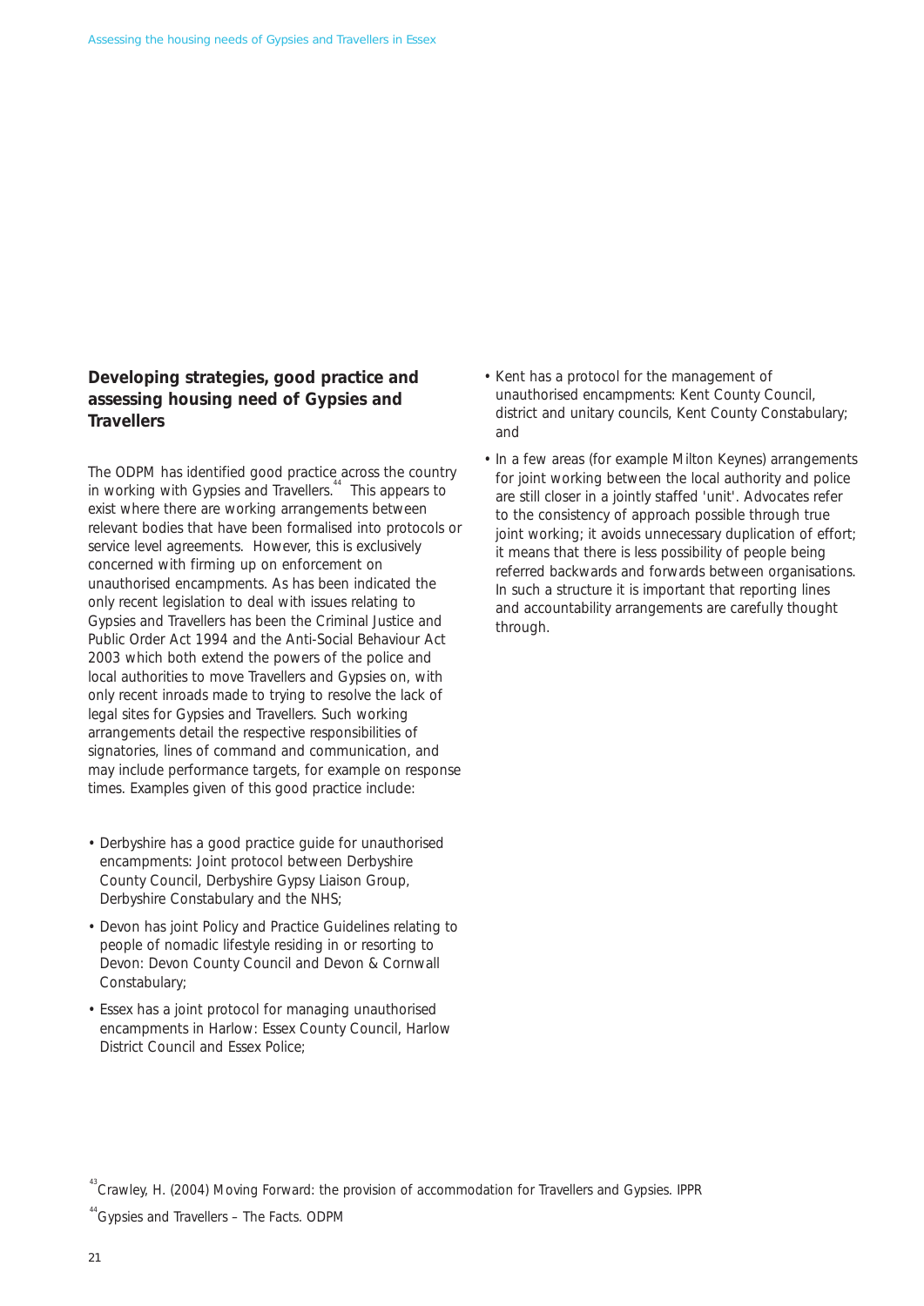## Developing strategies, good practice and assessing housing need of Gypsies and Travellers

The ODPM has identified good practice across the country in working with Gypsies and Travellers.[44] This appears to exist where there are working arrangements between relevant bodies that have been formalised into protocols or service level agreements. However, this is exclusively concerned with firming up on enforcement on unauthorised encampments. As has been indicated the only recent legislation to deal with issues relating to Gypsies and Travellers has been the Criminal Justice and Public Order Act 1994 and the Anti-Social Behaviour Act 2003 which both extend the powers of the police and local authorities to move Travellers and Gypsies on, with only recent inroads made to trying to resolve the lack of legal sites for Gypsies and Travellers. Such working arrangements detail the respective responsibilities of signatories, lines of command and communication, and may include performance targets, for example on response times. Examples given of this good practice include:

- Derbyshire has a good practice guide for unauthorised encampments: Joint protocol between Derbyshire County Council, Derbyshire Gypsy Liaison Group, Derbyshire Constabulary and the NHS;
- Devon has joint Policy and Practice Guidelines relating to people of nomadic lifestyle residing in or resorting to Devon: Devon County Council and Devon & Cornwall Constabulary;
- Essex has a joint protocol for managing unauthorised encampments in Harlow: Essex County Council, Harlow District Council and Essex Police;
- Kent has a protocol for the management of unauthorised encampments: Kent County Council, district and unitary councils, Kent County Constabulary; and
- In a few areas (for example Milton Keynes) arrangements for joint working between the local authority and police are still closer in a jointly staffed 'unit'. Advocates refer to the consistency of approach possible through true joint working; it avoids unnecessary duplication of effort; it means that there is less possibility of people being referred backwards and forwards between organisations. In such a structure it is important that reporting lines and accountability arrangements are carefully thought through.

[43] Crawley, H. (2004) Moving Forward: the provision of accommodation for Travellers and Gypsies. IPPR

[44] Gypsies and Travellers – The Facts. ODPM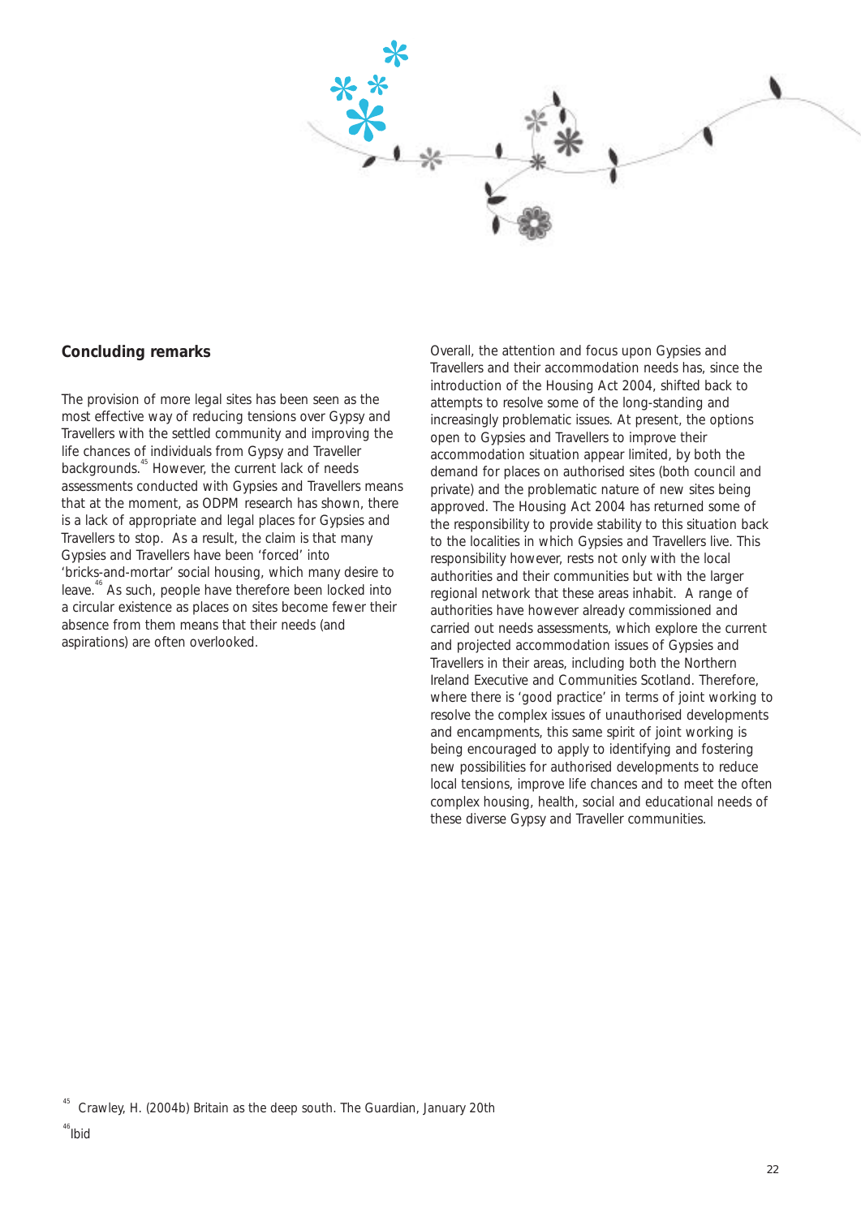## Concluding remarks

The provision of more legal sites has been seen as the most effective way of reducing tensions over Gypsy and Travellers with the settled community and improving the life chances of individuals from Gypsy and Traveller backgrounds.[45] However, the current lack of needs assessments conducted with Gypsies and Travellers means that at the moment, as ODPM research has shown, there is a lack of appropriate and legal places for Gypsies and Travellers to stop. As a result, the claim is that many Gypsies and Travellers have been 'forced' into 'bricks-and-mortar' social housing, which many desire to leave.[46] As such, people have therefore been locked into a circular existence as places on sites become fewer their absence from them means that their needs (and aspirations) are often overlooked.

Overall, the attention and focus upon Gypsies and Travellers and their accommodation needs has, since the introduction of the Housing Act 2004, shifted back to attempts to resolve some of the long-standing and increasingly problematic issues. At present, the options open to Gypsies and Travellers to improve their accommodation situation appear limited, by both the demand for places on authorised sites (both council and private) and the problematic nature of new sites being approved. The Housing Act 2004 has returned some of the responsibility to provide stability to this situation back to the localities in which Gypsies and Travellers live. This responsibility however, rests not only with the local authorities and their communities but with the larger regional network that these areas inhabit. A range of authorities have however already commissioned and carried out needs assessments, which explore the current and projected accommodation issues of Gypsies and Travellers in their areas, including both the Northern Ireland Executive and Communities Scotland. Therefore, where there is 'good practice' in terms of joint working to resolve the complex issues of unauthorised developments and encampments, this same spirit of joint working is being encouraged to apply to identifying and fostering new possibilities for authorised developments to reduce local tensions, improve life chances and to meet the often complex housing, health, social and educational needs of these diverse Gypsy and Traveller communities.

---

[45] Crawley, H. (2004b) Britain as the deep south. The Guardian, January 20th

[46] Ibid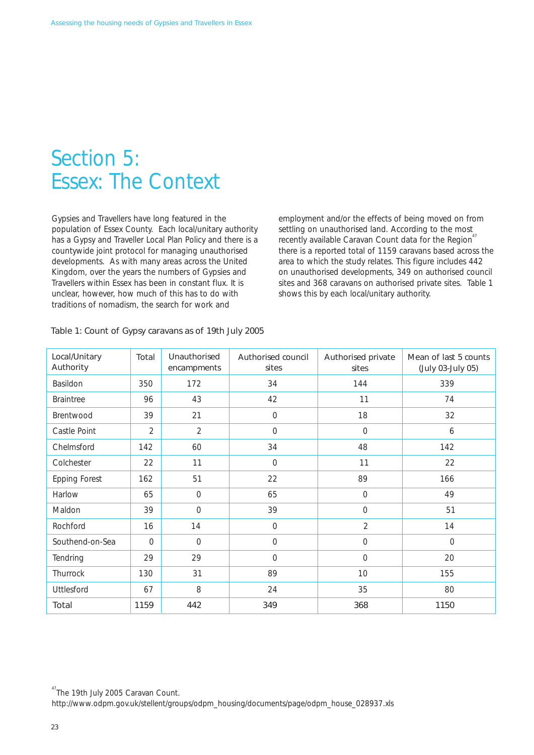# Section 5: Essex: The Context

Gypsies and Travellers have long featured in the population of Essex County. Each local/unitary authority has a Gypsy and Traveller Local Plan Policy and there is a countywide joint protocol for managing unauthorised developments. As with many areas across the United Kingdom, over the years the numbers of Gypsies and Travellers within Essex has been in constant flux. It is unclear, however, how much of this has to do with traditions of nomadism, the search for work and employment and/or the effects of being moved on from settling on unauthorised land. According to the most recently available Caravan Count data for the Region[47] there is a reported total of 1159 caravans based across the area to which the study relates. This figure includes 442 on unauthorised developments, 349 on authorised council sites and 368 caravans on authorised private sites. Table 1 shows this by each local/unitary authority.

Table 1: Count of Gypsy caravans as of 19th July 2005

| Local/Unitary Authority | Total | Unauthorised encampments | Authorised council sites | Authorised private sites | Mean of last 5 counts (July 03-July 05) |
|---|---|---|---|---|---|
| Basildon | 350 | 172 | 34 | 144 | 339 |
| Braintree | 96 | 43 | 42 | 11 | 74 |
| Brentwood | 39 | 21 | 0 | 18 | 32 |
| Castle Point | 2 | 2 | 0 | 0 | 6 |
| Chelmsford | 142 | 60 | 34 | 48 | 142 |
| Colchester | 22 | 11 | 0 | 11 | 22 |
| Epping Forest | 162 | 51 | 22 | 89 | 166 |
| Harlow | 65 | 0 | 65 | 0 | 49 |
| Maldon | 39 | 0 | 39 | 0 | 51 |
| Rochford | 16 | 14 | 0 | 2 | 14 |
| Southend-on-Sea | 0 | 0 | 0 | 0 | 0 |
| Tendring | 29 | 29 | 0 | 0 | 20 |
| Thurrock | 130 | 31 | 89 | 10 | 155 |
| Uttlesford | 67 | 8 | 24 | 35 | 80 |
| Total | 1159 | 442 | 349 | 368 | 1150 |

[47] The 19th July 2005 Caravan Count. http://www.odpm.gov.uk/stellent/groups/odpm_housing/documents/page/odpm_house_028937.xls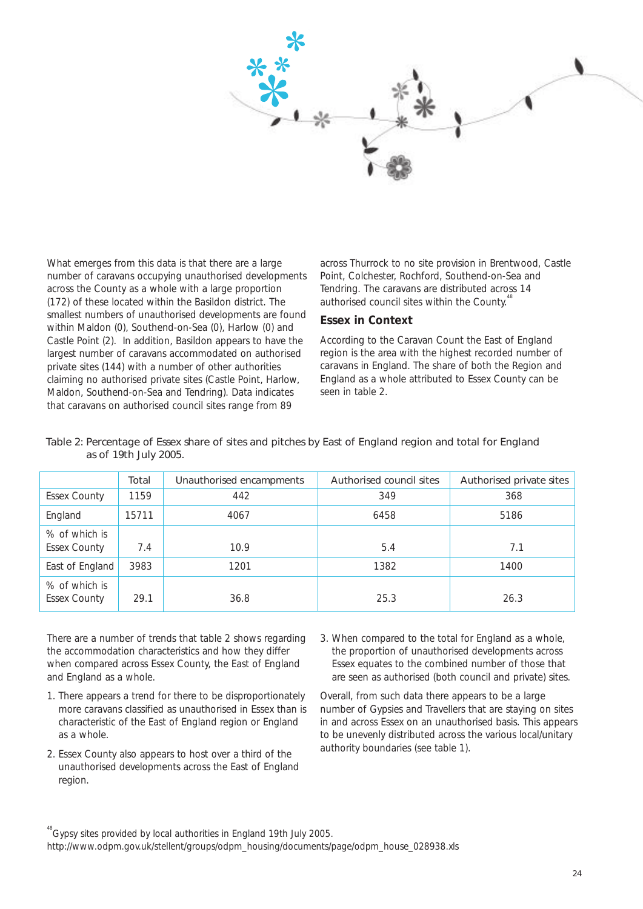What emerges from this data is that there are a large number of caravans occupying unauthorised developments across the County as a whole with a large proportion (172) of these located within the Basildon district. The smallest numbers of unauthorised developments are found within Maldon (0), Southend-on-Sea (0), Harlow (0) and Castle Point (2). In addition, Basildon appears to have the largest number of caravans accommodated on authorised private sites (144) with a number of other authorities claiming no authorised private sites (Castle Point, Harlow, Maldon, Southend-on-Sea and Tendring). Data indicates that caravans on authorised council sites range from 89 across Thurrock to no site provision in Brentwood, Castle Point, Colchester, Rochford, Southend-on-Sea and Tendring. The caravans are distributed across 14 authorised council sites within the County.[48]

### Essex in Context

According to the Caravan Count the East of England region is the area with the highest recorded number of caravans in England. The share of both the Region and England as a whole attributed to Essex County can be seen in table 2.

Table 2: Percentage of Essex share of sites and pitches by East of England region and total for England as of 19th July 2005.

| | Total | Unauthorised encampments | Authorised council sites | Authorised private sites |
|---|---|---|---|---|
| Essex County | 1159 | 442 | 349 | 368 |
| England | 15711 | 4067 | 6458 | 5186 |
| % of which is Essex County | 7.4 | 10.9 | 5.4 | 7.1 |
| East of England | 3983 | 1201 | 1382 | 1400 |
| % of which is Essex County | 29.1 | 36.8 | 25.3 | 26.3 |

There are a number of trends that table 2 shows regarding the accommodation characteristics and how they differ when compared across Essex County, the East of England and England as a whole.

1. There appears a trend for there to be disproportionately more caravans classified as unauthorised in Essex than is characteristic of the East of England region or England as a whole.
2. Essex County also appears to host over a third of the unauthorised developments across the East of England region.
3. When compared to the total for England as a whole, the proportion of unauthorised developments across Essex equates to the combined number of those that are seen as authorised (both council and private) sites.

Overall, from such data there appears to be a large number of Gypsies and Travellers that are staying on sites in and across Essex on an unauthorised basis. This appears to be unevenly distributed across the various local/unitary authority boundaries (see table 1).

[48] Gypsy sites provided by local authorities in England 19th July 2005. http://www.odpm.gov.uk/stellent/groups/odpm_housing/documents/page/odpm_house_028938.xls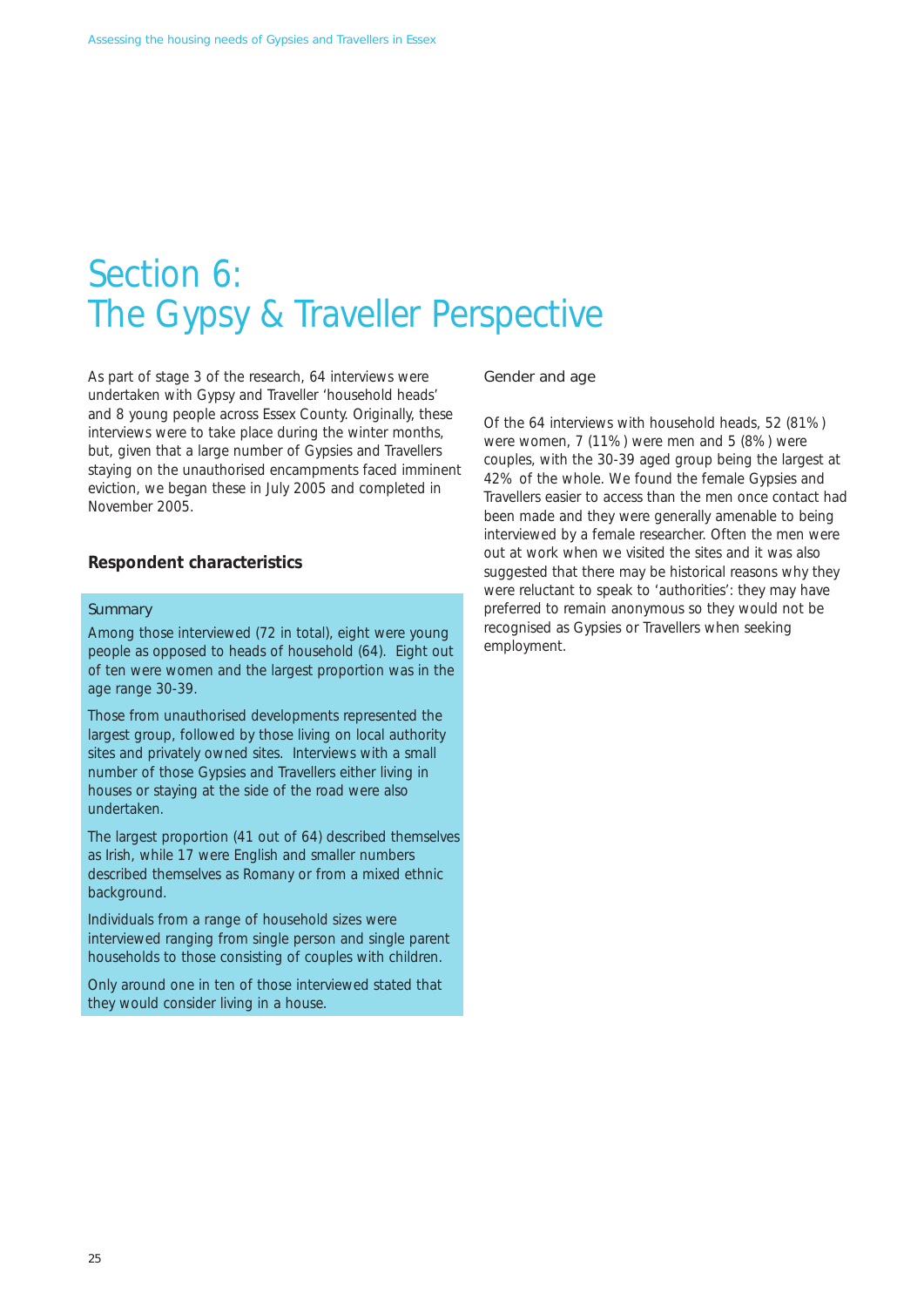# Section 6: The Gypsy & Traveller Perspective

As part of stage 3 of the research, 64 interviews were undertaken with Gypsy and Traveller 'household heads' and 8 young people across Essex County. Originally, these interviews were to take place during the winter months, but, given that a large number of Gypsies and Travellers staying on the unauthorised encampments faced imminent eviction, we began these in July 2005 and completed in November 2005.

## Respondent characteristics

### Summary

Among those interviewed (72 in total), eight were young people as opposed to heads of household (64). Eight out of ten were women and the largest proportion was in the age range 30-39.

Those from unauthorised developments represented the largest group, followed by those living on local authority sites and privately owned sites. Interviews with a small number of those Gypsies and Travellers either living in houses or staying at the side of the road were also undertaken.

The largest proportion (41 out of 64) described themselves as Irish, while 17 were English and smaller numbers described themselves as Romany or from a mixed ethnic background.

Individuals from a range of household sizes were interviewed ranging from single person and single parent households to those consisting of couples with children.

Only around one in ten of those interviewed stated that they would consider living in a house.

### Gender and age

Of the 64 interviews with household heads, 52 (81%) were women, 7 (11%) were men and 5 (8%) were couples, with the 30-39 aged group being the largest at 42% of the whole. We found the female Gypsies and Travellers easier to access than the men once contact had been made and they were generally amenable to being interviewed by a female researcher. Often the men were out at work when we visited the sites and it was also suggested that there may be historical reasons why they were reluctant to speak to 'authorities': they may have preferred to remain anonymous so they would not be recognised as Gypsies or Travellers when seeking employment.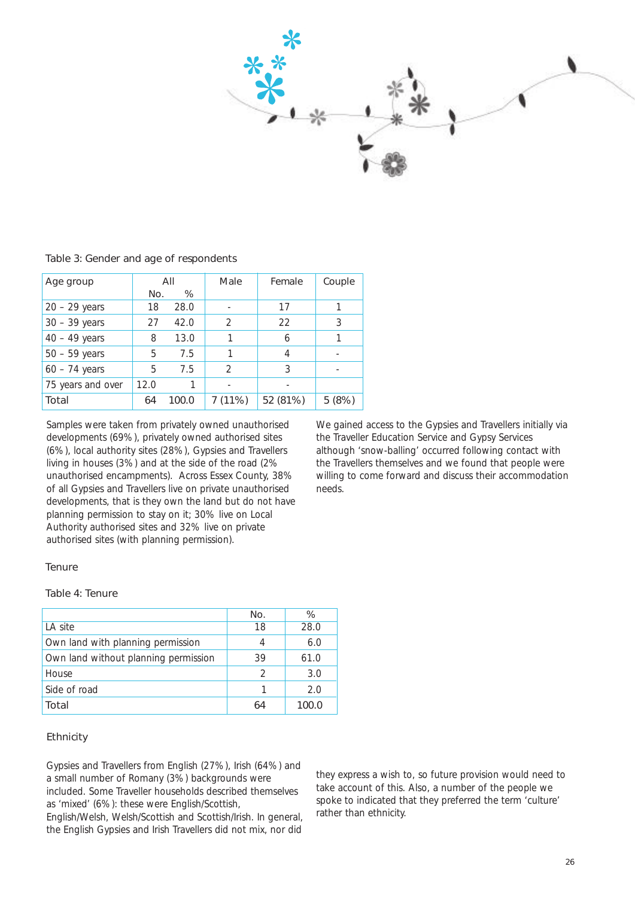Table 3: Gender and age of respondents

| Age group | All | | Male | Female | Couple |
|---|---|---|---|---|---|
| | No. | % | | | |
| 20 – 29 years | 18 | 28.0 | - | 17 | 1 |
| 30 – 39 years | 27 | 42.0 | 2 | 22 | 3 |
| 40 – 49 years | 8 | 13.0 | 1 | 6 | 1 |
| 50 – 59 years | 5 | 7.5 | 1 | 4 | - |
| 60 – 74 years | 5 | 7.5 | 2 | 3 | - |
| 75 years and over | 12.0 | 1 | - | - | |
| Total | 64 | 100.0 | 7 (11%) | 52 (81%) | 5 (8%) |

Samples were taken from privately owned unauthorised developments (69%), privately owned authorised sites (6%), local authority sites (28%), Gypsies and Travellers living in houses (3%) and at the side of the road (2% unauthorised encampments). Across Essex County, 38% of all Gypsies and Travellers live on private unauthorised developments, that is they own the land but do not have planning permission to stay on it; 30% live on Local Authority authorised sites and 32% live on private authorised sites (with planning permission).

We gained access to the Gypsies and Travellers initially via the Traveller Education Service and Gypsy Services although 'snow-balling' occurred following contact with the Travellers themselves and we found that people were willing to come forward and discuss their accommodation needs.

## Tenure

Table 4: Tenure

| | No. | % |
|---|---|---|
| LA site | 18 | 28.0 |
| Own land with planning permission | 4 | 6.0 |
| Own land without planning permission | 39 | 61.0 |
| House | 2 | 3.0 |
| Side of road | 1 | 2.0 |
| Total | 64 | 100.0 |

## Ethnicity

Gypsies and Travellers from English (27%), Irish (64%) and a small number of Romany (3%) backgrounds were included. Some Traveller households described themselves as 'mixed' (6%): these were English/Scottish, English/Welsh, Welsh/Scottish and Scottish/Irish. In general, the English Gypsies and Irish Travellers did not mix, nor did they express a wish to, so future provision would need to take account of this. Also, a number of the people we spoke to indicated that they preferred the term 'culture' rather than ethnicity.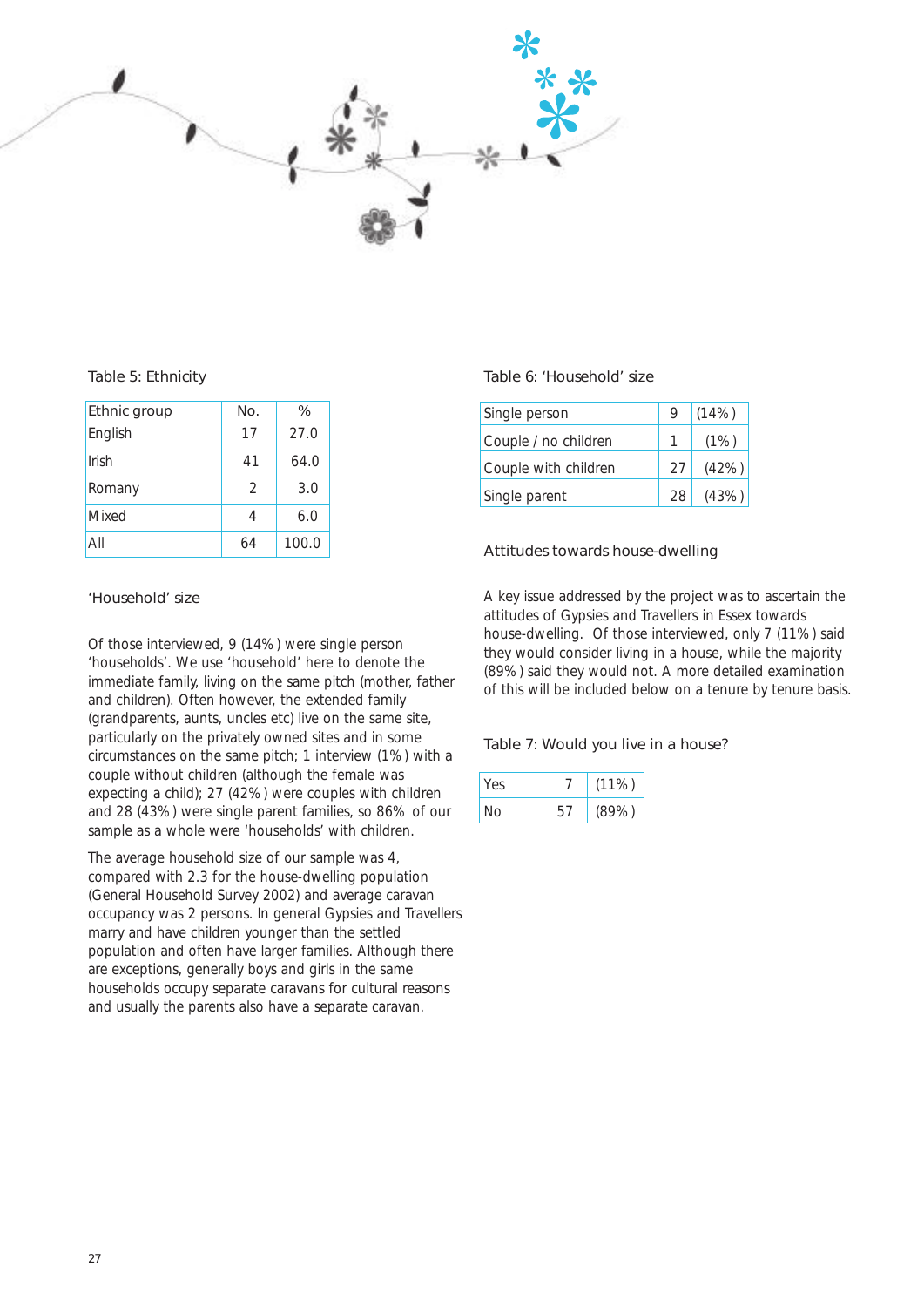Table 5: Ethnicity

| Ethnic group | No. | % |
|---|---|---|
| English | 17 | 27.0 |
| Irish | 41 | 64.0 |
| Romany | 2 | 3.0 |
| Mixed | 4 | 6.0 |
| All | 64 | 100.0 |

## 'Household' size

Of those interviewed, 9 (14%) were single person 'households'. We use 'household' here to denote the immediate family, living on the same pitch (mother, father and children). Often however, the extended family (grandparents, aunts, uncles etc) live on the same site, particularly on the privately owned sites and in some circumstances on the same pitch; 1 interview (1%) with a couple without children (although the female was expecting a child); 27 (42%) were couples with children and 28 (43%) were single parent families, so 86% of our sample as a whole were 'households' with children.

The average household size of our sample was 4, compared with 2.3 for the house-dwelling population (General Household Survey 2002) and average caravan occupancy was 2 persons. In general Gypsies and Travellers marry and have children younger than the settled population and often have larger families. Although there are exceptions, generally boys and girls in the same households occupy separate caravans for cultural reasons and usually the parents also have a separate caravan.

Table 6: 'Household' size

| | | |
|---|---|---|
| Single person | 9 | (14%) |
| Couple / no children | 1 | (1%) |
| Couple with children | 27 | (42%) |
| Single parent | 28 | (43%) |

## Attitudes towards house-dwelling

A key issue addressed by the project was to ascertain the attitudes of Gypsies and Travellers in Essex towards house-dwelling. Of those interviewed, only 7 (11%) said they would consider living in a house, while the majority (89%) said they would not. A more detailed examination of this will be included below on a tenure by tenure basis.

Table 7: Would you live in a house?

| | | |
|---|---|---|
| Yes | 7 | (11%) |
| No | 57 | (89%) |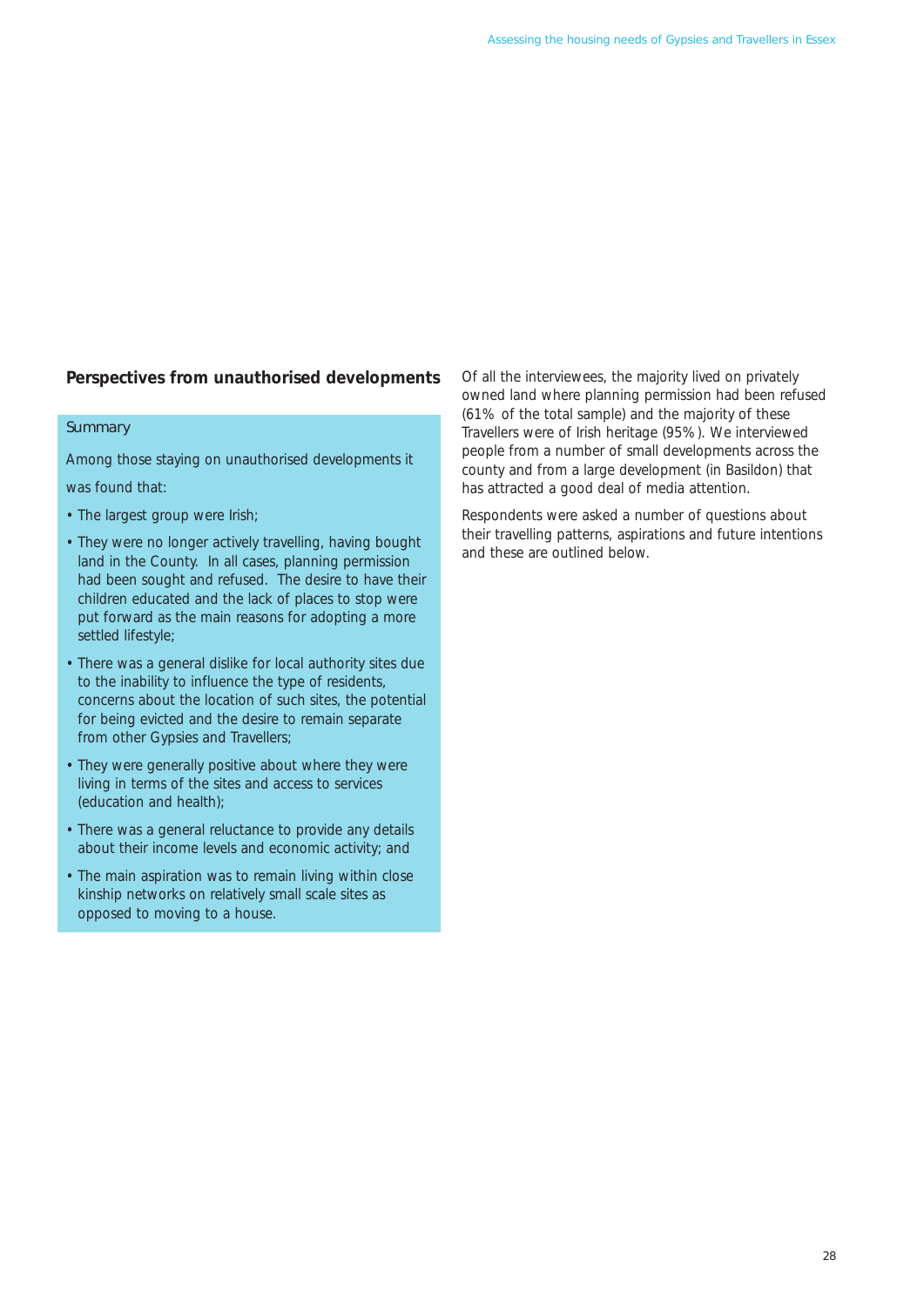## Perspectives from unauthorised developments

**Summary**

Among those staying on unauthorised developments it was found that:

- The largest group were Irish;
- They were no longer actively travelling, having bought land in the County. In all cases, planning permission had been sought and refused. The desire to have their children educated and the lack of places to stop were put forward as the main reasons for adopting a more settled lifestyle;
- There was a general dislike for local authority sites due to the inability to influence the type of residents, concerns about the location of such sites, the potential for being evicted and the desire to remain separate from other Gypsies and Travellers;
- They were generally positive about where they were living in terms of the sites and access to services (education and health);
- There was a general reluctance to provide any details about their income levels and economic activity; and
- The main aspiration was to remain living within close kinship networks on relatively small scale sites as opposed to moving to a house.

Of all the interviewees, the majority lived on privately owned land where planning permission had been refused (61% of the total sample) and the majority of these Travellers were of Irish heritage (95%). We interviewed people from a number of small developments across the county and from a large development (in Basildon) that has attracted a good deal of media attention.

Respondents were asked a number of questions about their travelling patterns, aspirations and future intentions and these are outlined below.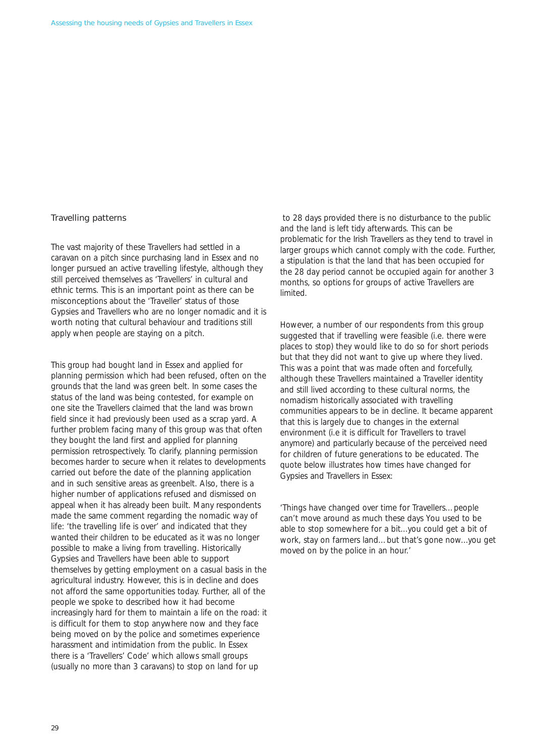### Travelling patterns

The vast majority of these Travellers had settled in a caravan on a pitch since purchasing land in Essex and no longer pursued an active travelling lifestyle, although they still perceived themselves as 'Travellers' in cultural and ethnic terms. This is an important point as there can be misconceptions about the 'Traveller' status of those Gypsies and Travellers who are no longer nomadic and it is worth noting that cultural behaviour and traditions still apply when people are staying on a pitch.

This group had bought land in Essex and applied for planning permission which had been refused, often on the grounds that the land was green belt. In some cases the status of the land was being contested, for example on one site the Travellers claimed that the land was brown field since it had previously been used as a scrap yard. A further problem facing many of this group was that often they bought the land first and applied for planning permission retrospectively. To clarify, planning permission becomes harder to secure when it relates to developments carried out before the date of the planning application and in such sensitive areas as greenbelt. Also, there is a higher number of applications refused and dismissed on appeal when it has already been built. Many respondents made the same comment regarding the nomadic way of life: 'the travelling life is over' and indicated that they wanted their children to be educated as it was no longer possible to make a living from travelling. Historically Gypsies and Travellers have been able to support themselves by getting employment on a casual basis in the agricultural industry. However, this is in decline and does not afford the same opportunities today. Further, all of the people we spoke to described how it had become increasingly hard for them to maintain a life on the road: it is difficult for them to stop anywhere now and they face being moved on by the police and sometimes experience harassment and intimidation from the public. In Essex there is a 'Travellers' Code' which allows small groups (usually no more than 3 caravans) to stop on land for up to 28 days provided there is no disturbance to the public and the land is left tidy afterwards. This can be problematic for the Irish Travellers as they tend to travel in larger groups which cannot comply with the code. Further, a stipulation is that the land that has been occupied for the 28 day period cannot be occupied again for another 3 months, so options for groups of active Travellers are limited.

However, a number of our respondents from this group suggested that if travelling were feasible (i.e. there were places to stop) they would like to do so for short periods but that they did not want to give up where they lived. This was a point that was made often and forcefully, although these Travellers maintained a Traveller identity and still lived according to these cultural norms, the nomadism historically associated with travelling communities appears to be in decline. It became apparent that this is largely due to changes in the external environment (i.e it is difficult for Travellers to travel anymore) and particularly because of the perceived need for children of future generations to be educated. The quote below illustrates how times have changed for Gypsies and Travellers in Essex:

'Things have changed over time for Travellers… people can't move around as much these days You used to be able to stop somewhere for a bit…you could get a bit of work, stay on farmers land… but that's gone now…you get moved on by the police in an hour.'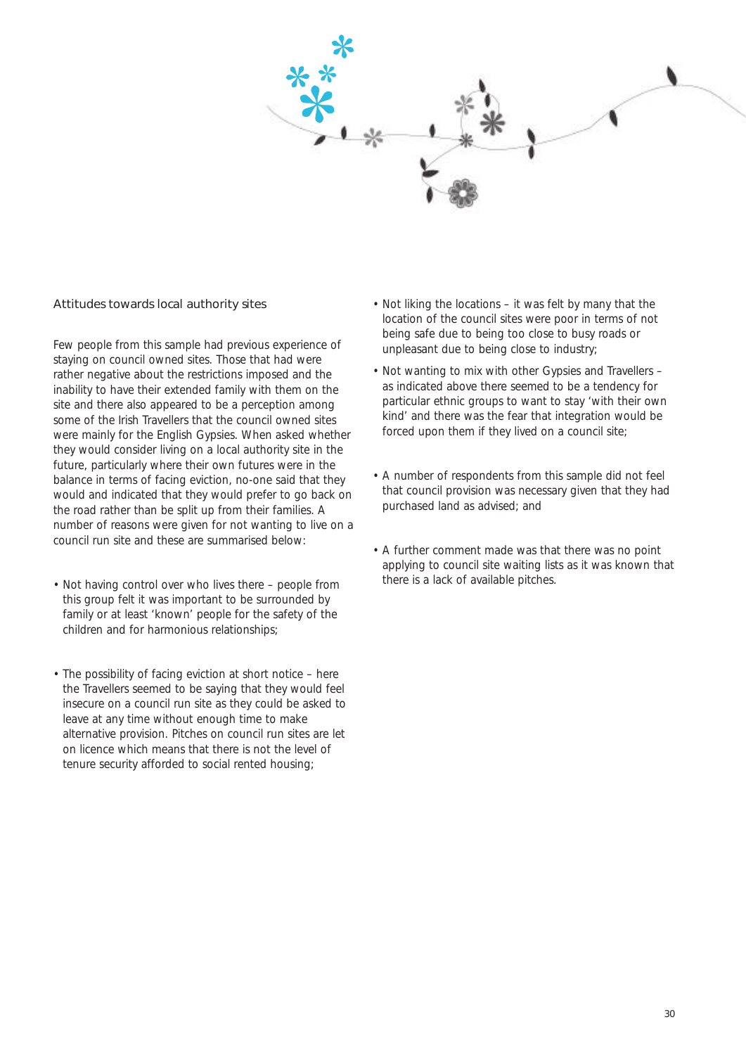## Attitudes towards local authority sites

Few people from this sample had previous experience of staying on council owned sites. Those that had were rather negative about the restrictions imposed and the inability to have their extended family with them on the site and there also appeared to be a perception among some of the Irish Travellers that the council owned sites were mainly for the English Gypsies. When asked whether they would consider living on a local authority site in the future, particularly where their own futures were in the balance in terms of facing eviction, no-one said that they would and indicated that they would prefer to go back on the road rather than be split up from their families. A number of reasons were given for not wanting to live on a council run site and these are summarised below:

- Not having control over who lives there – people from this group felt it was important to be surrounded by family or at least 'known' people for the safety of the children and for harmonious relationships;
- The possibility of facing eviction at short notice – here the Travellers seemed to be saying that they would feel insecure on a council run site as they could be asked to leave at any time without enough time to make alternative provision. Pitches on council run sites are let on licence which means that there is not the level of tenure security afforded to social rented housing;
- Not liking the locations – it was felt by many that the location of the council sites were poor in terms of not being safe due to being too close to busy roads or unpleasant due to being close to industry;
- Not wanting to mix with other Gypsies and Travellers – as indicated above there seemed to be a tendency for particular ethnic groups to want to stay 'with their own kind' and there was the fear that integration would be forced upon them if they lived on a council site;
- A number of respondents from this sample did not feel that council provision was necessary given that they had purchased land as advised; and
- A further comment made was that there was no point applying to council site waiting lists as it was known that there is a lack of available pitches.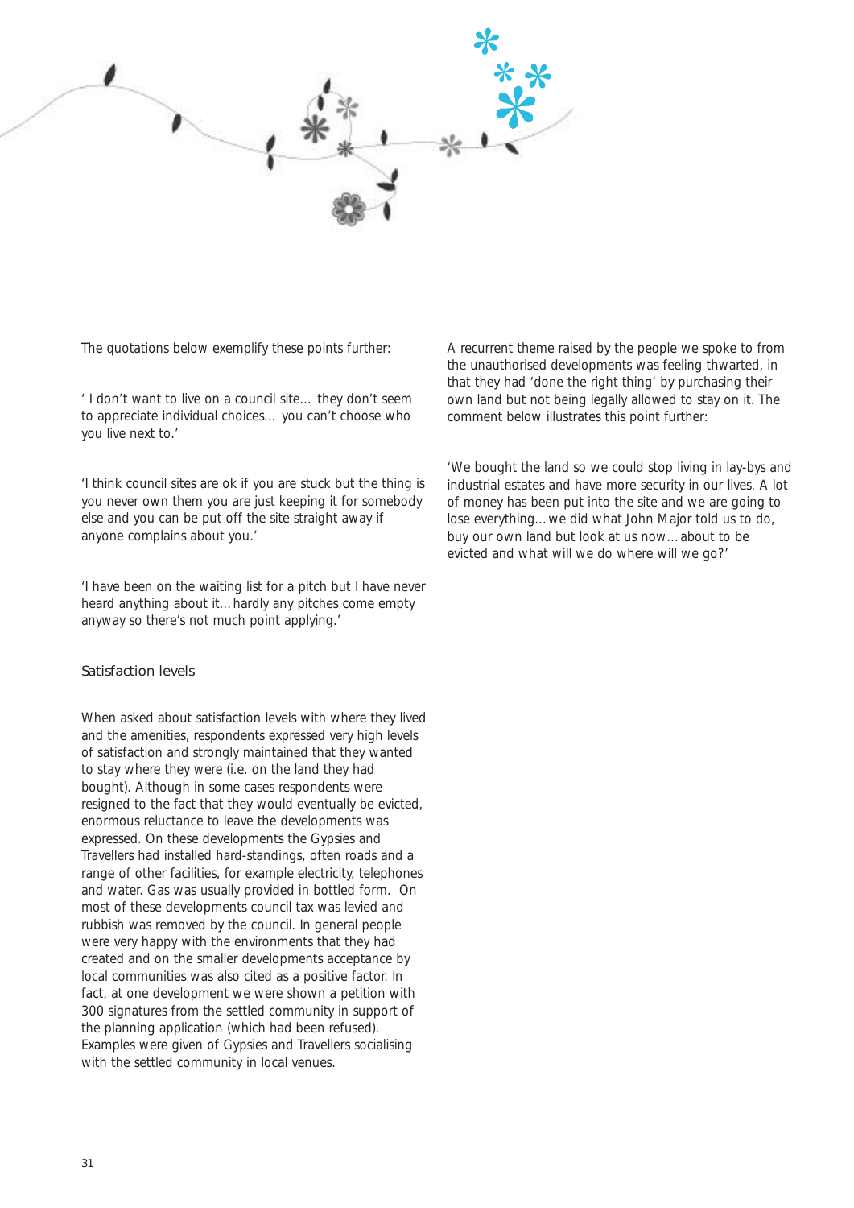The quotations below exemplify these points further:

' I don't want to live on a council site… they don't seem to appreciate individual choices… you can't choose who you live next to.'

'I think council sites are ok if you are stuck but the thing is you never own them you are just keeping it for somebody else and you can be put off the site straight away if anyone complains about you.'

'I have been on the waiting list for a pitch but I have never heard anything about it…hardly any pitches come empty anyway so there's not much point applying.'

### Satisfaction levels

When asked about satisfaction levels with where they lived and the amenities, respondents expressed very high levels of satisfaction and strongly maintained that they wanted to stay where they were (i.e. on the land they had bought). Although in some cases respondents were resigned to the fact that they would eventually be evicted, enormous reluctance to leave the developments was expressed. On these developments the Gypsies and Travellers had installed hard-standings, often roads and a range of other facilities, for example electricity, telephones and water. Gas was usually provided in bottled form. On most of these developments council tax was levied and rubbish was removed by the council. In general people were very happy with the environments that they had created and on the smaller developments acceptance by local communities was also cited as a positive factor. In fact, at one development we were shown a petition with 300 signatures from the settled community in support of the planning application (which had been refused). Examples were given of Gypsies and Travellers socialising with the settled community in local venues.

A recurrent theme raised by the people we spoke to from the unauthorised developments was feeling thwarted, in that they had 'done the right thing' by purchasing their own land but not being legally allowed to stay on it. The comment below illustrates this point further:

'We bought the land so we could stop living in lay-bys and industrial estates and have more security in our lives. A lot of money has been put into the site and we are going to lose everything…we did what John Major told us to do, buy our own land but look at us now…about to be evicted and what will we do where will we go?'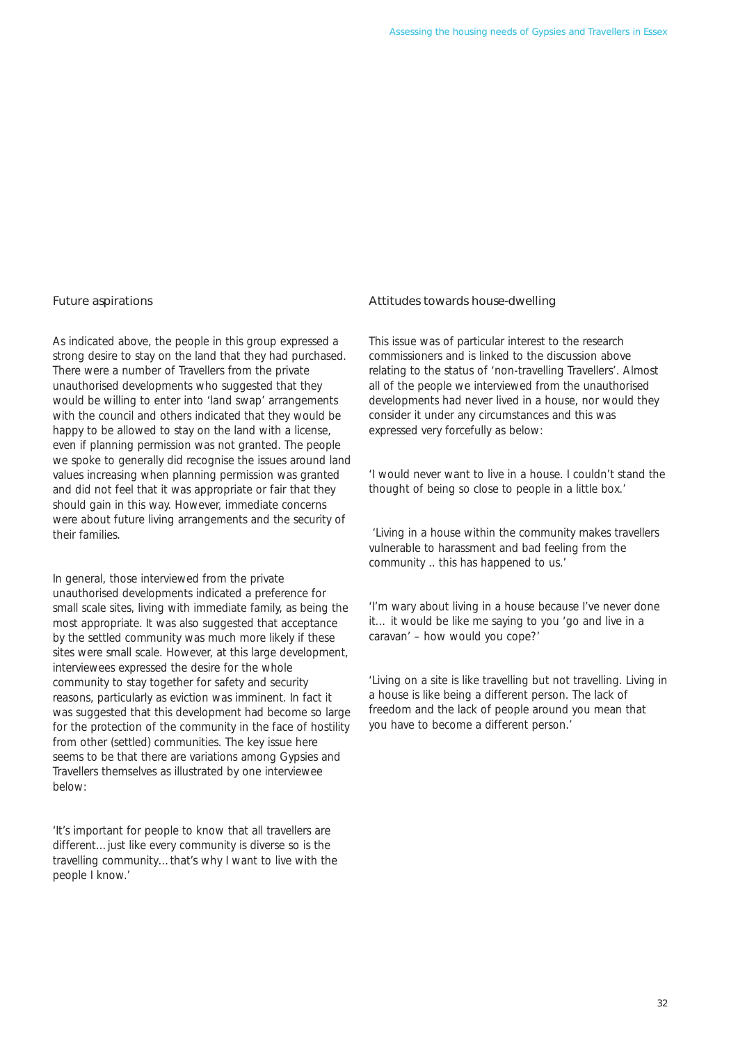### Future aspirations

As indicated above, the people in this group expressed a strong desire to stay on the land that they had purchased. There were a number of Travellers from the private unauthorised developments who suggested that they would be willing to enter into 'land swap' arrangements with the council and others indicated that they would be happy to be allowed to stay on the land with a license, even if planning permission was not granted. The people we spoke to generally did recognise the issues around land values increasing when planning permission was granted and did not feel that it was appropriate or fair that they should gain in this way. However, immediate concerns were about future living arrangements and the security of their families.

In general, those interviewed from the private unauthorised developments indicated a preference for small scale sites, living with immediate family, as being the most appropriate. It was also suggested that acceptance by the settled community was much more likely if these sites were small scale. However, at this large development, interviewees expressed the desire for the whole community to stay together for safety and security reasons, particularly as eviction was imminent. In fact it was suggested that this development had become so large for the protection of the community in the face of hostility from other (settled) communities. The key issue here seems to be that there are variations among Gypsies and Travellers themselves as illustrated by one interviewee below:

'It's important for people to know that all travellers are different… just like every community is diverse so is the travelling community… that's why I want to live with the people I know.'

### Attitudes towards house-dwelling

This issue was of particular interest to the research commissioners and is linked to the discussion above relating to the status of 'non-travelling Travellers'. Almost all of the people we interviewed from the unauthorised developments had never lived in a house, nor would they consider it under any circumstances and this was expressed very forcefully as below:

'I would never want to live in a house. I couldn't stand the thought of being so close to people in a little box.'

'Living in a house within the community makes travellers vulnerable to harassment and bad feeling from the community .. this has happened to us.'

'I'm wary about living in a house because I've never done it… it would be like me saying to you 'go and live in a caravan' – how would you cope?'

'Living on a site is like travelling but not travelling. Living in a house is like being a different person. The lack of freedom and the lack of people around you mean that you have to become a different person.'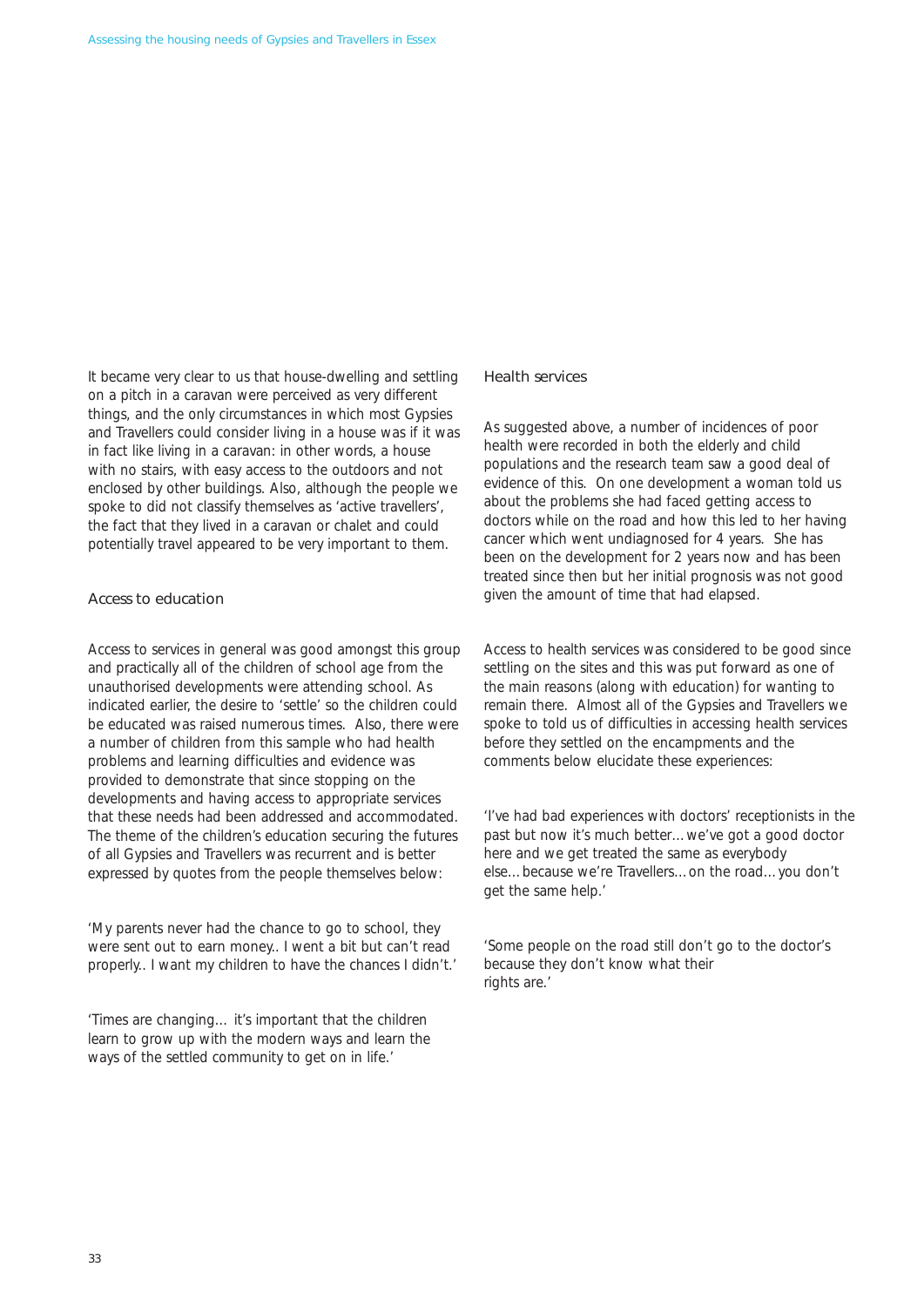It became very clear to us that house-dwelling and settling on a pitch in a caravan were perceived as very different things, and the only circumstances in which most Gypsies and Travellers could consider living in a house was if it was in fact like living in a caravan: in other words, a house with no stairs, with easy access to the outdoors and not enclosed by other buildings. Also, although the people we spoke to did not classify themselves as 'active travellers', the fact that they lived in a caravan or chalet and could potentially travel appeared to be very important to them.

### Access to education

Access to services in general was good amongst this group and practically all of the children of school age from the unauthorised developments were attending school. As indicated earlier, the desire to 'settle' so the children could be educated was raised numerous times. Also, there were a number of children from this sample who had health problems and learning difficulties and evidence was provided to demonstrate that since stopping on the developments and having access to appropriate services that these needs had been addressed and accommodated. The theme of the children's education securing the futures of all Gypsies and Travellers was recurrent and is better expressed by quotes from the people themselves below:

'My parents never had the chance to go to school, they were sent out to earn money.. I went a bit but can't read properly.. I want my children to have the chances I didn't.'

'Times are changing… it's important that the children learn to grow up with the modern ways and learn the ways of the settled community to get on in life.'

### Health services

As suggested above, a number of incidences of poor health were recorded in both the elderly and child populations and the research team saw a good deal of evidence of this. On one development a woman told us about the problems she had faced getting access to doctors while on the road and how this led to her having cancer which went undiagnosed for 4 years. She has been on the development for 2 years now and has been treated since then but her initial prognosis was not good given the amount of time that had elapsed.

Access to health services was considered to be good since settling on the sites and this was put forward as one of the main reasons (along with education) for wanting to remain there. Almost all of the Gypsies and Travellers we spoke to told us of difficulties in accessing health services before they settled on the encampments and the comments below elucidate these experiences:

'I've had bad experiences with doctors' receptionists in the past but now it's much better…we've got a good doctor here and we get treated the same as everybody else…because we're Travellers…on the road…you don't get the same help.'

'Some people on the road still don't go to the doctor's because they don't know what their rights are.'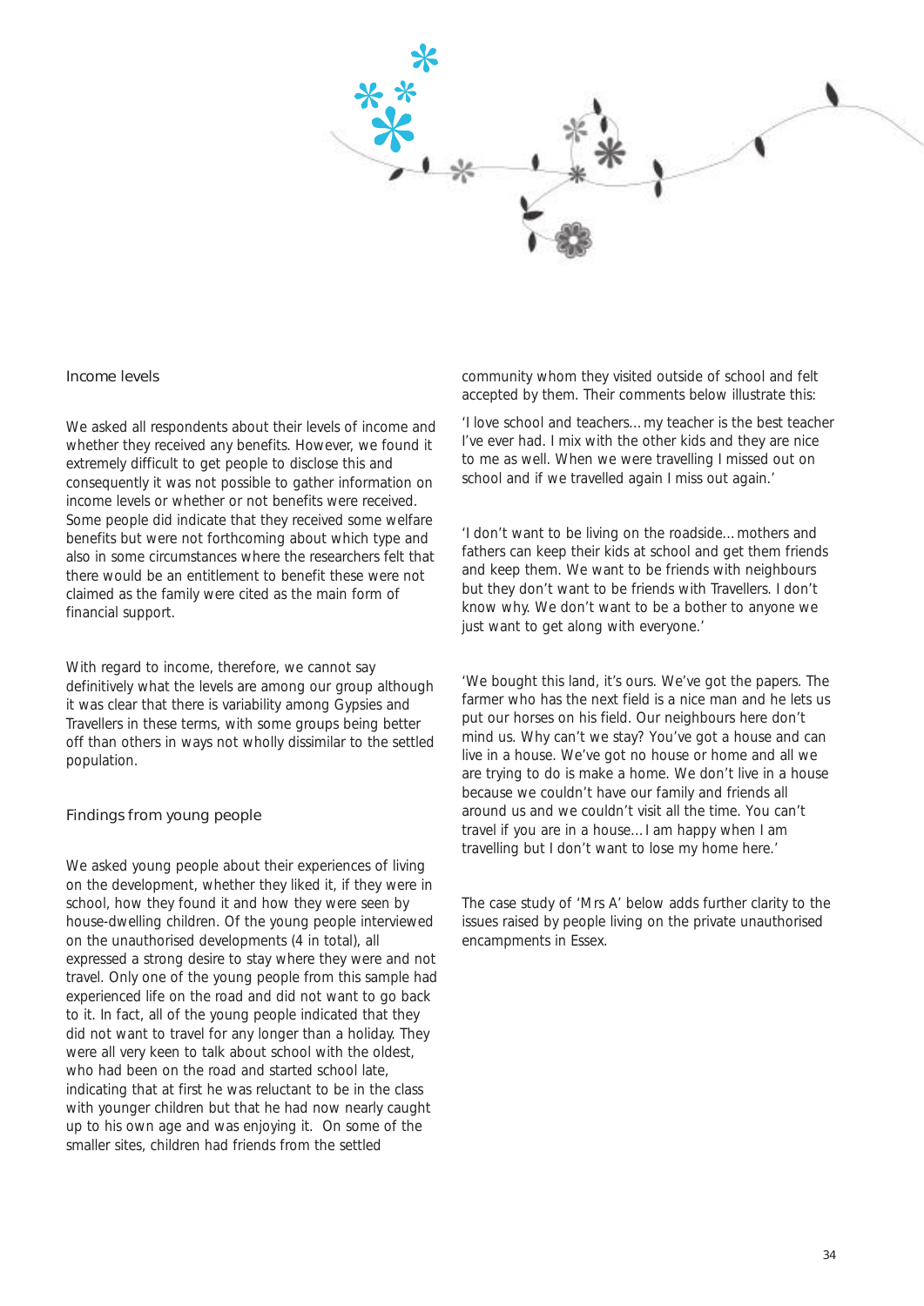## Income levels

We asked all respondents about their levels of income and whether they received any benefits. However, we found it extremely difficult to get people to disclose this and consequently it was not possible to gather information on income levels or whether or not benefits were received. Some people did indicate that they received some welfare benefits but were not forthcoming about which type and also in some circumstances where the researchers felt that there would be an entitlement to benefit these were not claimed as the family were cited as the main form of financial support.

With regard to income, therefore, we cannot say definitively what the levels are among our group although it was clear that there is variability among Gypsies and Travellers in these terms, with some groups being better off than others in ways not wholly dissimilar to the settled population.

## Findings from young people

We asked young people about their experiences of living on the development, whether they liked it, if they were in school, how they found it and how they were seen by house-dwelling children. Of the young people interviewed on the unauthorised developments (4 in total), all expressed a strong desire to stay where they were and not travel. Only one of the young people from this sample had experienced life on the road and did not want to go back to it. In fact, all of the young people indicated that they did not want to travel for any longer than a holiday. They were all very keen to talk about school with the oldest, who had been on the road and started school late, indicating that at first he was reluctant to be in the class with younger children but that he had now nearly caught up to his own age and was enjoying it. On some of the smaller sites, children had friends from the settled community whom they visited outside of school and felt accepted by them. Their comments below illustrate this:

'I love school and teachers…my teacher is the best teacher I've ever had. I mix with the other kids and they are nice to me as well. When we were travelling I missed out on school and if we travelled again I miss out again.'

'I don't want to be living on the roadside…mothers and fathers can keep their kids at school and get them friends and keep them. We want to be friends with neighbours but they don't want to be friends with Travellers. I don't know why. We don't want to be a bother to anyone we just want to get along with everyone.'

'We bought this land, it's ours. We've got the papers. The farmer who has the next field is a nice man and he lets us put our horses on his field. Our neighbours here don't mind us. Why can't we stay? You've got a house and can live in a house. We've got no house or home and all we are trying to do is make a home. We don't live in a house because we couldn't have our family and friends all around us and we couldn't visit all the time. You can't travel if you are in a house…I am happy when I am travelling but I don't want to lose my home here.'

The case study of 'Mrs A' below adds further clarity to the issues raised by people living on the private unauthorised encampments in Essex.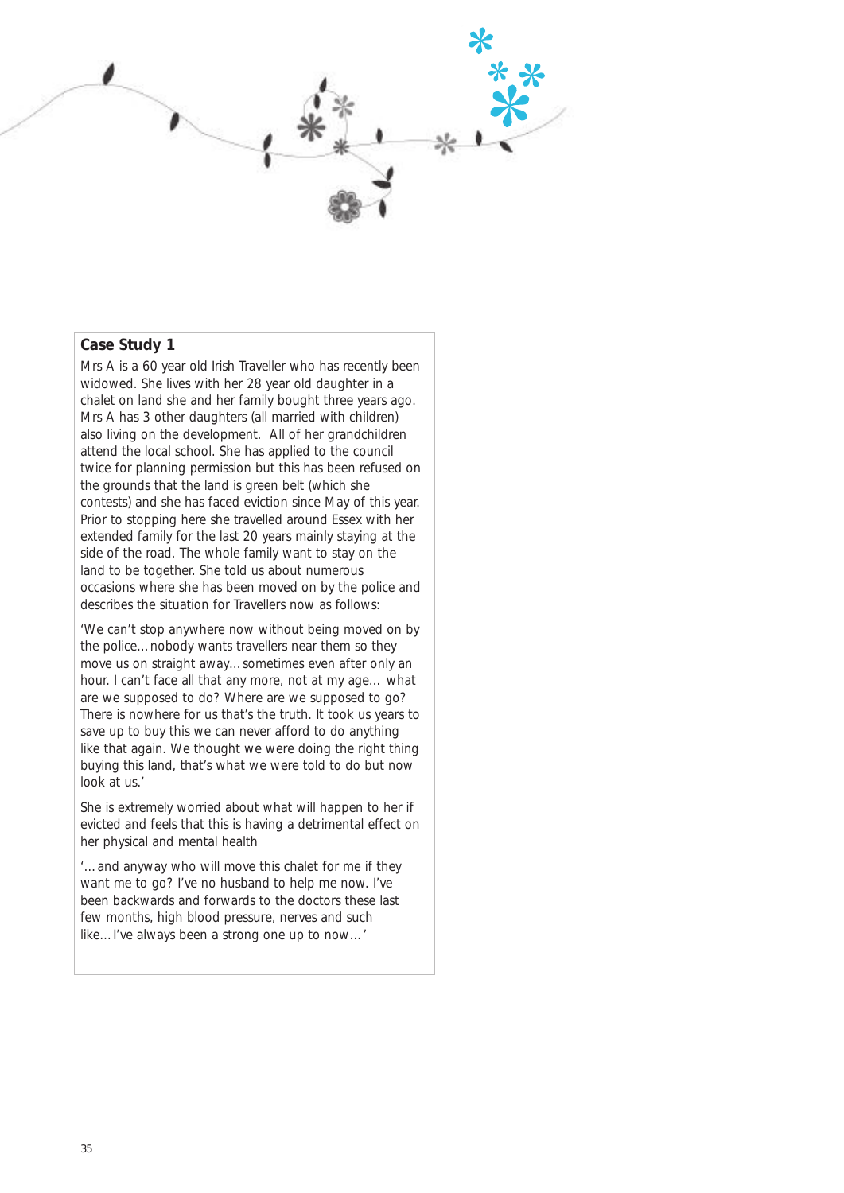### Case Study 1

Mrs A is a 60 year old Irish Traveller who has recently been widowed. She lives with her 28 year old daughter in a chalet on land she and her family bought three years ago. Mrs A has 3 other daughters (all married with children) also living on the development. All of her grandchildren attend the local school. She has applied to the council twice for planning permission but this has been refused on the grounds that the land is green belt (which she contests) and she has faced eviction since May of this year. Prior to stopping here she travelled around Essex with her extended family for the last 20 years mainly staying at the side of the road. The whole family want to stay on the land to be together. She told us about numerous occasions where she has been moved on by the police and describes the situation for Travellers now as follows:

'We can't stop anywhere now without being moved on by the police…nobody wants travellers near them so they move us on straight away…sometimes even after only an hour. I can't face all that any more, not at my age… what are we supposed to do? Where are we supposed to go? There is nowhere for us that's the truth. It took us years to save up to buy this we can never afford to do anything like that again. We thought we were doing the right thing buying this land, that's what we were told to do but now look at us.'

She is extremely worried about what will happen to her if evicted and feels that this is having a detrimental effect on her physical and mental health

'…and anyway who will move this chalet for me if they want me to go? I've no husband to help me now. I've been backwards and forwards to the doctors these last few months, high blood pressure, nerves and such like…I've always been a strong one up to now…'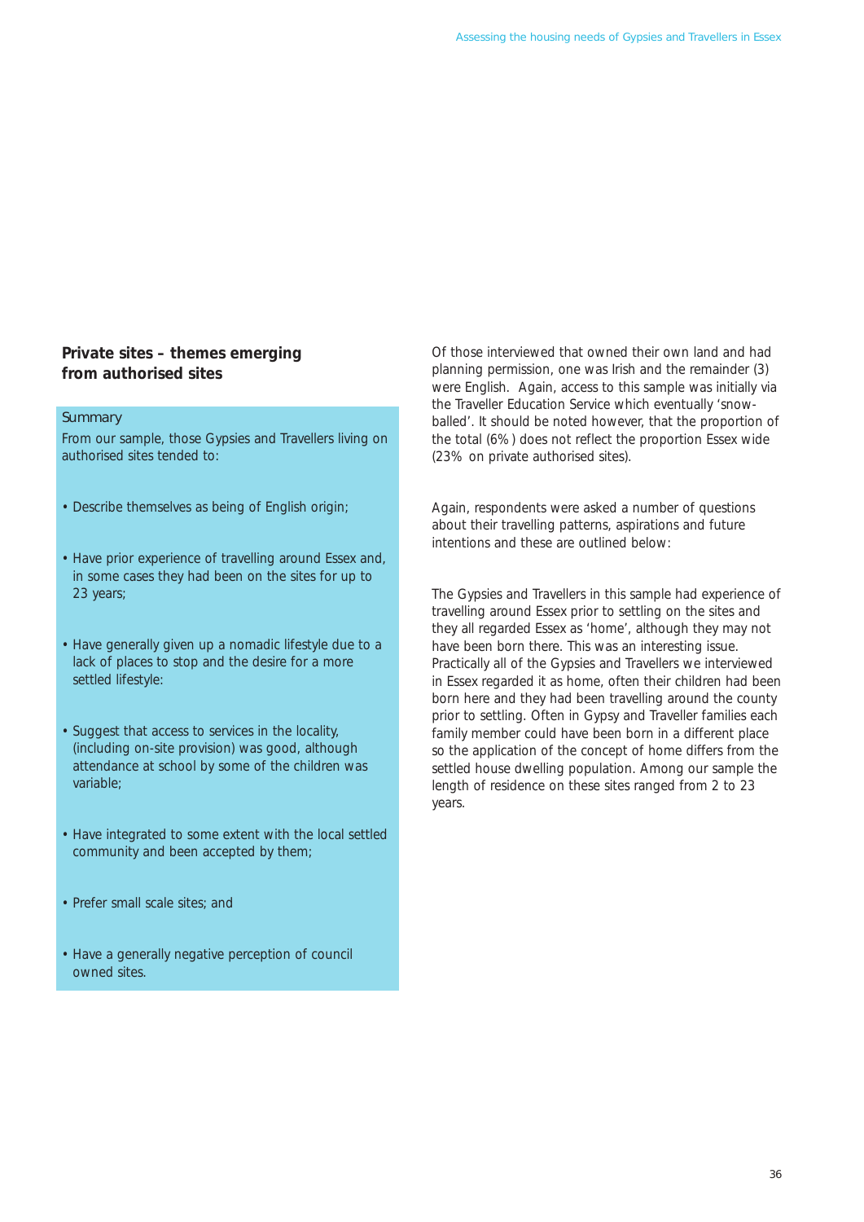## Private sites – themes emerging from authorised sites

Summary

From our sample, those Gypsies and Travellers living on authorised sites tended to:

- Describe themselves as being of English origin;
- Have prior experience of travelling around Essex and, in some cases they had been on the sites for up to 23 years;
- Have generally given up a nomadic lifestyle due to a lack of places to stop and the desire for a more settled lifestyle:
- Suggest that access to services in the locality, (including on-site provision) was good, although attendance at school by some of the children was variable;
- Have integrated to some extent with the local settled community and been accepted by them;
- Prefer small scale sites; and
- Have a generally negative perception of council owned sites.

Of those interviewed that owned their own land and had planning permission, one was Irish and the remainder (3) were English. Again, access to this sample was initially via the Traveller Education Service which eventually 'snow-balled'. It should be noted however, that the proportion of the total (6%) does not reflect the proportion Essex wide (23% on private authorised sites).

Again, respondents were asked a number of questions about their travelling patterns, aspirations and future intentions and these are outlined below:

The Gypsies and Travellers in this sample had experience of travelling around Essex prior to settling on the sites and they all regarded Essex as 'home', although they may not have been born there. This was an interesting issue. Practically all of the Gypsies and Travellers we interviewed in Essex regarded it as home, often their children had been born here and they had been travelling around the county prior to settling. Often in Gypsy and Traveller families each family member could have been born in a different place so the application of the concept of home differs from the settled house dwelling population. Among our sample the length of residence on these sites ranged from 2 to 23 years.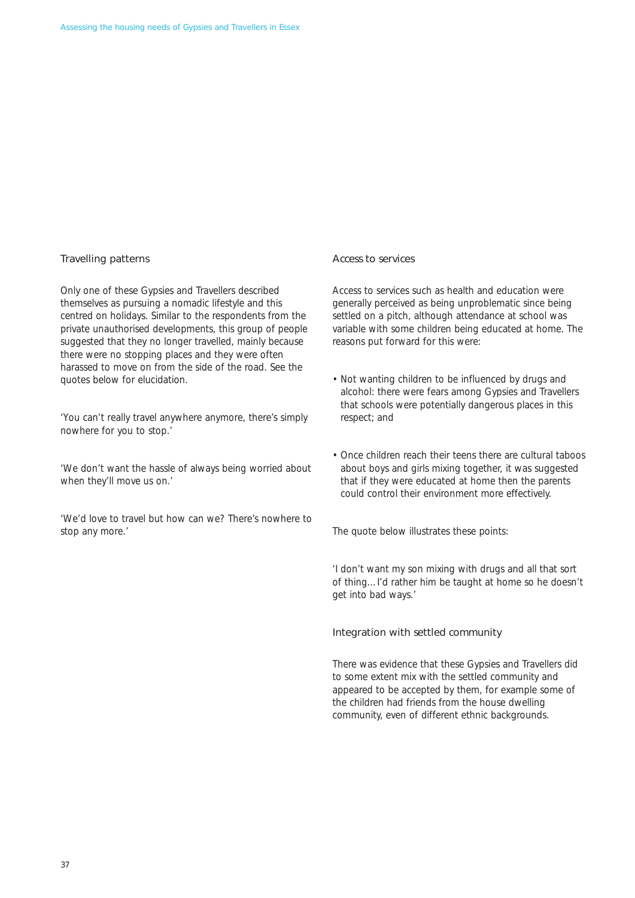## Travelling patterns

Only one of these Gypsies and Travellers described themselves as pursuing a nomadic lifestyle and this centred on holidays. Similar to the respondents from the private unauthorised developments, this group of people suggested that they no longer travelled, mainly because there were no stopping places and they were often harassed to move on from the side of the road. See the quotes below for elucidation.

'You can't really travel anywhere anymore, there's simply nowhere for you to stop.'

'We don't want the hassle of always being worried about when they'll move us on.'

'We'd love to travel but how can we? There's nowhere to stop any more.'

## Access to services

Access to services such as health and education were generally perceived as being unproblematic since being settled on a pitch, although attendance at school was variable with some children being educated at home. The reasons put forward for this were:

- Not wanting children to be influenced by drugs and alcohol: there were fears among Gypsies and Travellers that schools were potentially dangerous places in this respect; and
- Once children reach their teens there are cultural taboos about boys and girls mixing together, it was suggested that if they were educated at home then the parents could control their environment more effectively.

The quote below illustrates these points:

'I don't want my son mixing with drugs and all that sort of thing…I'd rather him be taught at home so he doesn't get into bad ways.'

## Integration with settled community

There was evidence that these Gypsies and Travellers did to some extent mix with the settled community and appeared to be accepted by them, for example some of the children had friends from the house dwelling community, even of different ethnic backgrounds.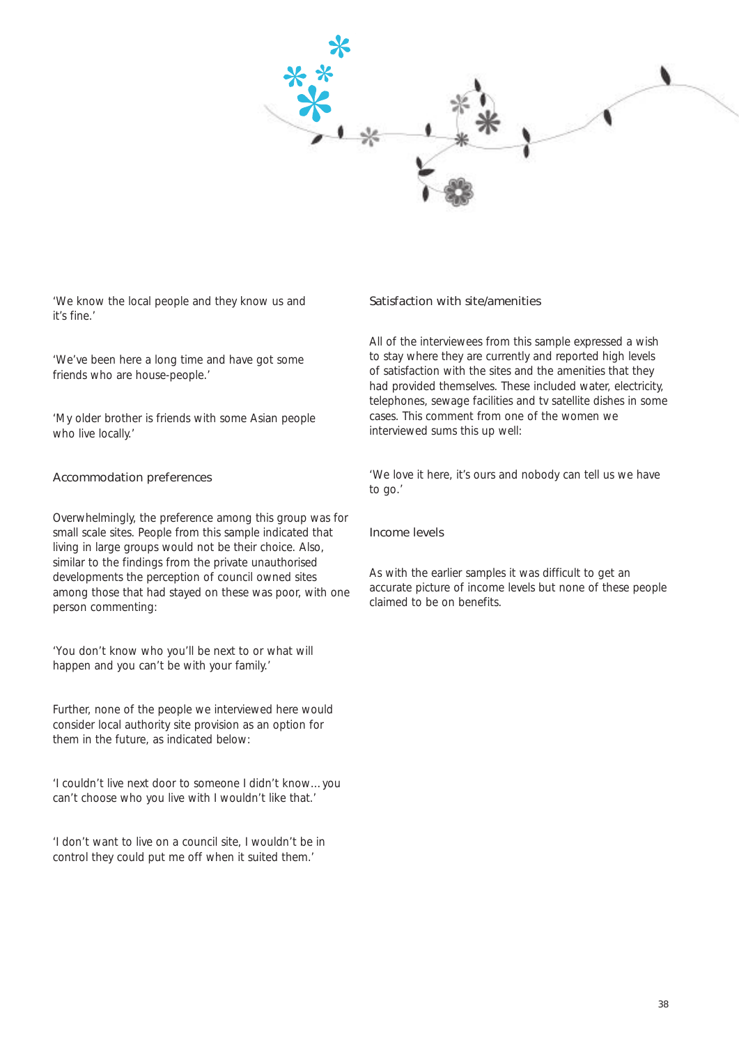'We know the local people and they know us and it's fine.'

'We've been here a long time and have got some friends who are house-people.'

'My older brother is friends with some Asian people who live locally.'

### Accommodation preferences

Overwhelmingly, the preference among this group was for small scale sites. People from this sample indicated that living in large groups would not be their choice. Also, similar to the findings from the private unauthorised developments the perception of council owned sites among those that had stayed on these was poor, with one person commenting:

'You don't know who you'll be next to or what will happen and you can't be with your family.'

Further, none of the people we interviewed here would consider local authority site provision as an option for them in the future, as indicated below:

'I couldn't live next door to someone I didn't know... you can't choose who you live with I wouldn't like that.'

'I don't want to live on a council site, I wouldn't be in control they could put me off when it suited them.'

### Satisfaction with site/amenities

All of the interviewees from this sample expressed a wish to stay where they are currently and reported high levels of satisfaction with the sites and the amenities that they had provided themselves. These included water, electricity, telephones, sewage facilities and tv satellite dishes in some cases. This comment from one of the women we interviewed sums this up well:

'We love it here, it's ours and nobody can tell us we have to go.'

### Income levels

As with the earlier samples it was difficult to get an accurate picture of income levels but none of these people claimed to be on benefits.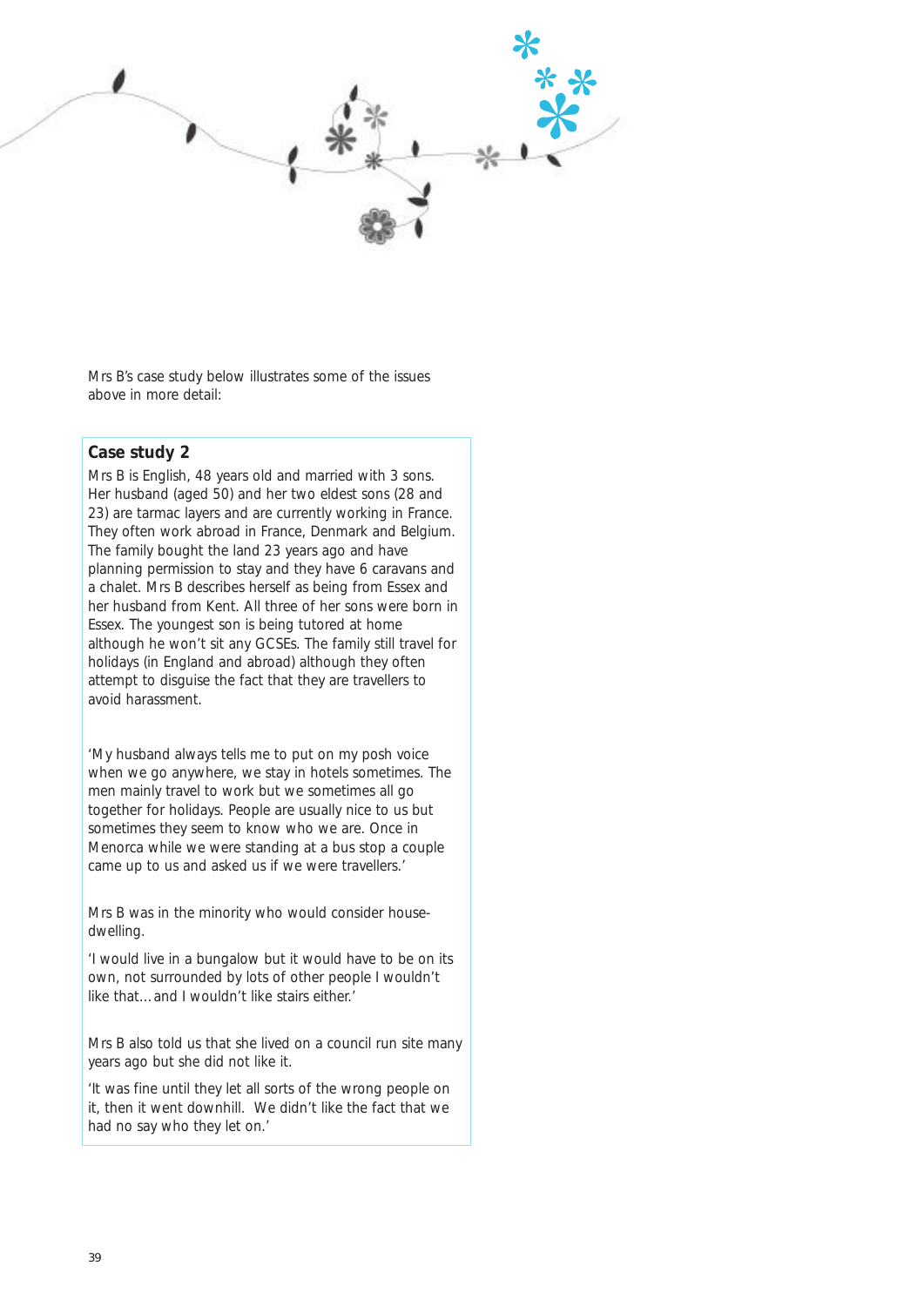Mrs B's case study below illustrates some of the issues above in more detail:

### Case study 2

Mrs B is English, 48 years old and married with 3 sons. Her husband (aged 50) and her two eldest sons (28 and 23) are tarmac layers and are currently working in France. They often work abroad in France, Denmark and Belgium. The family bought the land 23 years ago and have planning permission to stay and they have 6 caravans and a chalet. Mrs B describes herself as being from Essex and her husband from Kent. All three of her sons were born in Essex. The youngest son is being tutored at home although he won't sit any GCSEs. The family still travel for holidays (in England and abroad) although they often attempt to disguise the fact that they are travellers to avoid harassment.

'My husband always tells me to put on my posh voice when we go anywhere, we stay in hotels sometimes. The men mainly travel to work but we sometimes all go together for holidays. People are usually nice to us but sometimes they seem to know who we are. Once in Menorca while we were standing at a bus stop a couple came up to us and asked us if we were travellers.'

Mrs B was in the minority who would consider house-dwelling.

'I would live in a bungalow but it would have to be on its own, not surrounded by lots of other people I wouldn't like that…and I wouldn't like stairs either.'

Mrs B also told us that she lived on a council run site many years ago but she did not like it.

'It was fine until they let all sorts of the wrong people on it, then it went downhill. We didn't like the fact that we had no say who they let on.'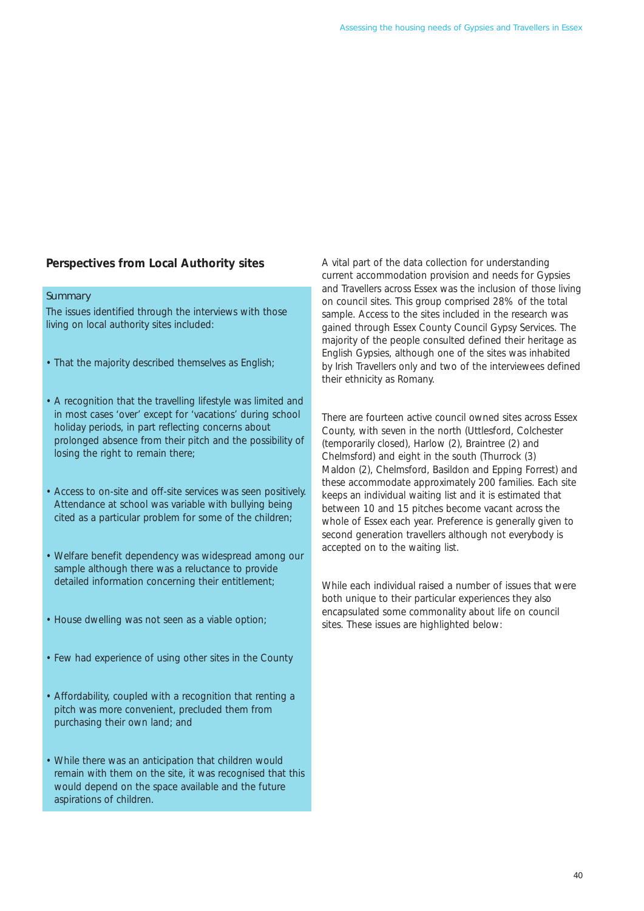## Perspectives from Local Authority sites

### Summary

The issues identified through the interviews with those living on local authority sites included:

- That the majority described themselves as English;
- A recognition that the travelling lifestyle was limited and in most cases 'over' except for 'vacations' during school holiday periods, in part reflecting concerns about prolonged absence from their pitch and the possibility of losing the right to remain there;
- Access to on-site and off-site services was seen positively. Attendance at school was variable with bullying being cited as a particular problem for some of the children;
- Welfare benefit dependency was widespread among our sample although there was a reluctance to provide detailed information concerning their entitlement;
- House dwelling was not seen as a viable option;
- Few had experience of using other sites in the County
- Affordability, coupled with a recognition that renting a pitch was more convenient, precluded them from purchasing their own land; and
- While there was an anticipation that children would remain with them on the site, it was recognised that this would depend on the space available and the future aspirations of children.

A vital part of the data collection for understanding current accommodation provision and needs for Gypsies and Travellers across Essex was the inclusion of those living on council sites. This group comprised 28% of the total sample. Access to the sites included in the research was gained through Essex County Council Gypsy Services. The majority of the people consulted defined their heritage as English Gypsies, although one of the sites was inhabited by Irish Travellers only and two of the interviewees defined their ethnicity as Romany.

There are fourteen active council owned sites across Essex County, with seven in the north (Uttlesford, Colchester (temporarily closed), Harlow (2), Braintree (2) and Chelmsford) and eight in the south (Thurrock (3) Maldon (2), Chelmsford, Basildon and Epping Forrest) and these accommodate approximately 200 families. Each site keeps an individual waiting list and it is estimated that between 10 and 15 pitches become vacant across the whole of Essex each year. Preference is generally given to second generation travellers although not everybody is accepted on to the waiting list.

While each individual raised a number of issues that were both unique to their particular experiences they also encapsulated some commonality about life on council sites. These issues are highlighted below: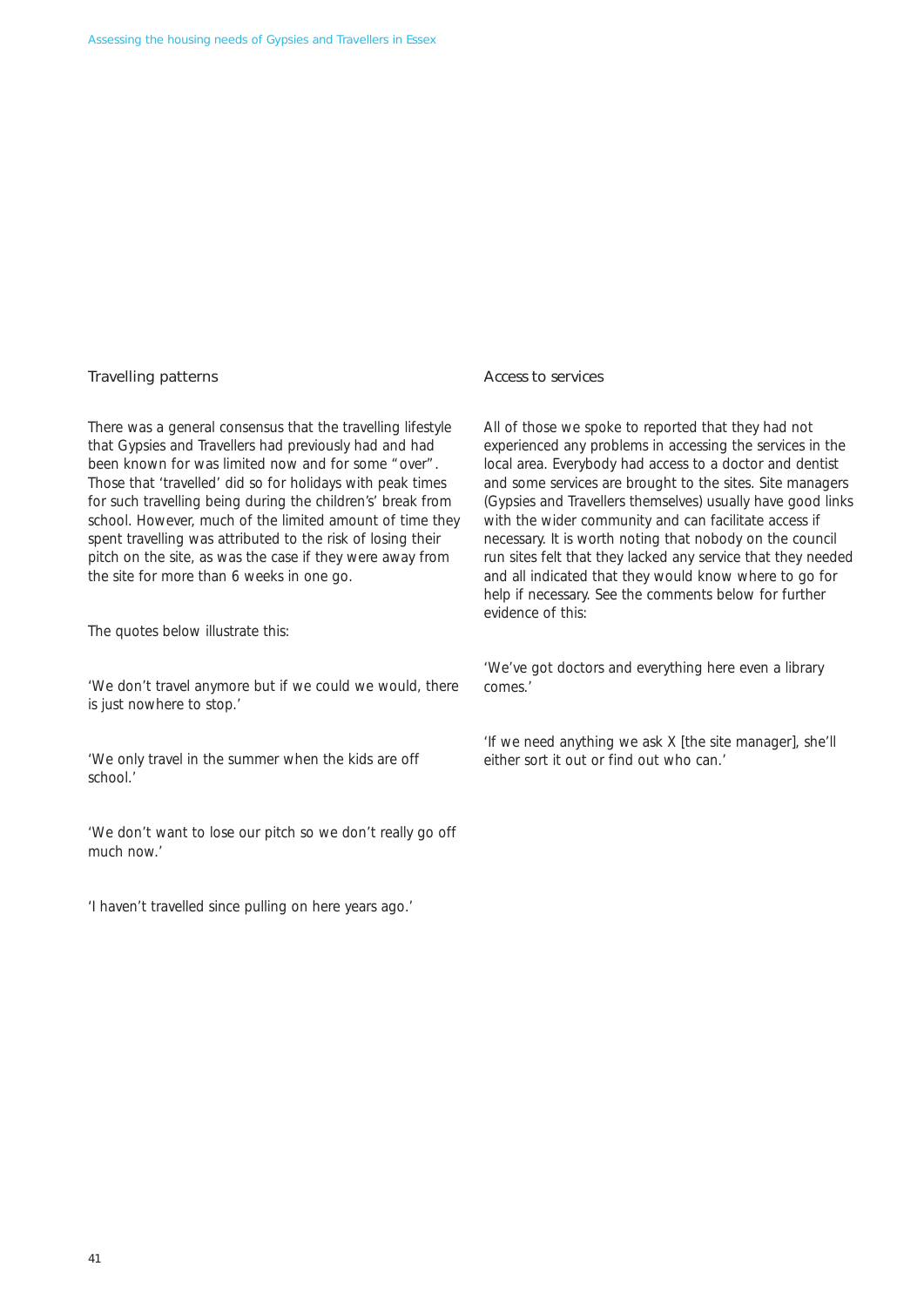### Travelling patterns

There was a general consensus that the travelling lifestyle that Gypsies and Travellers had previously had and had been known for was limited now and for some "over". Those that 'travelled' did so for holidays with peak times for such travelling being during the children's' break from school. However, much of the limited amount of time they spent travelling was attributed to the risk of losing their pitch on the site, as was the case if they were away from the site for more than 6 weeks in one go.

The quotes below illustrate this:

'We don't travel anymore but if we could we would, there is just nowhere to stop.'

'We only travel in the summer when the kids are off school.'

'We don't want to lose our pitch so we don't really go off much now.'

'I haven't travelled since pulling on here years ago.'

### Access to services

All of those we spoke to reported that they had not experienced any problems in accessing the services in the local area. Everybody had access to a doctor and dentist and some services are brought to the sites. Site managers (Gypsies and Travellers themselves) usually have good links with the wider community and can facilitate access if necessary. It is worth noting that nobody on the council run sites felt that they lacked any service that they needed and all indicated that they would know where to go for help if necessary. See the comments below for further evidence of this:

'We've got doctors and everything here even a library comes.'

'If we need anything we ask X [the site manager], she'll either sort it out or find out who can.'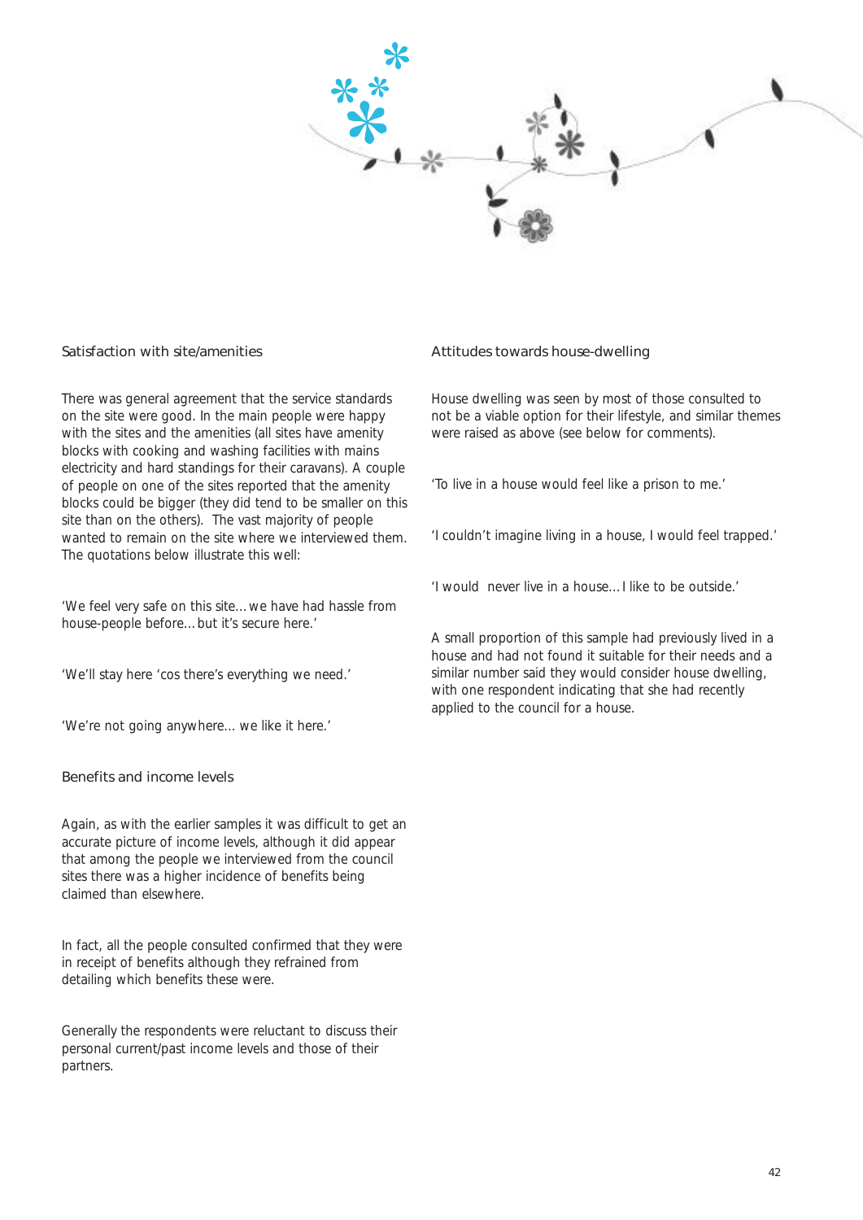### Satisfaction with site/amenities

There was general agreement that the service standards on the site were good. In the main people were happy with the sites and the amenities (all sites have amenity blocks with cooking and washing facilities with mains electricity and hard standings for their caravans). A couple of people on one of the sites reported that the amenity blocks could be bigger (they did tend to be smaller on this site than on the others). The vast majority of people wanted to remain on the site where we interviewed them. The quotations below illustrate this well:

'We feel very safe on this site… we have had hassle from house-people before… but it's secure here.'

'We'll stay here 'cos there's everything we need.'

'We're not going anywhere… we like it here.'

### Benefits and income levels

Again, as with the earlier samples it was difficult to get an accurate picture of income levels, although it did appear that among the people we interviewed from the council sites there was a higher incidence of benefits being claimed than elsewhere.

In fact, all the people consulted confirmed that they were in receipt of benefits although they refrained from detailing which benefits these were.

Generally the respondents were reluctant to discuss their personal current/past income levels and those of their partners.

### Attitudes towards house-dwelling

House dwelling was seen by most of those consulted to not be a viable option for their lifestyle, and similar themes were raised as above (see below for comments).

'To live in a house would feel like a prison to me.'

'I couldn't imagine living in a house, I would feel trapped.'

'I would never live in a house… I like to be outside.'

A small proportion of this sample had previously lived in a house and had not found it suitable for their needs and a similar number said they would consider house dwelling, with one respondent indicating that she had recently applied to the council for a house.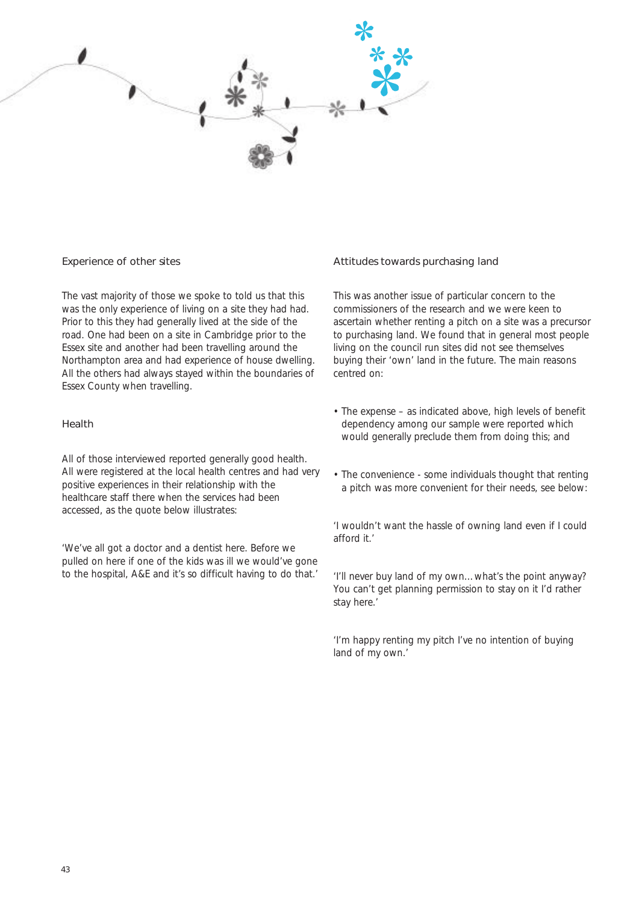## Experience of other sites

The vast majority of those we spoke to told us that this was the only experience of living on a site they had had. Prior to this they had generally lived at the side of the road. One had been on a site in Cambridge prior to the Essex site and another had been travelling around the Northampton area and had experience of house dwelling. All the others had always stayed within the boundaries of Essex County when travelling.

## Health

All of those interviewed reported generally good health. All were registered at the local health centres and had very positive experiences in their relationship with the healthcare staff there when the services had been accessed, as the quote below illustrates:

'We've all got a doctor and a dentist here. Before we pulled on here if one of the kids was ill we would've gone to the hospital, A&E and it's so difficult having to do that.'

## Attitudes towards purchasing land

This was another issue of particular concern to the commissioners of the research and we were keen to ascertain whether renting a pitch on a site was a precursor to purchasing land. We found that in general most people living on the council run sites did not see themselves buying their 'own' land in the future. The main reasons centred on:

- The expense – as indicated above, high levels of benefit dependency among our sample were reported which would generally preclude them from doing this; and
- The convenience - some individuals thought that renting a pitch was more convenient for their needs, see below:

'I wouldn't want the hassle of owning land even if I could afford it.'

'I'll never buy land of my own…what's the point anyway? You can't get planning permission to stay on it I'd rather stay here.'

'I'm happy renting my pitch I've no intention of buying land of my own.'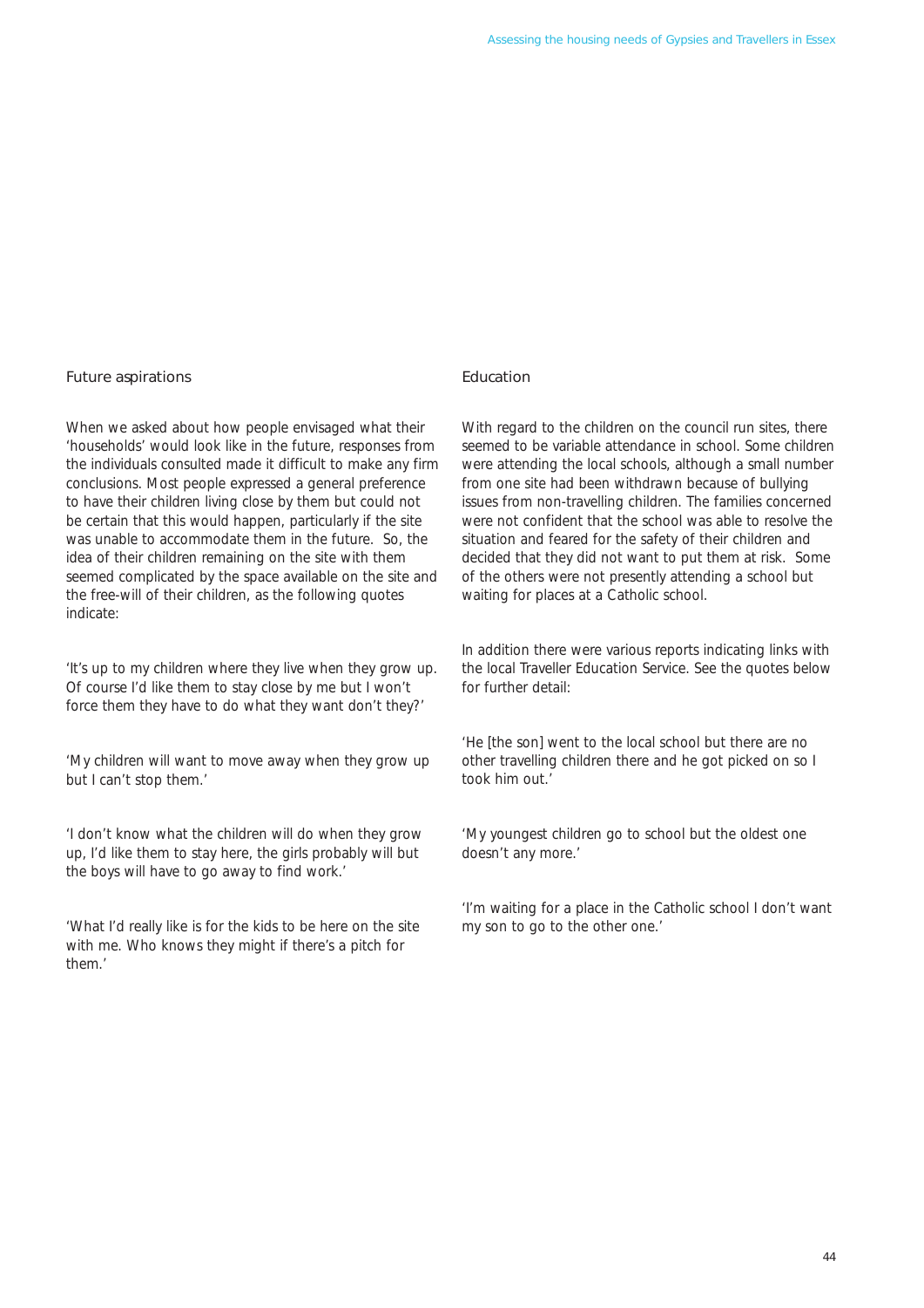## Future aspirations

When we asked about how people envisaged what their 'households' would look like in the future, responses from the individuals consulted made it difficult to make any firm conclusions. Most people expressed a general preference to have their children living close by them but could not be certain that this would happen, particularly if the site was unable to accommodate them in the future. So, the idea of their children remaining on the site with them seemed complicated by the space available on the site and the free-will of their children, as the following quotes indicate:

'It's up to my children where they live when they grow up. Of course I'd like them to stay close by me but I won't force them they have to do what they want don't they?'

'My children will want to move away when they grow up but I can't stop them.'

'I don't know what the children will do when they grow up, I'd like them to stay here, the girls probably will but the boys will have to go away to find work.'

'What I'd really like is for the kids to be here on the site with me. Who knows they might if there's a pitch for them.'

## Education

With regard to the children on the council run sites, there seemed to be variable attendance in school. Some children were attending the local schools, although a small number from one site had been withdrawn because of bullying issues from non-travelling children. The families concerned were not confident that the school was able to resolve the situation and feared for the safety of their children and decided that they did not want to put them at risk. Some of the others were not presently attending a school but waiting for places at a Catholic school.

In addition there were various reports indicating links with the local Traveller Education Service. See the quotes below for further detail:

'He [the son] went to the local school but there are no other travelling children there and he got picked on so I took him out.'

'My youngest children go to school but the oldest one doesn't any more.'

'I'm waiting for a place in the Catholic school I don't want my son to go to the other one.'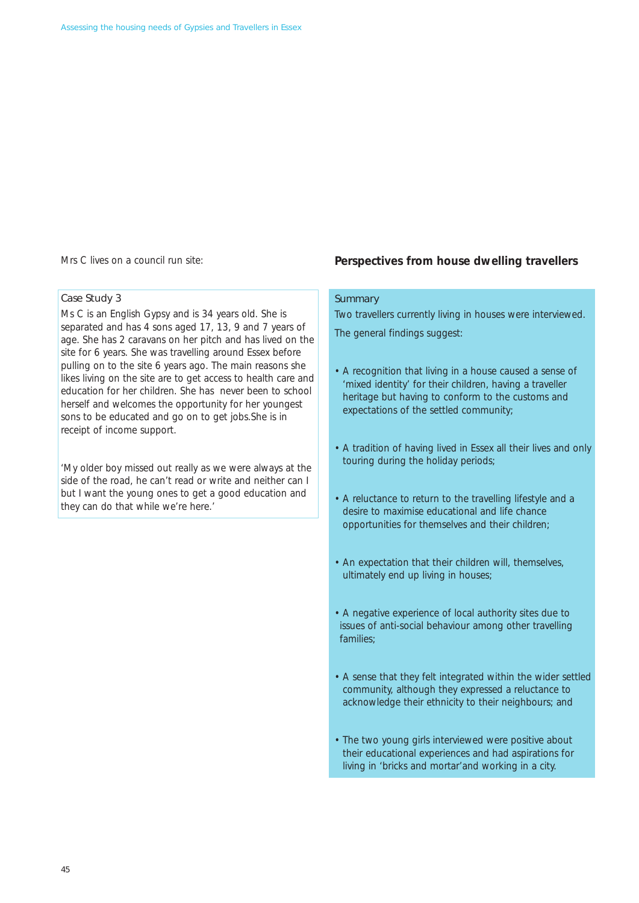Mrs C lives on a council run site:

Case Study 3

Ms C is an English Gypsy and is 34 years old. She is separated and has 4 sons aged 17, 13, 9 and 7 years of age. She has 2 caravans on her pitch and has lived on the site for 6 years. She was travelling around Essex before pulling on to the site 6 years ago. The main reasons she likes living on the site are to get access to health care and education for her children. She has never been to school herself and welcomes the opportunity for her youngest sons to be educated and go on to get jobs.She is in receipt of income support.

'My older boy missed out really as we were always at the side of the road, he can't read or write and neither can I but I want the young ones to get a good education and they can do that while we're here.'

## Perspectives from house dwelling travellers

Summary

Two travellers currently living in houses were interviewed.

The general findings suggest:

- A recognition that living in a house caused a sense of 'mixed identity' for their children, having a traveller heritage but having to conform to the customs and expectations of the settled community;
- A tradition of having lived in Essex all their lives and only touring during the holiday periods;
- A reluctance to return to the travelling lifestyle and a desire to maximise educational and life chance opportunities for themselves and their children;
- An expectation that their children will, themselves, ultimately end up living in houses;
- A negative experience of local authority sites due to issues of anti-social behaviour among other travelling families;
- A sense that they felt integrated within the wider settled community, although they expressed a reluctance to acknowledge their ethnicity to their neighbours; and
- The two young girls interviewed were positive about their educational experiences and had aspirations for living in 'bricks and mortar'and working in a city.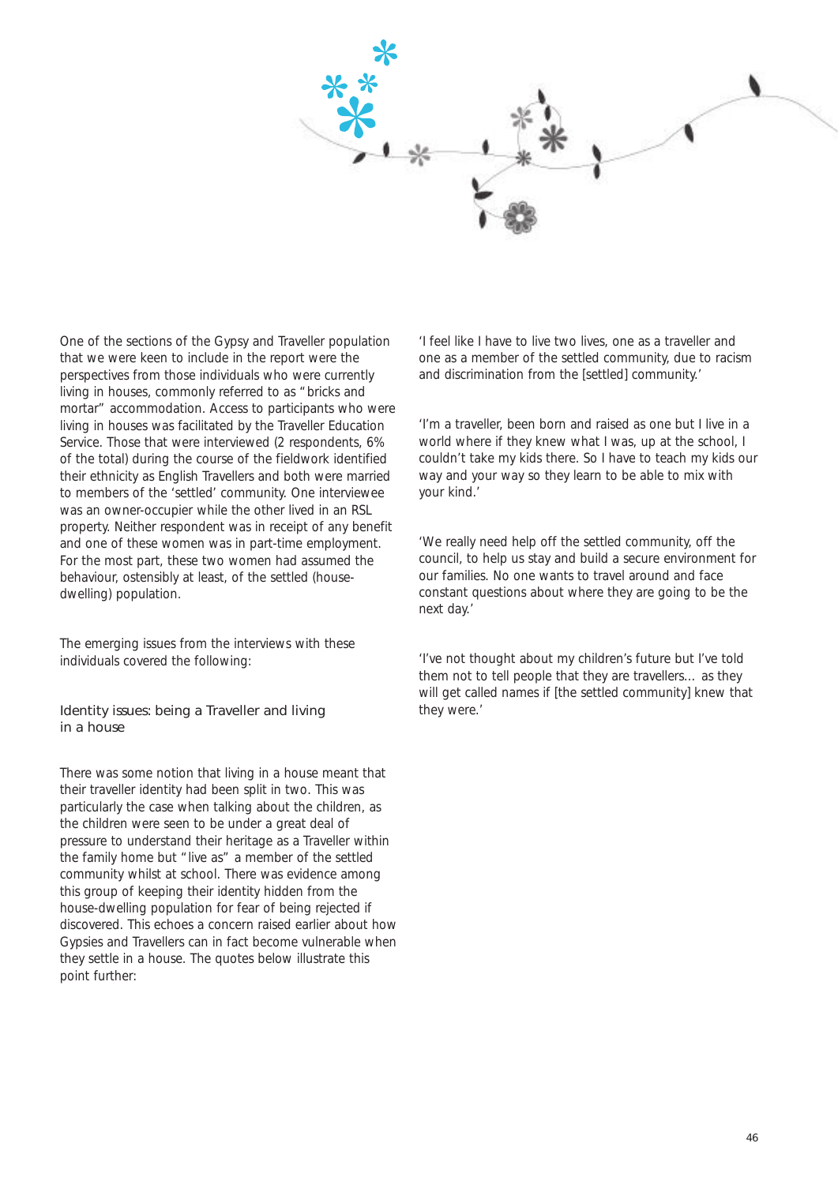One of the sections of the Gypsy and Traveller population that we were keen to include in the report were the perspectives from those individuals who were currently living in houses, commonly referred to as "bricks and mortar" accommodation. Access to participants who were living in houses was facilitated by the Traveller Education Service. Those that were interviewed (2 respondents, 6% of the total) during the course of the fieldwork identified their ethnicity as English Travellers and both were married to members of the 'settled' community. One interviewee was an owner-occupier while the other lived in an RSL property. Neither respondent was in receipt of any benefit and one of these women was in part-time employment. For the most part, these two women had assumed the behaviour, ostensibly at least, of the settled (house-dwelling) population.

The emerging issues from the interviews with these individuals covered the following:

### Identity issues: being a Traveller and living in a house

There was some notion that living in a house meant that their traveller identity had been split in two. This was particularly the case when talking about the children, as the children were seen to be under a great deal of pressure to understand their heritage as a Traveller within the family home but "live as" a member of the settled community whilst at school. There was evidence among this group of keeping their identity hidden from the house-dwelling population for fear of being rejected if discovered. This echoes a concern raised earlier about how Gypsies and Travellers can in fact become vulnerable when they settle in a house. The quotes below illustrate this point further:

'I feel like I have to live two lives, one as a traveller and one as a member of the settled community, due to racism and discrimination from the [settled] community.'

'I'm a traveller, been born and raised as one but I live in a world where if they knew what I was, up at the school, I couldn't take my kids there. So I have to teach my kids our way and your way so they learn to be able to mix with your kind.'

'We really need help off the settled community, off the council, to help us stay and build a secure environment for our families. No one wants to travel around and face constant questions about where they are going to be the next day.'

'I've not thought about my children's future but I've told them not to tell people that they are travellers… as they will get called names if [the settled community] knew that they were.'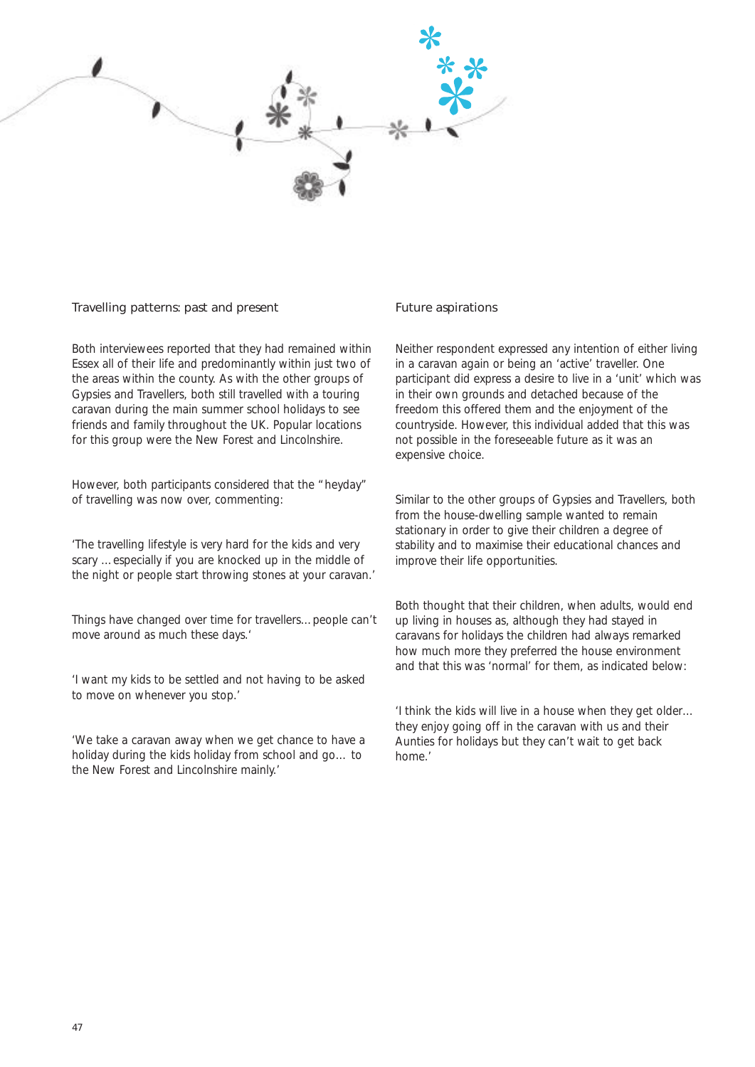## Travelling patterns: past and present

Both interviewees reported that they had remained within Essex all of their life and predominantly within just two of the areas within the county. As with the other groups of Gypsies and Travellers, both still travelled with a touring caravan during the main summer school holidays to see friends and family throughout the UK. Popular locations for this group were the New Forest and Lincolnshire.

However, both participants considered that the "heyday" of travelling was now over, commenting:

'The travelling lifestyle is very hard for the kids and very scary …especially if you are knocked up in the middle of the night or people start throwing stones at your caravan.'

Things have changed over time for travellers…people can't move around as much these days.'

'I want my kids to be settled and not having to be asked to move on whenever you stop.'

'We take a caravan away when we get chance to have a holiday during the kids holiday from school and go… to the New Forest and Lincolnshire mainly.'

## Future aspirations

Neither respondent expressed any intention of either living in a caravan again or being an 'active' traveller. One participant did express a desire to live in a 'unit' which was in their own grounds and detached because of the freedom this offered them and the enjoyment of the countryside. However, this individual added that this was not possible in the foreseeable future as it was an expensive choice.

Similar to the other groups of Gypsies and Travellers, both from the house-dwelling sample wanted to remain stationary in order to give their children a degree of stability and to maximise their educational chances and improve their life opportunities.

Both thought that their children, when adults, would end up living in houses as, although they had stayed in caravans for holidays the children had always remarked how much more they preferred the house environment and that this was 'normal' for them, as indicated below:

'I think the kids will live in a house when they get older… they enjoy going off in the caravan with us and their Aunties for holidays but they can't wait to get back home.'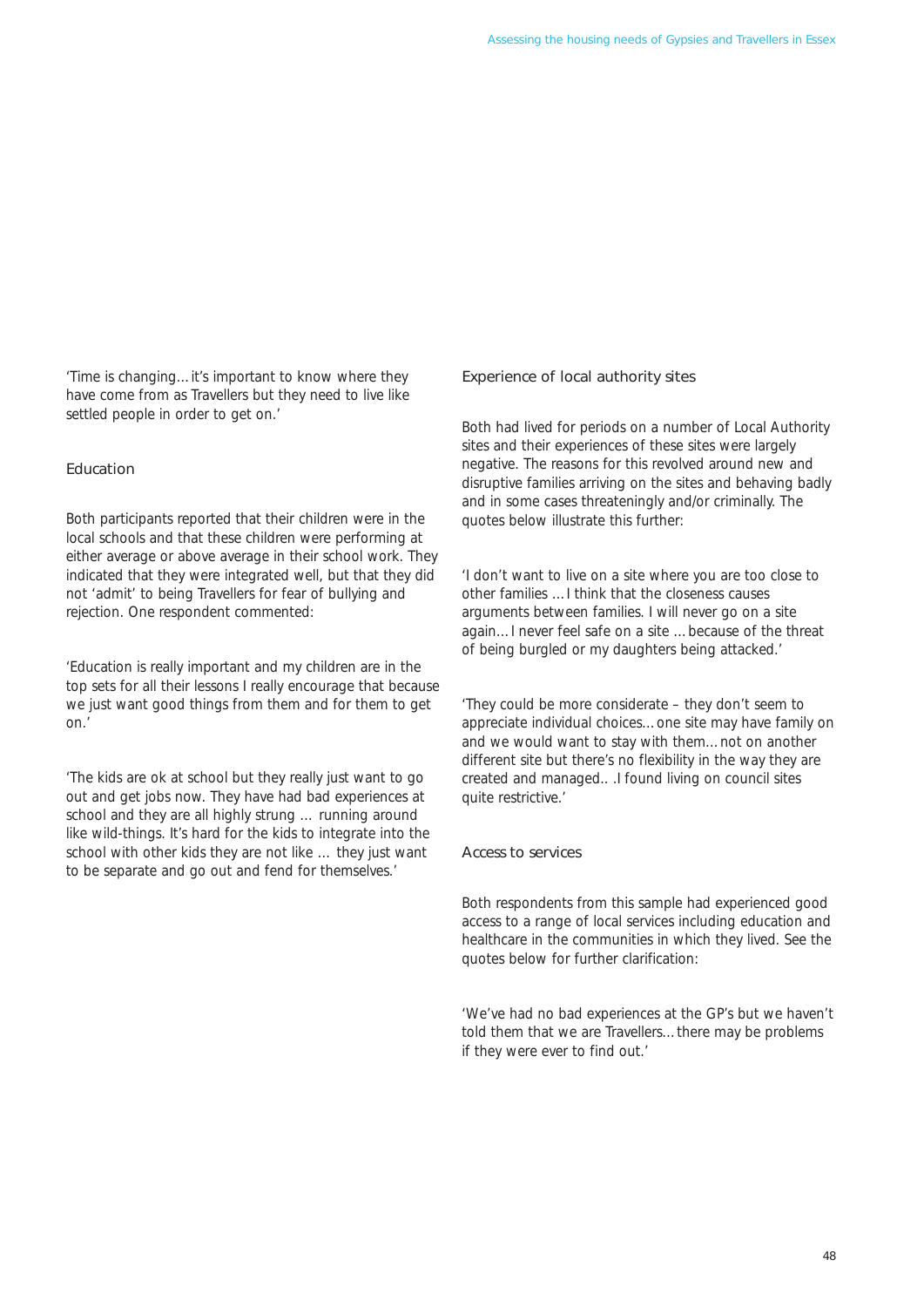'Time is changing… it's important to know where they have come from as Travellers but they need to live like settled people in order to get on.'

## Education

Both participants reported that their children were in the local schools and that these children were performing at either average or above average in their school work. They indicated that they were integrated well, but that they did not 'admit' to being Travellers for fear of bullying and rejection. One respondent commented:

'Education is really important and my children are in the top sets for all their lessons I really encourage that because we just want good things from them and for them to get on.'

'The kids are ok at school but they really just want to go out and get jobs now. They have had bad experiences at school and they are all highly strung … running around like wild-things. It's hard for the kids to integrate into the school with other kids they are not like … they just want to be separate and go out and fend for themselves.'

## Experience of local authority sites

Both had lived for periods on a number of Local Authority sites and their experiences of these sites were largely negative. The reasons for this revolved around new and disruptive families arriving on the sites and behaving badly and in some cases threateningly and/or criminally. The quotes below illustrate this further:

'I don't want to live on a site where you are too close to other families … I think that the closeness causes arguments between families. I will never go on a site again… I never feel safe on a site … because of the threat of being burgled or my daughters being attacked.'

'They could be more considerate – they don't seem to appreciate individual choices… one site may have family on and we would want to stay with them… not on another different site but there's no flexibility in the way they are created and managed.. .I found living on council sites quite restrictive.'

## Access to services

Both respondents from this sample had experienced good access to a range of local services including education and healthcare in the communities in which they lived. See the quotes below for further clarification:

'We've had no bad experiences at the GP's but we haven't told them that we are Travellers… there may be problems if they were ever to find out.'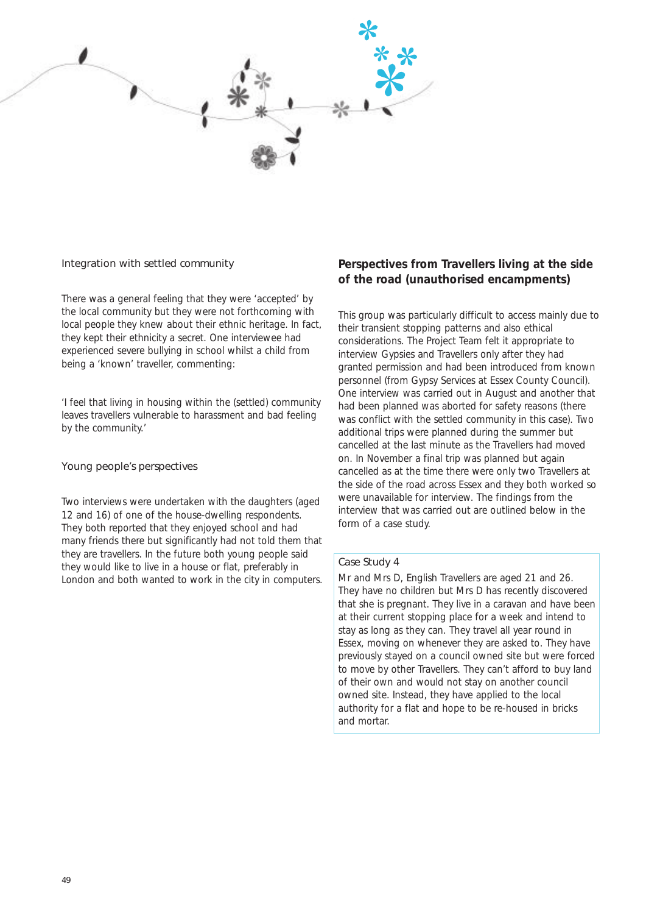### Integration with settled community

There was a general feeling that they were 'accepted' by the local community but they were not forthcoming with local people they knew about their ethnic heritage. In fact, they kept their ethnicity a secret. One interviewee had experienced severe bullying in school whilst a child from being a 'known' traveller, commenting:

'I feel that living in housing within the (settled) community leaves travellers vulnerable to harassment and bad feeling by the community.'

### Young people's perspectives

Two interviews were undertaken with the daughters (aged 12 and 16) of one of the house-dwelling respondents. They both reported that they enjoyed school and had many friends there but significantly had not told them that they are travellers. In the future both young people said they would like to live in a house or flat, preferably in London and both wanted to work in the city in computers.

## Perspectives from Travellers living at the side of the road (unauthorised encampments)

This group was particularly difficult to access mainly due to their transient stopping patterns and also ethical considerations. The Project Team felt it appropriate to interview Gypsies and Travellers only after they had granted permission and had been introduced from known personnel (from Gypsy Services at Essex County Council). One interview was carried out in August and another that had been planned was aborted for safety reasons (there was conflict with the settled community in this case). Two additional trips were planned during the summer but cancelled at the last minute as the Travellers had moved on. In November a final trip was planned but again cancelled as at the time there were only two Travellers at the side of the road across Essex and they both worked so were unavailable for interview. The findings from the interview that was carried out are outlined below in the form of a case study.

### Case Study 4

Mr and Mrs D, English Travellers are aged 21 and 26. They have no children but Mrs D has recently discovered that she is pregnant. They live in a caravan and have been at their current stopping place for a week and intend to stay as long as they can. They travel all year round in Essex, moving on whenever they are asked to. They have previously stayed on a council owned site but were forced to move by other Travellers. They can't afford to buy land of their own and would not stay on another council owned site. Instead, they have applied to the local authority for a flat and hope to be re-housed in bricks and mortar.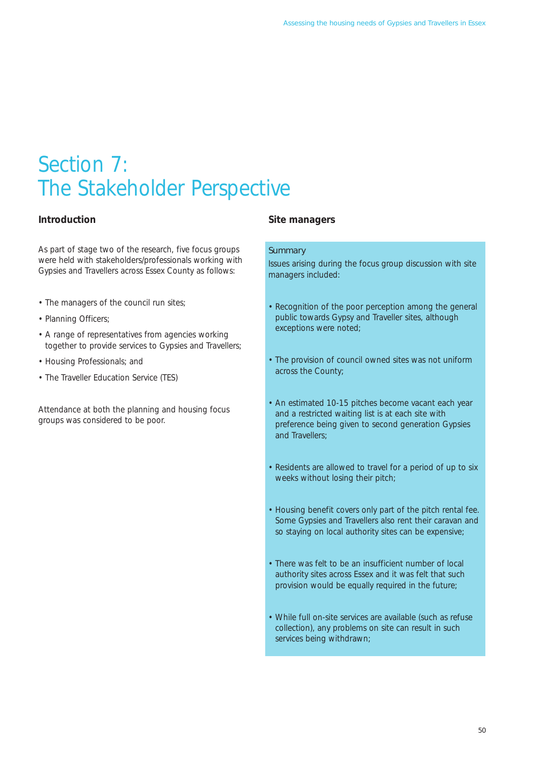# Section 7: The Stakeholder Perspective

## Introduction

As part of stage two of the research, five focus groups were held with stakeholders/professionals working with Gypsies and Travellers across Essex County as follows:

- The managers of the council run sites;
- Planning Officers;
- A range of representatives from agencies working together to provide services to Gypsies and Travellers;
- Housing Professionals; and
- The Traveller Education Service (TES)

Attendance at both the planning and housing focus groups was considered to be poor.

## Site managers

Summary

Issues arising during the focus group discussion with site managers included:

- Recognition of the poor perception among the general public towards Gypsy and Traveller sites, although exceptions were noted;
- The provision of council owned sites was not uniform across the County;
- An estimated 10-15 pitches become vacant each year and a restricted waiting list is at each site with preference being given to second generation Gypsies and Travellers;
- Residents are allowed to travel for a period of up to six weeks without losing their pitch;
- Housing benefit covers only part of the pitch rental fee. Some Gypsies and Travellers also rent their caravan and so staying on local authority sites can be expensive;
- There was felt to be an insufficient number of local authority sites across Essex and it was felt that such provision would be equally required in the future;
- While full on-site services are available (such as refuse collection), any problems on site can result in such services being withdrawn;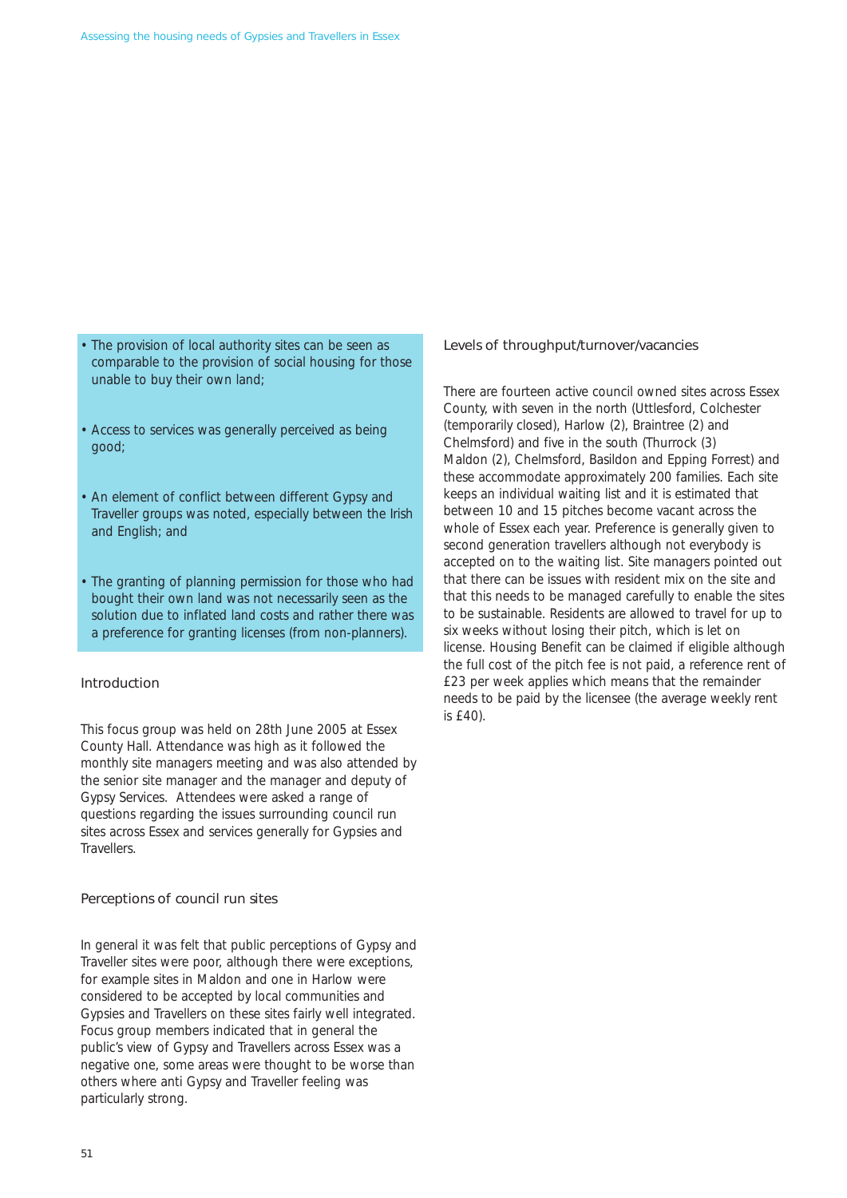- The provision of local authority sites can be seen as comparable to the provision of social housing for those unable to buy their own land;
- Access to services was generally perceived as being good;
- An element of conflict between different Gypsy and Traveller groups was noted, especially between the Irish and English; and
- The granting of planning permission for those who had bought their own land was not necessarily seen as the solution due to inflated land costs and rather there was a preference for granting licenses (from non-planners).

### Introduction

This focus group was held on 28th June 2005 at Essex County Hall. Attendance was high as it followed the monthly site managers meeting and was also attended by the senior site manager and the manager and deputy of Gypsy Services. Attendees were asked a range of questions regarding the issues surrounding council run sites across Essex and services generally for Gypsies and Travellers.

### Perceptions of council run sites

In general it was felt that public perceptions of Gypsy and Traveller sites were poor, although there were exceptions, for example sites in Maldon and one in Harlow were considered to be accepted by local communities and Gypsies and Travellers on these sites fairly well integrated. Focus group members indicated that in general the public's view of Gypsy and Travellers across Essex was a negative one, some areas were thought to be worse than others where anti Gypsy and Traveller feeling was particularly strong.

### Levels of throughput/turnover/vacancies

There are fourteen active council owned sites across Essex County, with seven in the north (Uttlesford, Colchester (temporarily closed), Harlow (2), Braintree (2) and Chelmsford) and five in the south (Thurrock (3) Maldon (2), Chelmsford, Basildon and Epping Forrest) and these accommodate approximately 200 families. Each site keeps an individual waiting list and it is estimated that between 10 and 15 pitches become vacant across the whole of Essex each year. Preference is generally given to second generation travellers although not everybody is accepted on to the waiting list. Site managers pointed out that there can be issues with resident mix on the site and that this needs to be managed carefully to enable the sites to be sustainable. Residents are allowed to travel for up to six weeks without losing their pitch, which is let on license. Housing Benefit can be claimed if eligible although the full cost of the pitch fee is not paid, a reference rent of £23 per week applies which means that the remainder needs to be paid by the licensee (the average weekly rent is £40).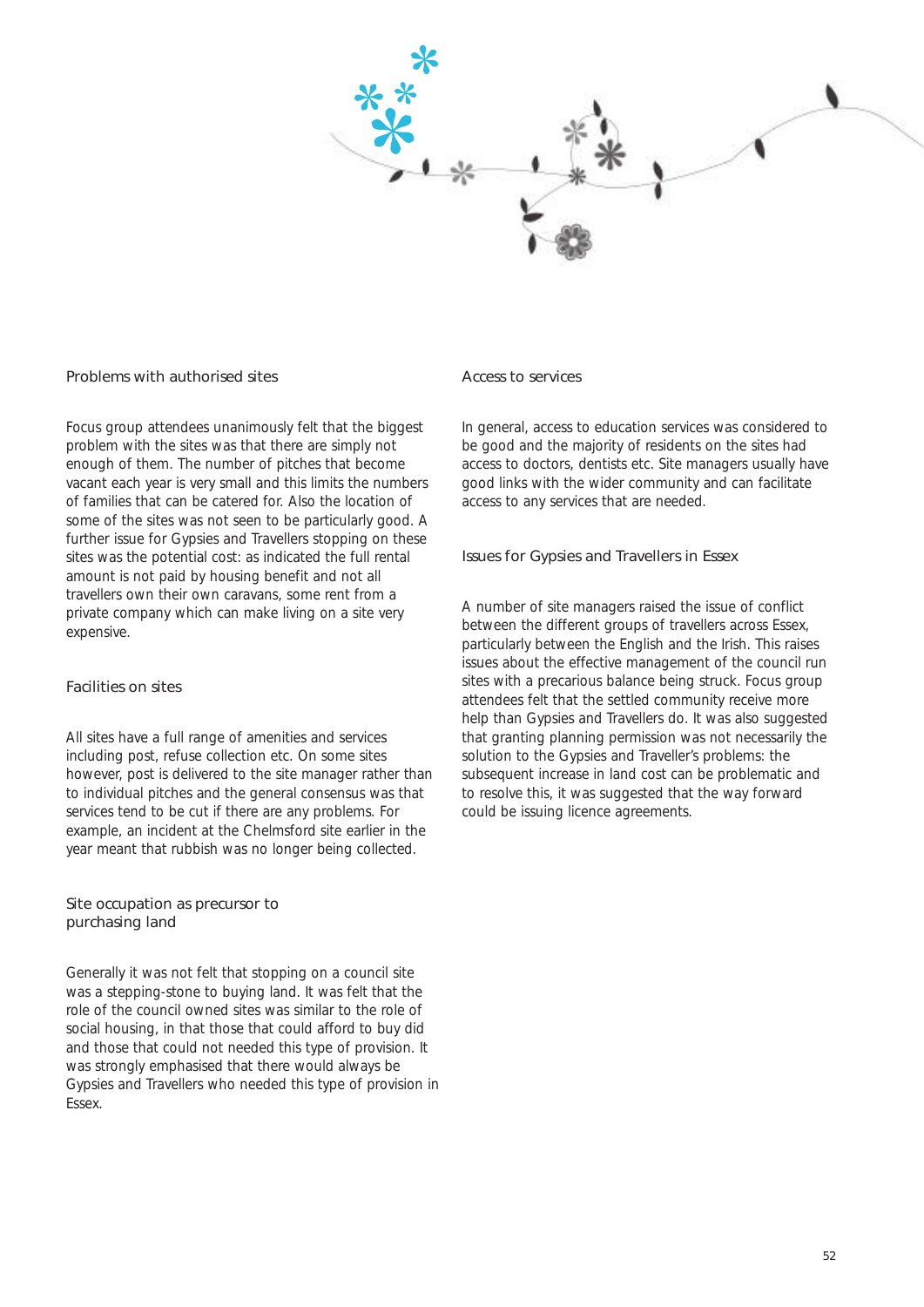### Problems with authorised sites

Focus group attendees unanimously felt that the biggest problem with the sites was that there are simply not enough of them. The number of pitches that become vacant each year is very small and this limits the numbers of families that can be catered for. Also the location of some of the sites was not seen to be particularly good. A further issue for Gypsies and Travellers stopping on these sites was the potential cost: as indicated the full rental amount is not paid by housing benefit and not all travellers own their own caravans, some rent from a private company which can make living on a site very expensive.

### Facilities on sites

All sites have a full range of amenities and services including post, refuse collection etc. On some sites however, post is delivered to the site manager rather than to individual pitches and the general consensus was that services tend to be cut if there are any problems. For example, an incident at the Chelmsford site earlier in the year meant that rubbish was no longer being collected.

### Site occupation as precursor to purchasing land

Generally it was not felt that stopping on a council site was a stepping-stone to buying land. It was felt that the role of the council owned sites was similar to the role of social housing, in that those that could afford to buy did and those that could not needed this type of provision. It was strongly emphasised that there would always be Gypsies and Travellers who needed this type of provision in Essex.

### Access to services

In general, access to education services was considered to be good and the majority of residents on the sites had access to doctors, dentists etc. Site managers usually have good links with the wider community and can facilitate access to any services that are needed.

### Issues for Gypsies and Travellers in Essex

A number of site managers raised the issue of conflict between the different groups of travellers across Essex, particularly between the English and the Irish. This raises issues about the effective management of the council run sites with a precarious balance being struck. Focus group attendees felt that the settled community receive more help than Gypsies and Travellers do. It was also suggested that granting planning permission was not necessarily the solution to the Gypsies and Traveller's problems: the subsequent increase in land cost can be problematic and to resolve this, it was suggested that the way forward could be issuing licence agreements.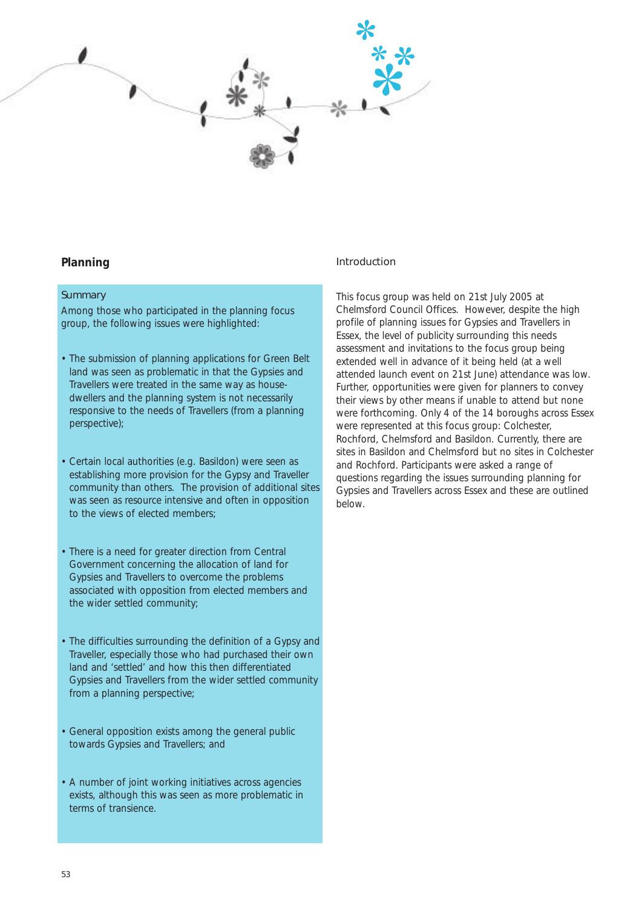## Planning

### Summary

Among those who participated in the planning focus group, the following issues were highlighted:

- The submission of planning applications for Green Belt land was seen as problematic in that the Gypsies and Travellers were treated in the same way as house-dwellers and the planning system is not necessarily responsive to the needs of Travellers (from a planning perspective);
- Certain local authorities (e.g. Basildon) were seen as establishing more provision for the Gypsy and Traveller community than others. The provision of additional sites was seen as resource intensive and often in opposition to the views of elected members;
- There is a need for greater direction from Central Government concerning the allocation of land for Gypsies and Travellers to overcome the problems associated with opposition from elected members and the wider settled community;
- The difficulties surrounding the definition of a Gypsy and Traveller, especially those who had purchased their own land and 'settled' and how this then differentiated Gypsies and Travellers from the wider settled community from a planning perspective;
- General opposition exists among the general public towards Gypsies and Travellers; and
- A number of joint working initiatives across agencies exists, although this was seen as more problematic in terms of transience.

### Introduction

This focus group was held on 21st July 2005 at Chelmsford Council Offices. However, despite the high profile of planning issues for Gypsies and Travellers in Essex, the level of publicity surrounding this needs assessment and invitations to the focus group being extended well in advance of it being held (at a well attended launch event on 21st June) attendance was low. Further, opportunities were given for planners to convey their views by other means if unable to attend but none were forthcoming. Only 4 of the 14 boroughs across Essex were represented at this focus group: Colchester, Rochford, Chelmsford and Basildon. Currently, there are sites in Basildon and Chelmsford but no sites in Colchester and Rochford. Participants were asked a range of questions regarding the issues surrounding planning for Gypsies and Travellers across Essex and these are outlined below.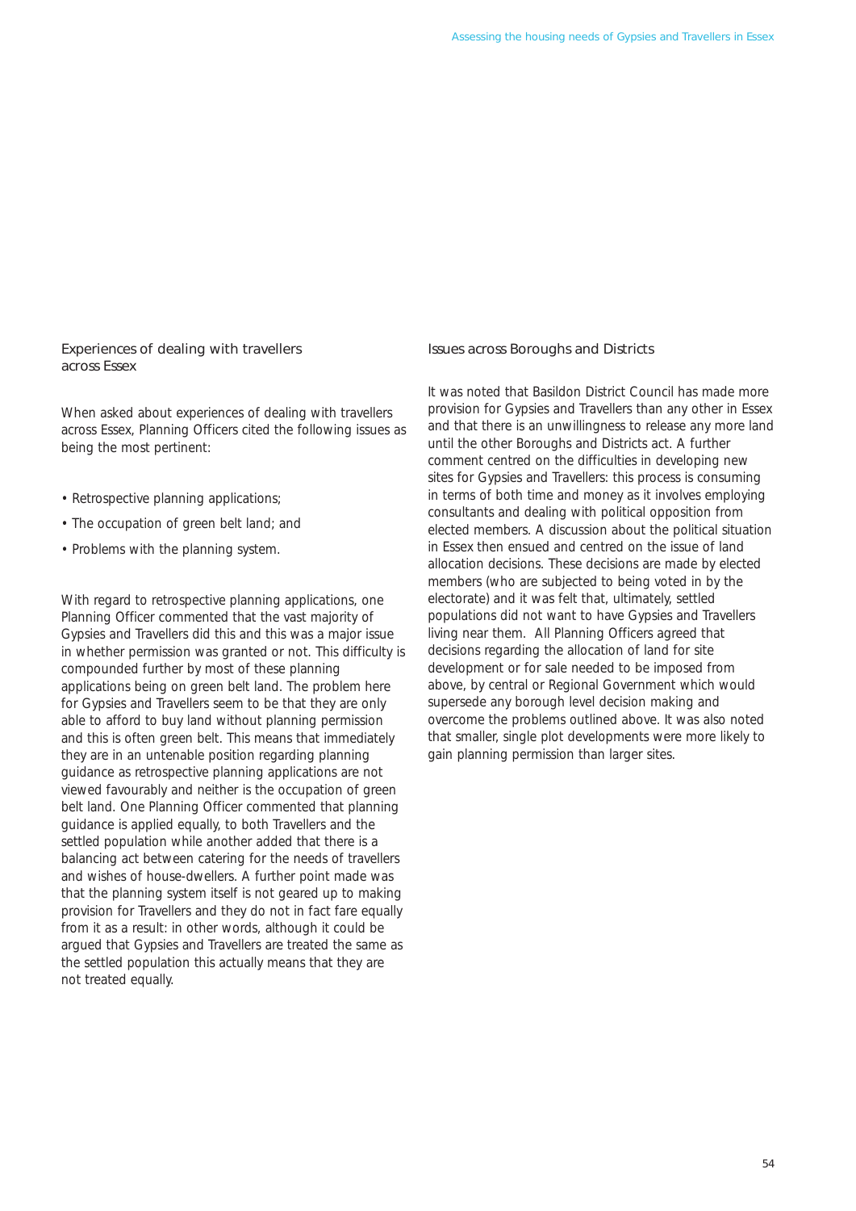## Experiences of dealing with travellers across Essex

When asked about experiences of dealing with travellers across Essex, Planning Officers cited the following issues as being the most pertinent:

- Retrospective planning applications;
- The occupation of green belt land; and
- Problems with the planning system.

With regard to retrospective planning applications, one Planning Officer commented that the vast majority of Gypsies and Travellers did this and this was a major issue in whether permission was granted or not. This difficulty is compounded further by most of these planning applications being on green belt land. The problem here for Gypsies and Travellers seem to be that they are only able to afford to buy land without planning permission and this is often green belt. This means that immediately they are in an untenable position regarding planning guidance as retrospective planning applications are not viewed favourably and neither is the occupation of green belt land. One Planning Officer commented that planning guidance is applied equally, to both Travellers and the settled population while another added that there is a balancing act between catering for the needs of travellers and wishes of house-dwellers. A further point made was that the planning system itself is not geared up to making provision for Travellers and they do not in fact fare equally from it as a result: in other words, although it could be argued that Gypsies and Travellers are treated the same as the settled population this actually means that they are not treated equally.

## Issues across Boroughs and Districts

It was noted that Basildon District Council has made more provision for Gypsies and Travellers than any other in Essex and that there is an unwillingness to release any more land until the other Boroughs and Districts act. A further comment centred on the difficulties in developing new sites for Gypsies and Travellers: this process is consuming in terms of both time and money as it involves employing consultants and dealing with political opposition from elected members. A discussion about the political situation in Essex then ensued and centred on the issue of land allocation decisions. These decisions are made by elected members (who are subjected to being voted in by the electorate) and it was felt that, ultimately, settled populations did not want to have Gypsies and Travellers living near them. All Planning Officers agreed that decisions regarding the allocation of land for site development or for sale needed to be imposed from above, by central or Regional Government which would supersede any borough level decision making and overcome the problems outlined above. It was also noted that smaller, single plot developments were more likely to gain planning permission than larger sites.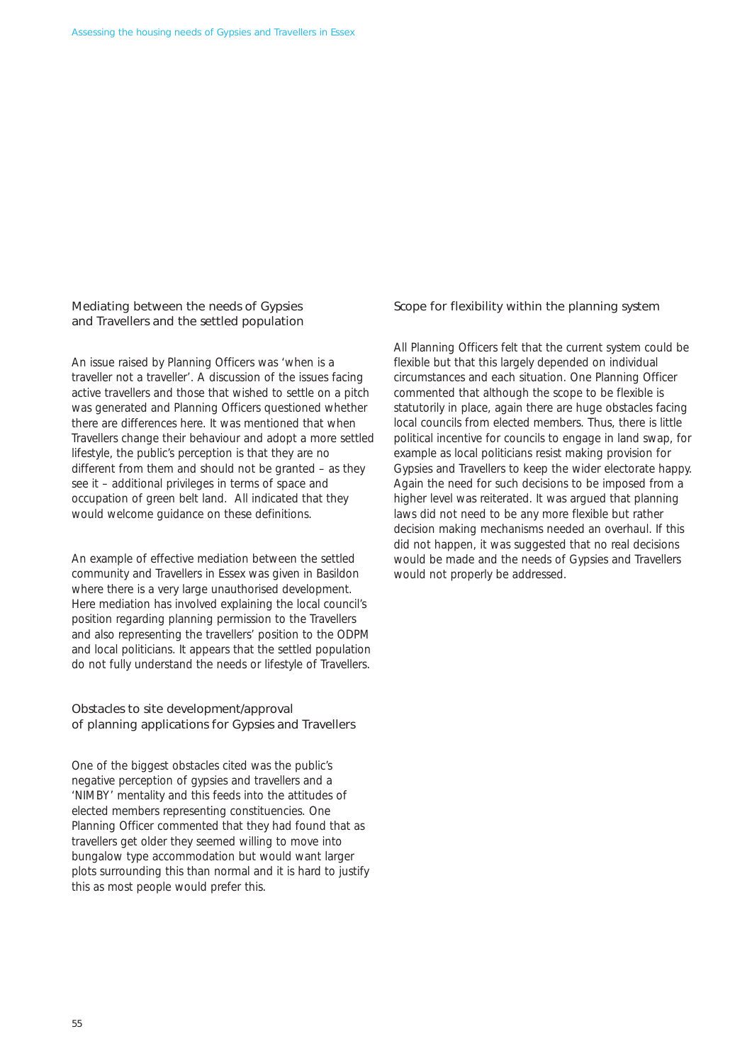### Mediating between the needs of Gypsies and Travellers and the settled population

An issue raised by Planning Officers was 'when is a traveller not a traveller'. A discussion of the issues facing active travellers and those that wished to settle on a pitch was generated and Planning Officers questioned whether there are differences here. It was mentioned that when Travellers change their behaviour and adopt a more settled lifestyle, the public's perception is that they are no different from them and should not be granted – as they see it – additional privileges in terms of space and occupation of green belt land. All indicated that they would welcome guidance on these definitions.

An example of effective mediation between the settled community and Travellers in Essex was given in Basildon where there is a very large unauthorised development. Here mediation has involved explaining the local council's position regarding planning permission to the Travellers and also representing the travellers' position to the ODPM and local politicians. It appears that the settled population do not fully understand the needs or lifestyle of Travellers.

### Obstacles to site development/approval of planning applications for Gypsies and Travellers

One of the biggest obstacles cited was the public's negative perception of gypsies and travellers and a 'NIMBY' mentality and this feeds into the attitudes of elected members representing constituencies. One Planning Officer commented that they had found that as travellers get older they seemed willing to move into bungalow type accommodation but would want larger plots surrounding this than normal and it is hard to justify this as most people would prefer this.

### Scope for flexibility within the planning system

All Planning Officers felt that the current system could be flexible but that this largely depended on individual circumstances and each situation. One Planning Officer commented that although the scope to be flexible is statutorily in place, again there are huge obstacles facing local councils from elected members. Thus, there is little political incentive for councils to engage in land swap, for example as local politicians resist making provision for Gypsies and Travellers to keep the wider electorate happy. Again the need for such decisions to be imposed from a higher level was reiterated. It was argued that planning laws did not need to be any more flexible but rather decision making mechanisms needed an overhaul. If this did not happen, it was suggested that no real decisions would be made and the needs of Gypsies and Travellers would not properly be addressed.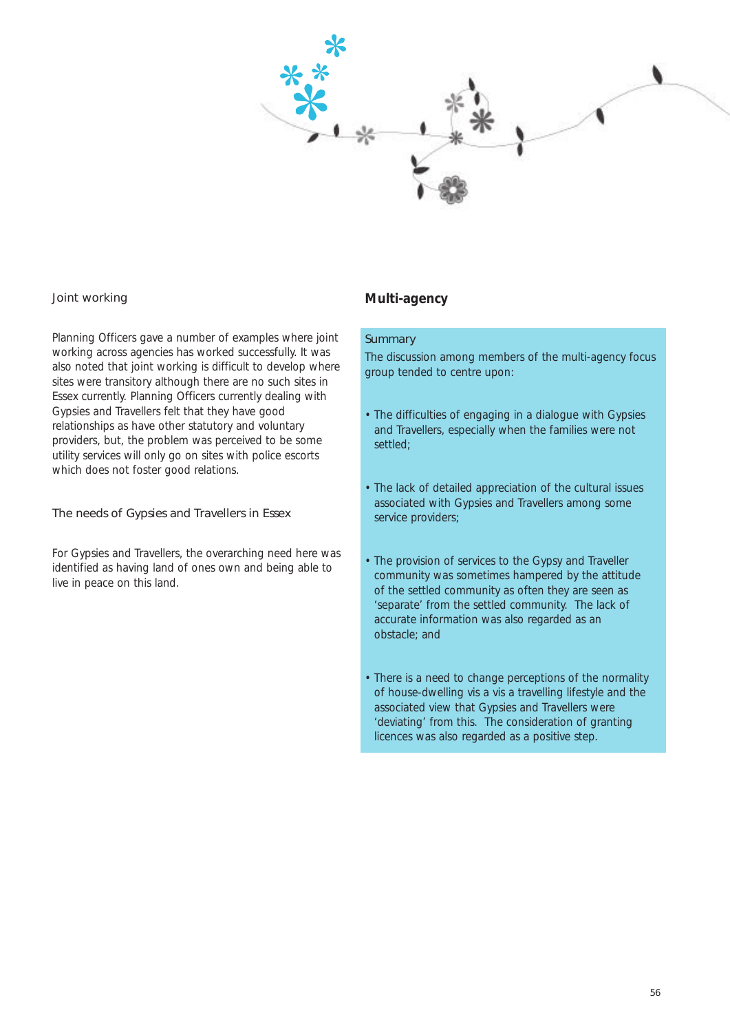### Joint working

Planning Officers gave a number of examples where joint working across agencies has worked successfully. It was also noted that joint working is difficult to develop where sites were transitory although there are no such sites in Essex currently. Planning Officers currently dealing with Gypsies and Travellers felt that they have good relationships as have other statutory and voluntary providers, but, the problem was perceived to be some utility services will only go on sites with police escorts which does not foster good relations.

### The needs of Gypsies and Travellers in Essex

For Gypsies and Travellers, the overarching need here was identified as having land of ones own and being able to live in peace on this land.

## Multi-agency

### Summary

The discussion among members of the multi-agency focus group tended to centre upon:

- The difficulties of engaging in a dialogue with Gypsies and Travellers, especially when the families were not settled;
- The lack of detailed appreciation of the cultural issues associated with Gypsies and Travellers among some service providers;
- The provision of services to the Gypsy and Traveller community was sometimes hampered by the attitude of the settled community as often they are seen as 'separate' from the settled community. The lack of accurate information was also regarded as an obstacle; and
- There is a need to change perceptions of the normality of house-dwelling vis a vis a travelling lifestyle and the associated view that Gypsies and Travellers were 'deviating' from this. The consideration of granting licences was also regarded as a positive step.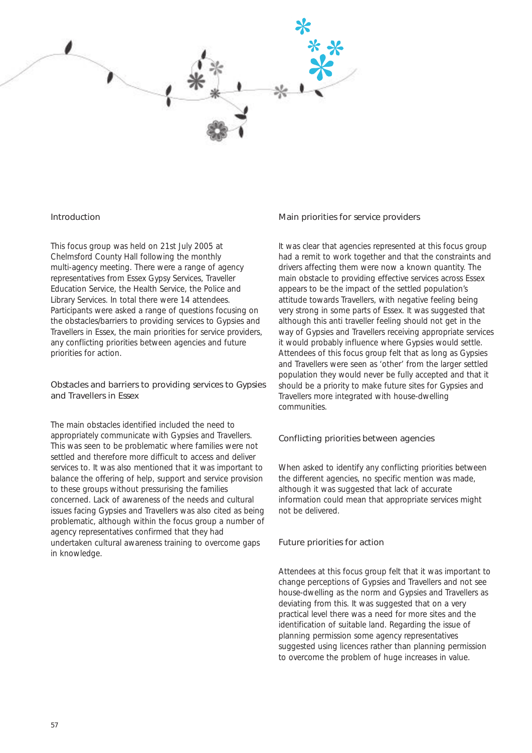## Introduction

This focus group was held on 21st July 2005 at Chelmsford County Hall following the monthly multi-agency meeting. There were a range of agency representatives from Essex Gypsy Services, Traveller Education Service, the Health Service, the Police and Library Services. In total there were 14 attendees. Participants were asked a range of questions focusing on the obstacles/barriers to providing services to Gypsies and Travellers in Essex, the main priorities for service providers, any conflicting priorities between agencies and future priorities for action.

## Obstacles and barriers to providing services to Gypsies and Travellers in Essex

The main obstacles identified included the need to appropriately communicate with Gypsies and Travellers. This was seen to be problematic where families were not settled and therefore more difficult to access and deliver services to. It was also mentioned that it was important to balance the offering of help, support and service provision to these groups without pressurising the families concerned. Lack of awareness of the needs and cultural issues facing Gypsies and Travellers was also cited as being problematic, although within the focus group a number of agency representatives confirmed that they had undertaken cultural awareness training to overcome gaps in knowledge.

## Main priorities for service providers

It was clear that agencies represented at this focus group had a remit to work together and that the constraints and drivers affecting them were now a known quantity. The main obstacle to providing effective services across Essex appears to be the impact of the settled population's attitude towards Travellers, with negative feeling being very strong in some parts of Essex. It was suggested that although this anti traveller feeling should not get in the way of Gypsies and Travellers receiving appropriate services it would probably influence where Gypsies would settle. Attendees of this focus group felt that as long as Gypsies and Travellers were seen as 'other' from the larger settled population they would never be fully accepted and that it should be a priority to make future sites for Gypsies and Travellers more integrated with house-dwelling communities.

## Conflicting priorities between agencies

When asked to identify any conflicting priorities between the different agencies, no specific mention was made, although it was suggested that lack of accurate information could mean that appropriate services might not be delivered.

## Future priorities for action

Attendees at this focus group felt that it was important to change perceptions of Gypsies and Travellers and not see house-dwelling as the norm and Gypsies and Travellers as deviating from this. It was suggested that on a very practical level there was a need for more sites and the identification of suitable land. Regarding the issue of planning permission some agency representatives suggested using licences rather than planning permission to overcome the problem of huge increases in value.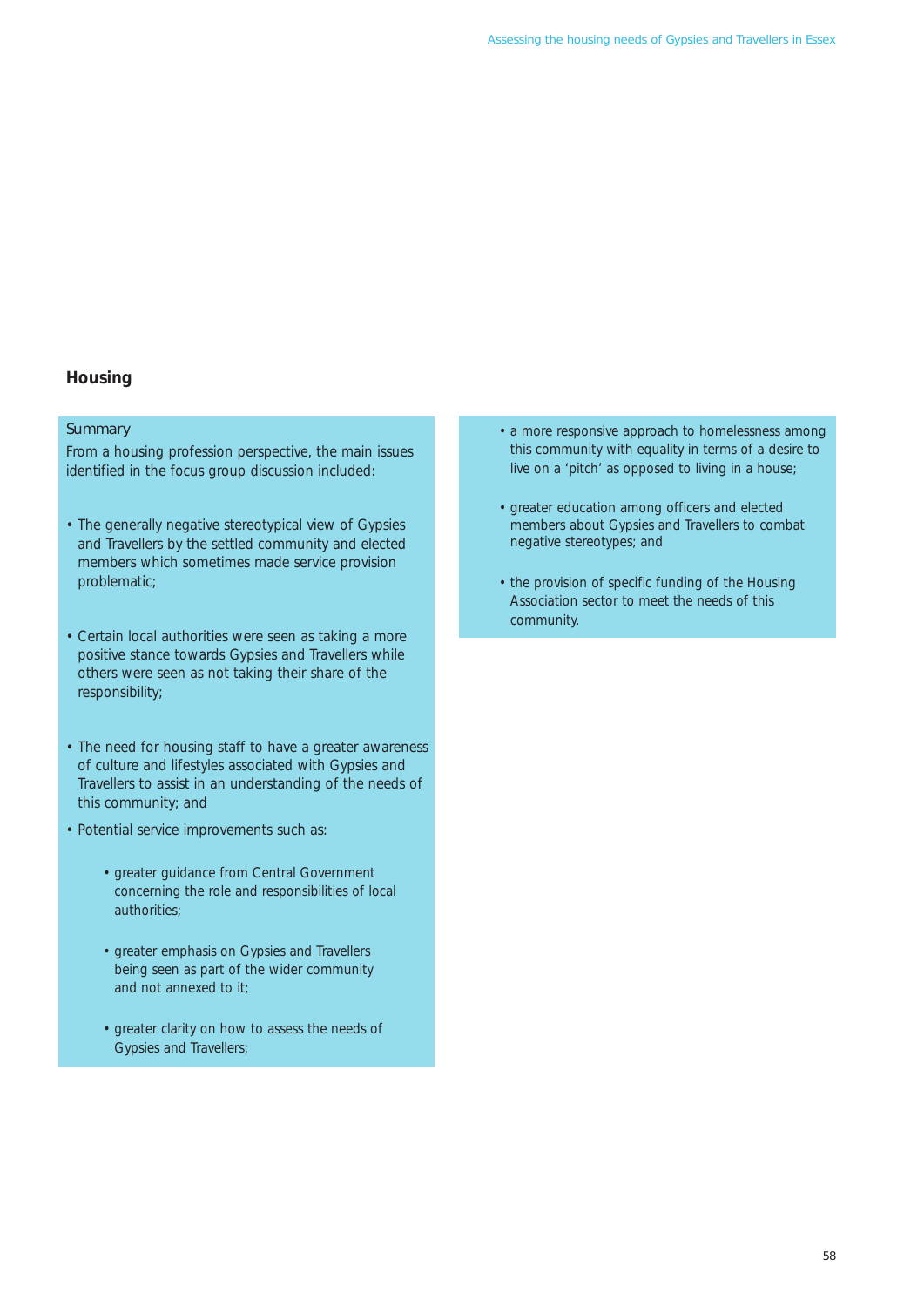## Housing

Summary

From a housing profession perspective, the main issues identified in the focus group discussion included:

- The generally negative stereotypical view of Gypsies and Travellers by the settled community and elected members which sometimes made service provision problematic;
- Certain local authorities were seen as taking a more positive stance towards Gypsies and Travellers while others were seen as not taking their share of the responsibility;
- The need for housing staff to have a greater awareness of culture and lifestyles associated with Gypsies and Travellers to assist in an understanding of the needs of this community; and
- Potential service improvements such as:
    - greater guidance from Central Government concerning the role and responsibilities of local authorities;
    - greater emphasis on Gypsies and Travellers being seen as part of the wider community and not annexed to it;
    - greater clarity on how to assess the needs of Gypsies and Travellers;
    - a more responsive approach to homelessness among this community with equality in terms of a desire to live on a 'pitch' as opposed to living in a house;
    - greater education among officers and elected members about Gypsies and Travellers to combat negative stereotypes; and
    - the provision of specific funding of the Housing Association sector to meet the needs of this community.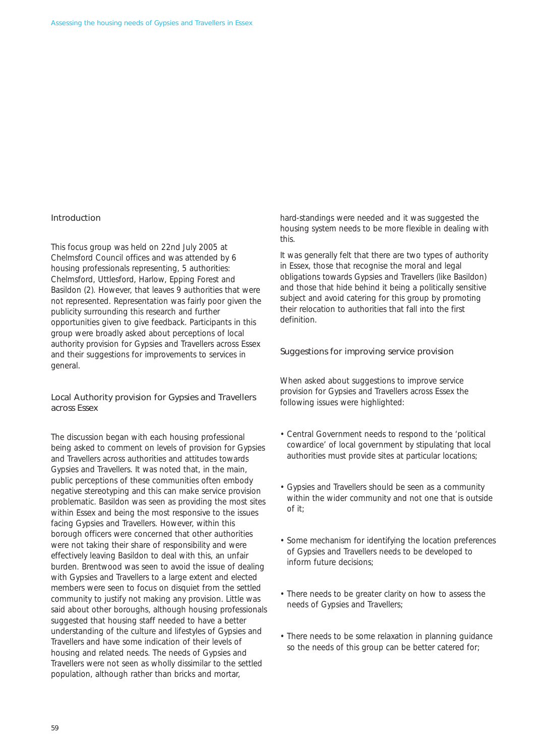## Introduction

This focus group was held on 22nd July 2005 at Chelmsford Council offices and was attended by 6 housing professionals representing, 5 authorities: Chelmsford, Uttlesford, Harlow, Epping Forest and Basildon (2). However, that leaves 9 authorities that were not represented. Representation was fairly poor given the publicity surrounding this research and further opportunities given to give feedback. Participants in this group were broadly asked about perceptions of local authority provision for Gypsies and Travellers across Essex and their suggestions for improvements to services in general.

## Local Authority provision for Gypsies and Travellers across Essex

The discussion began with each housing professional being asked to comment on levels of provision for Gypsies and Travellers across authorities and attitudes towards Gypsies and Travellers. It was noted that, in the main, public perceptions of these communities often embody negative stereotyping and this can make service provision problematic. Basildon was seen as providing the most sites within Essex and being the most responsive to the issues facing Gypsies and Travellers. However, within this borough officers were concerned that other authorities were not taking their share of responsibility and were effectively leaving Basildon to deal with this, an unfair burden. Brentwood was seen to avoid the issue of dealing with Gypsies and Travellers to a large extent and elected members were seen to focus on disquiet from the settled community to justify not making any provision. Little was said about other boroughs, although housing professionals suggested that housing staff needed to have a better understanding of the culture and lifestyles of Gypsies and Travellers and have some indication of their levels of housing and related needs. The needs of Gypsies and Travellers were not seen as wholly dissimilar to the settled population, although rather than bricks and mortar, hard-standings were needed and it was suggested the housing system needs to be more flexible in dealing with this.

It was generally felt that there are two types of authority in Essex, those that recognise the moral and legal obligations towards Gypsies and Travellers (like Basildon) and those that hide behind it being a politically sensitive subject and avoid catering for this group by promoting their relocation to authorities that fall into the first definition.

## Suggestions for improving service provision

When asked about suggestions to improve service provision for Gypsies and Travellers across Essex the following issues were highlighted:

- Central Government needs to respond to the 'political cowardice' of local government by stipulating that local authorities must provide sites at particular locations;
- Gypsies and Travellers should be seen as a community within the wider community and not one that is outside of it;
- Some mechanism for identifying the location preferences of Gypsies and Travellers needs to be developed to inform future decisions;
- There needs to be greater clarity on how to assess the needs of Gypsies and Travellers;
- There needs to be some relaxation in planning guidance so the needs of this group can be better catered for;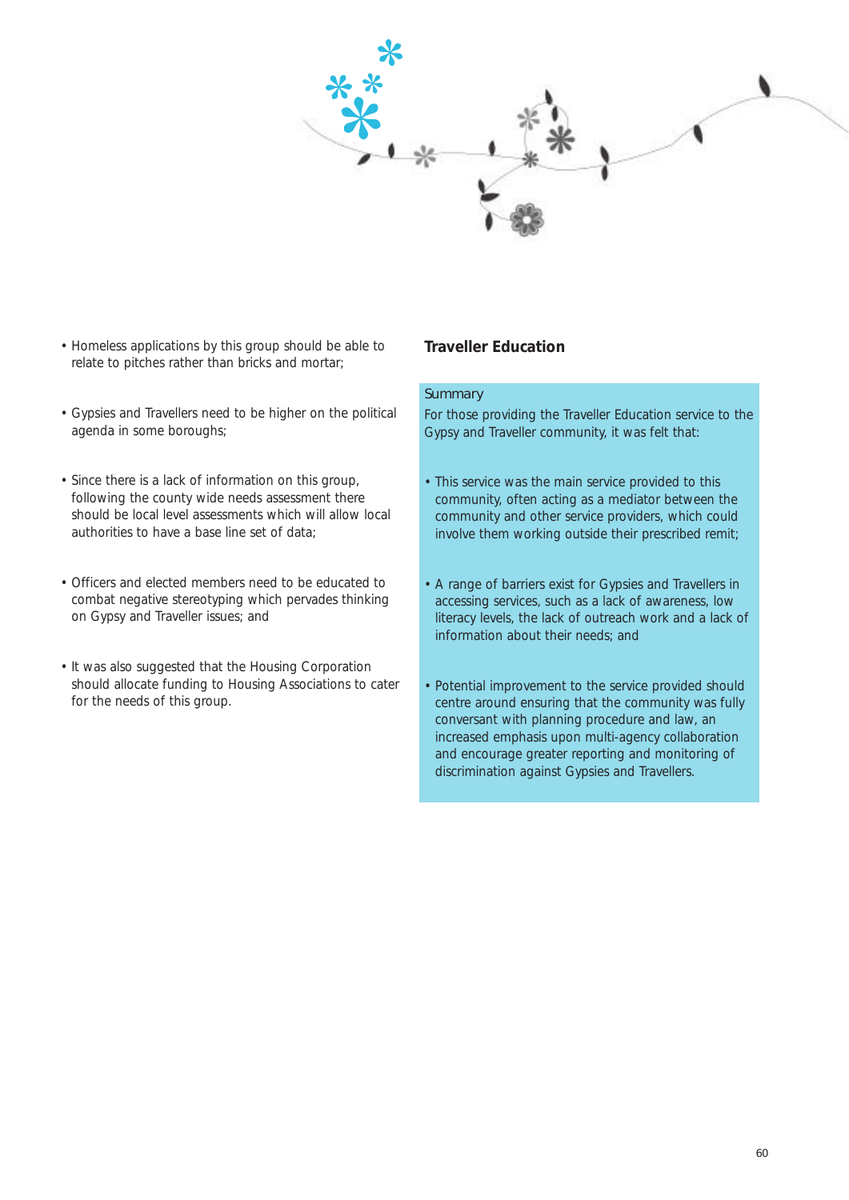- Homeless applications by this group should be able to relate to pitches rather than bricks and mortar;

- Gypsies and Travellers need to be higher on the political agenda in some boroughs;

- Since there is a lack of information on this group, following the county wide needs assessment there should be local level assessments which will allow local authorities to have a base line set of data;

- Officers and elected members need to be educated to combat negative stereotyping which pervades thinking on Gypsy and Traveller issues; and

- It was also suggested that the Housing Corporation should allocate funding to Housing Associations to cater for the needs of this group.

## Traveller Education

Summary

For those providing the Traveller Education service to the Gypsy and Traveller community, it was felt that:

- This service was the main service provided to this community, often acting as a mediator between the community and other service providers, which could involve them working outside their prescribed remit;

- A range of barriers exist for Gypsies and Travellers in accessing services, such as a lack of awareness, low literacy levels, the lack of outreach work and a lack of information about their needs; and

- Potential improvement to the service provided should centre around ensuring that the community was fully conversant with planning procedure and law, an increased emphasis upon multi-agency collaboration and encourage greater reporting and monitoring of discrimination against Gypsies and Travellers.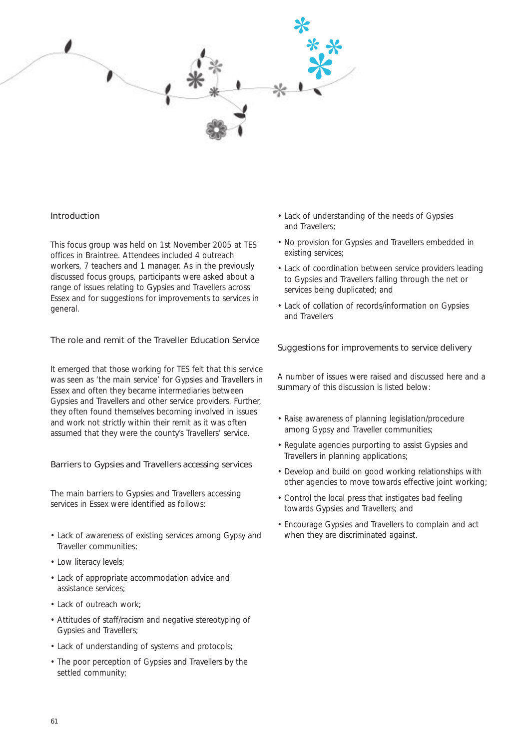## Introduction

This focus group was held on 1st November 2005 at TES offices in Braintree. Attendees included 4 outreach workers, 7 teachers and 1 manager. As in the previously discussed focus groups, participants were asked about a range of issues relating to Gypsies and Travellers across Essex and for suggestions for improvements to services in general.

## The role and remit of the Traveller Education Service

It emerged that those working for TES felt that this service was seen as 'the main service' for Gypsies and Travellers in Essex and often they became intermediaries between Gypsies and Travellers and other service providers. Further, they often found themselves becoming involved in issues and work not strictly within their remit as it was often assumed that they were the county's Travellers' service.

## Barriers to Gypsies and Travellers accessing services

The main barriers to Gypsies and Travellers accessing services in Essex were identified as follows:

- Lack of awareness of existing services among Gypsy and Traveller communities;
- Low literacy levels;
- Lack of appropriate accommodation advice and assistance services;
- Lack of outreach work;
- Attitudes of staff/racism and negative stereotyping of Gypsies and Travellers;
- Lack of understanding of systems and protocols;
- The poor perception of Gypsies and Travellers by the settled community;
- Lack of understanding of the needs of Gypsies and Travellers;
- No provision for Gypsies and Travellers embedded in existing services;
- Lack of coordination between service providers leading to Gypsies and Travellers falling through the net or services being duplicated; and
- Lack of collation of records/information on Gypsies and Travellers

## Suggestions for improvements to service delivery

A number of issues were raised and discussed here and a summary of this discussion is listed below:

- Raise awareness of planning legislation/procedure among Gypsy and Traveller communities;
- Regulate agencies purporting to assist Gypsies and Travellers in planning applications;
- Develop and build on good working relationships with other agencies to move towards effective joint working;
- Control the local press that instigates bad feeling towards Gypsies and Travellers; and
- Encourage Gypsies and Travellers to complain and act when they are discriminated against.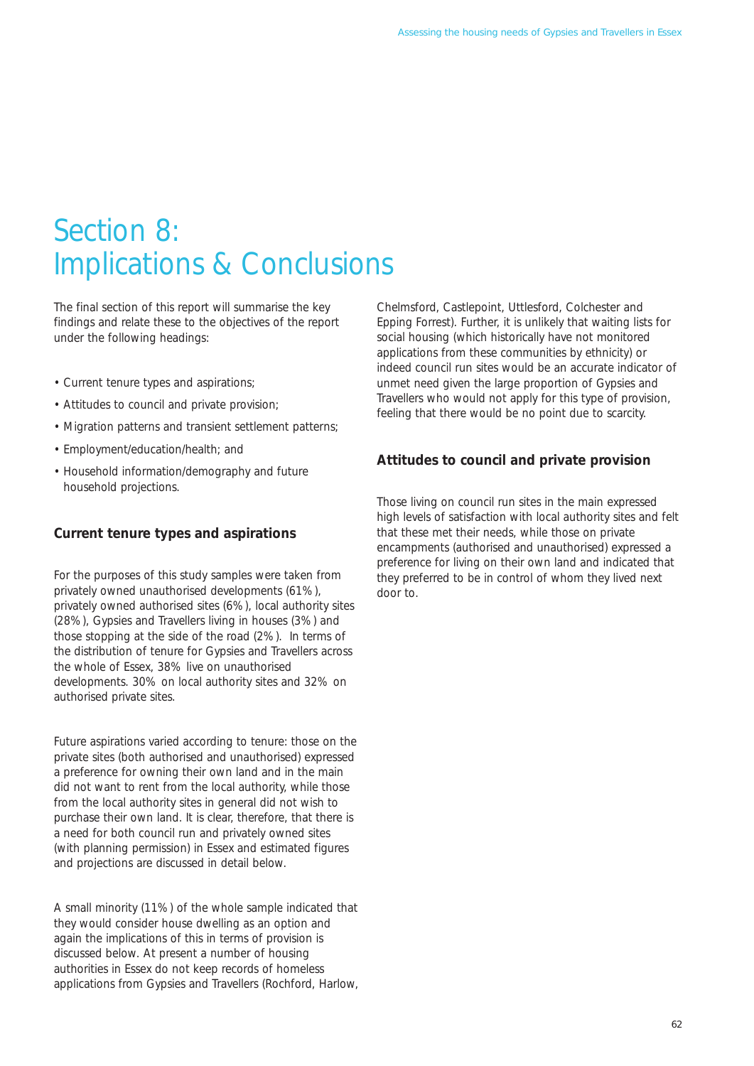# Section 8: Implications & Conclusions

The final section of this report will summarise the key findings and relate these to the objectives of the report under the following headings:

- Current tenure types and aspirations;
- Attitudes to council and private provision;
- Migration patterns and transient settlement patterns;
- Employment/education/health; and
- Household information/demography and future household projections.

### Current tenure types and aspirations

For the purposes of this study samples were taken from privately owned unauthorised developments (61%), privately owned authorised sites (6%), local authority sites (28%), Gypsies and Travellers living in houses (3%) and those stopping at the side of the road (2%). In terms of the distribution of tenure for Gypsies and Travellers across the whole of Essex, 38% live on unauthorised developments. 30% on local authority sites and 32% on authorised private sites.

Future aspirations varied according to tenure: those on the private sites (both authorised and unauthorised) expressed a preference for owning their own land and in the main did not want to rent from the local authority, while those from the local authority sites in general did not wish to purchase their own land. It is clear, therefore, that there is a need for both council run and privately owned sites (with planning permission) in Essex and estimated figures and projections are discussed in detail below.

A small minority (11%) of the whole sample indicated that they would consider house dwelling as an option and again the implications of this in terms of provision is discussed below. At present a number of housing authorities in Essex do not keep records of homeless applications from Gypsies and Travellers (Rochford, Harlow, Chelmsford, Castlepoint, Uttlesford, Colchester and Epping Forrest). Further, it is unlikely that waiting lists for social housing (which historically have not monitored applications from these communities by ethnicity) or indeed council run sites would be an accurate indicator of unmet need given the large proportion of Gypsies and Travellers who would not apply for this type of provision, feeling that there would be no point due to scarcity.

### Attitudes to council and private provision

Those living on council run sites in the main expressed high levels of satisfaction with local authority sites and felt that these met their needs, while those on private encampments (authorised and unauthorised) expressed a preference for living on their own land and indicated that they preferred to be in control of whom they lived next door to.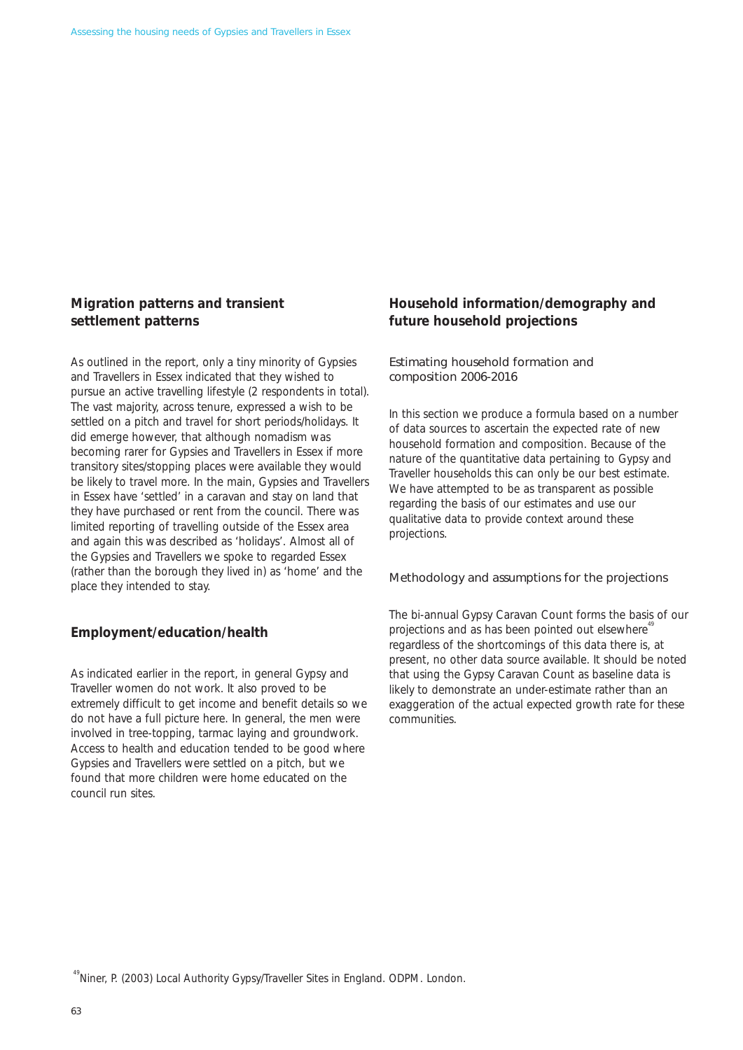## Migration patterns and transient settlement patterns

As outlined in the report, only a tiny minority of Gypsies and Travellers in Essex indicated that they wished to pursue an active travelling lifestyle (2 respondents in total). The vast majority, across tenure, expressed a wish to be settled on a pitch and travel for short periods/holidays. It did emerge however, that although nomadism was becoming rarer for Gypsies and Travellers in Essex if more transitory sites/stopping places were available they would be likely to travel more. In the main, Gypsies and Travellers in Essex have 'settled' in a caravan and stay on land that they have purchased or rent from the council. There was limited reporting of travelling outside of the Essex area and again this was described as 'holidays'. Almost all of the Gypsies and Travellers we spoke to regarded Essex (rather than the borough they lived in) as 'home' and the place they intended to stay.

## Employment/education/health

As indicated earlier in the report, in general Gypsy and Traveller women do not work. It also proved to be extremely difficult to get income and benefit details so we do not have a full picture here. In general, the men were involved in tree-topping, tarmac laying and groundwork. Access to health and education tended to be good where Gypsies and Travellers were settled on a pitch, but we found that more children were home educated on the council run sites.

## Household information/demography and future household projections

### Estimating household formation and composition 2006-2016

In this section we produce a formula based on a number of data sources to ascertain the expected rate of new household formation and composition. Because of the nature of the quantitative data pertaining to Gypsy and Traveller households this can only be our best estimate. We have attempted to be as transparent as possible regarding the basis of our estimates and use our qualitative data to provide context around these projections.

### Methodology and assumptions for the projections

The bi-annual Gypsy Caravan Count forms the basis of our projections and as has been pointed out elsewhere[49] regardless of the shortcomings of this data there is, at present, no other data source available. It should be noted that using the Gypsy Caravan Count as baseline data is likely to demonstrate an under-estimate rather than an exaggeration of the actual expected growth rate for these communities.

[49] Niner, P. (2003) Local Authority Gypsy/Traveller Sites in England. ODPM. London.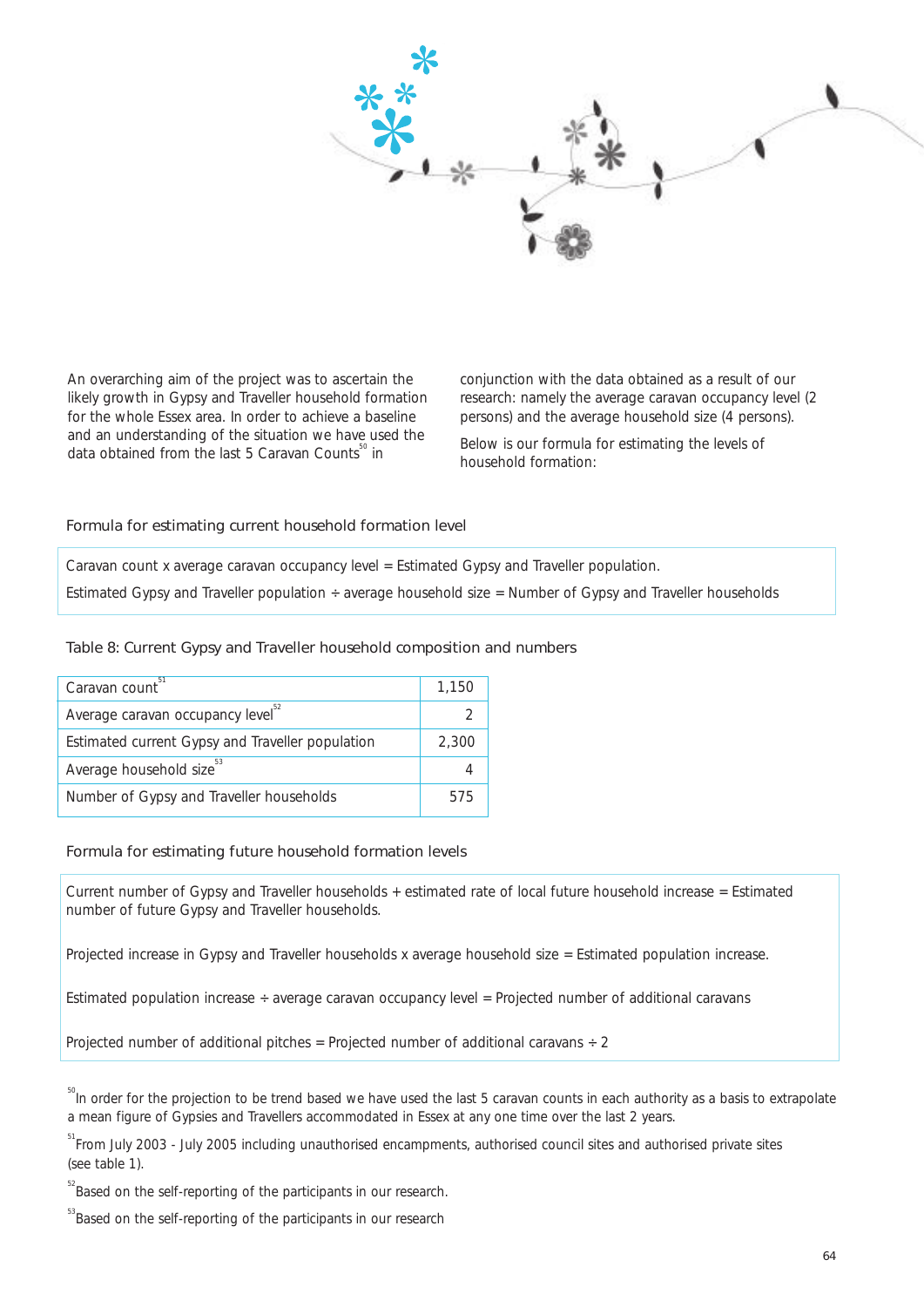An overarching aim of the project was to ascertain the likely growth in Gypsy and Traveller household formation for the whole Essex area. In order to achieve a baseline and an understanding of the situation we have used the data obtained from the last 5 Caravan Counts[50] in conjunction with the data obtained as a result of our research: namely the average caravan occupancy level (2 persons) and the average household size (4 persons).

Below is our formula for estimating the levels of household formation:

### Formula for estimating current household formation level

Caravan count x average caravan occupancy level = Estimated Gypsy and Traveller population.

Estimated Gypsy and Traveller population ÷ average household size = Number of Gypsy and Traveller households

### Table 8: Current Gypsy and Traveller household composition and numbers

| | |
|---|---|
| Caravan count[51] | 1,150 |
| Average caravan occupancy level[52] | 2 |
| Estimated current Gypsy and Traveller population | 2,300 |
| Average household size[53] | 4 |
| Number of Gypsy and Traveller households | 575 |

### Formula for estimating future household formation levels

Current number of Gypsy and Traveller households + estimated rate of local future household increase = Estimated number of future Gypsy and Traveller households.

Projected increase in Gypsy and Traveller households x average household size = Estimated population increase.

Estimated population increase ÷ average caravan occupancy level = Projected number of additional caravans

Projected number of additional pitches = Projected number of additional caravans ÷ 2

[50] In order for the projection to be trend based we have used the last 5 caravan counts in each authority as a basis to extrapolate a mean figure of Gypsies and Travellers accommodated in Essex at any one time over the last 2 years.

[51] From July 2003 - July 2005 including unauthorised encampments, authorised council sites and authorised private sites (see table 1).

[52] Based on the self-reporting of the participants in our research.

[53] Based on the self-reporting of the participants in our research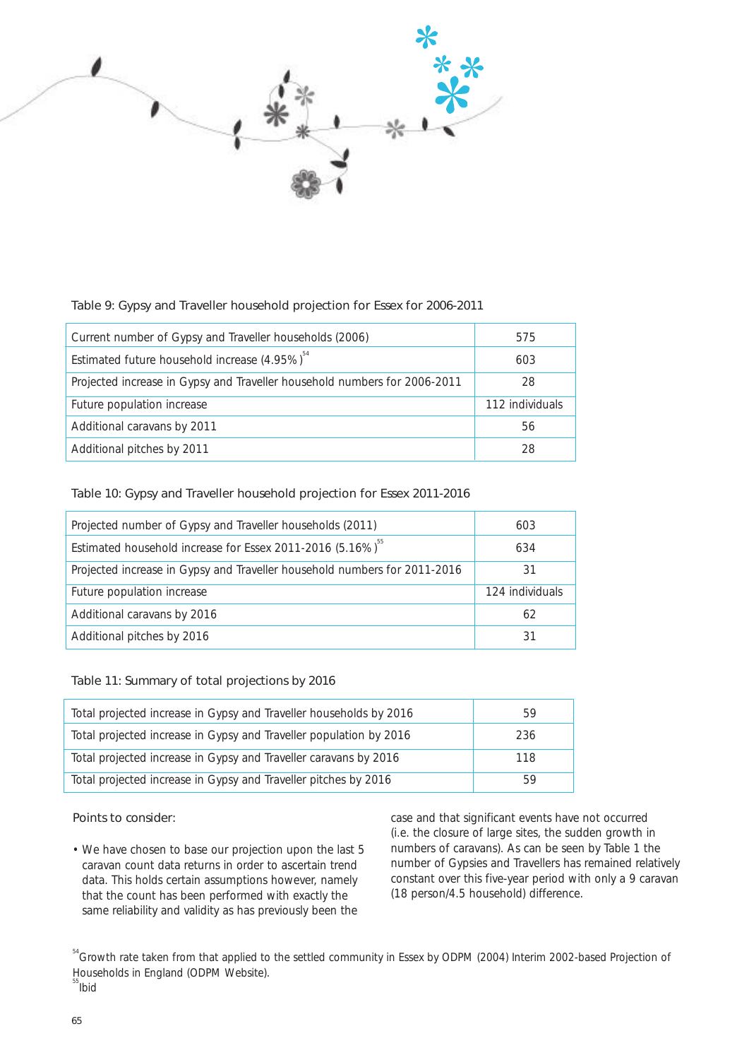Table 9: Gypsy and Traveller household projection for Essex for 2006-2011

| | |
|---|---|
| Current number of Gypsy and Traveller households (2006) | 575 |
| Estimated future household increase (4.95%)[54] | 603 |
| Projected increase in Gypsy and Traveller household numbers for 2006-2011 | 28 |
| Future population increase | 112 individuals |
| Additional caravans by 2011 | 56 |
| Additional pitches by 2011 | 28 |

Table 10: Gypsy and Traveller household projection for Essex 2011-2016

| | |
|---|---|
| Projected number of Gypsy and Traveller households (2011) | 603 |
| Estimated household increase for Essex 2011-2016 (5.16%)[55] | 634 |
| Projected increase in Gypsy and Traveller household numbers for 2011-2016 | 31 |
| Future population increase | 124 individuals |
| Additional caravans by 2016 | 62 |
| Additional pitches by 2016 | 31 |

Table 11: Summary of total projections by 2016

| | |
|---|---|
| Total projected increase in Gypsy and Traveller households by 2016 | 59 |
| Total projected increase in Gypsy and Traveller population by 2016 | 236 |
| Total projected increase in Gypsy and Traveller caravans by 2016 | 118 |
| Total projected increase in Gypsy and Traveller pitches by 2016 | 59 |

Points to consider:

- We have chosen to base our projection upon the last 5 caravan count data returns in order to ascertain trend data. This holds certain assumptions however, namely that the count has been performed with exactly the same reliability and validity as has previously been the case and that significant events have not occurred (i.e. the closure of large sites, the sudden growth in numbers of caravans). As can be seen by Table 1 the number of Gypsies and Travellers has remained relatively constant over this five-year period with only a 9 caravan (18 person/4.5 household) difference.

[54] Growth rate taken from that applied to the settled community in Essex by ODPM (2004) Interim 2002-based Projection of Households in England (ODPM Website).

[55] Ibid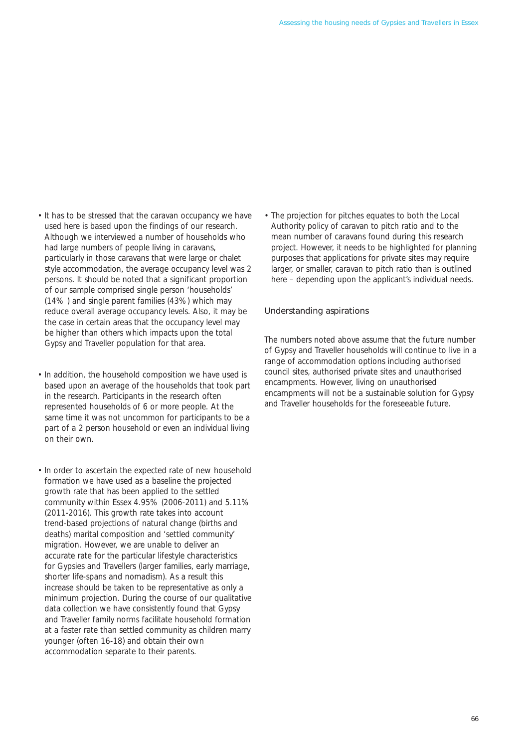- It has to be stressed that the caravan occupancy we have used here is based upon the findings of our research. Although we interviewed a number of households who had large numbers of people living in caravans, particularly in those caravans that were large or chalet style accommodation, the average occupancy level was 2 persons. It should be noted that a significant proportion of our sample comprised single person 'households' (14% ) and single parent families (43%) which may reduce overall average occupancy levels. Also, it may be the case in certain areas that the occupancy level may be higher than others which impacts upon the total Gypsy and Traveller population for that area.

- In addition, the household composition we have used is based upon an average of the households that took part in the research. Participants in the research often represented households of 6 or more people. At the same time it was not uncommon for participants to be a part of a 2 person household or even an individual living on their own.

- In order to ascertain the expected rate of new household formation we have used as a baseline the projected growth rate that has been applied to the settled community within Essex 4.95% (2006-2011) and 5.11% (2011-2016). This growth rate takes into account trend-based projections of natural change (births and deaths) marital composition and 'settled community' migration. However, we are unable to deliver an accurate rate for the particular lifestyle characteristics for Gypsies and Travellers (larger families, early marriage, shorter life-spans and nomadism). As a result this increase should be taken to be representative as only a minimum projection. During the course of our qualitative data collection we have consistently found that Gypsy and Traveller family norms facilitate household formation at a faster rate than settled community as children marry younger (often 16-18) and obtain their own accommodation separate to their parents.

- The projection for pitches equates to both the Local Authority policy of caravan to pitch ratio and to the mean number of caravans found during this research project. However, it needs to be highlighted for planning purposes that applications for private sites may require larger, or smaller, caravan to pitch ratio than is outlined here – depending upon the applicant's individual needs.

## Understanding aspirations

The numbers noted above assume that the future number of Gypsy and Traveller households will continue to live in a range of accommodation options including authorised council sites, authorised private sites and unauthorised encampments. However, living on unauthorised encampments will not be a sustainable solution for Gypsy and Traveller households for the foreseeable future.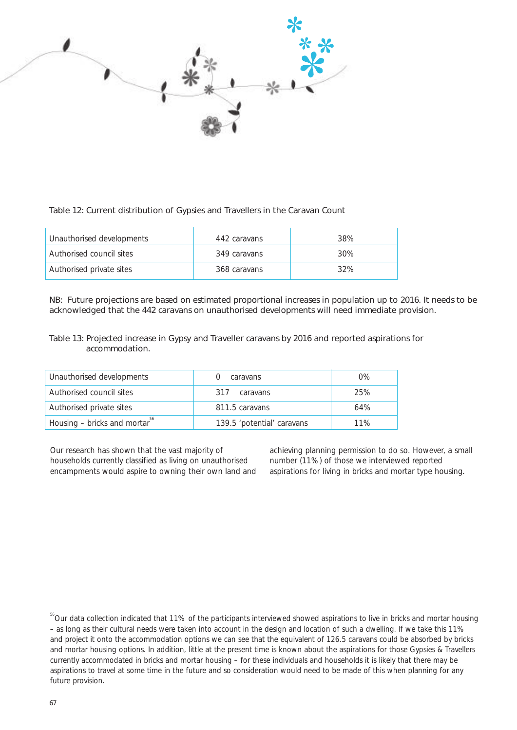Table 12: Current distribution of Gypsies and Travellers in the Caravan Count

| Unauthorised developments | 442 caravans | 38% |
|---|---|---|
| Authorised council sites | 349 caravans | 30% |
| Authorised private sites | 368 caravans | 32% |

NB: Future projections are based on estimated proportional increases in population up to 2016. It needs to be acknowledged that the 442 caravans on unauthorised developments will need immediate provision.

Table 13: Projected increase in Gypsy and Traveller caravans by 2016 and reported aspirations for accommodation.

| Unauthorised developments | 0 caravans | 0% |
|---|---|---|
| Authorised council sites | 317 caravans | 25% |
| Authorised private sites | 811.5 caravans | 64% |
| Housing – bricks and mortar[56] | 139.5 'potential' caravans | 11% |

Our research has shown that the vast majority of households currently classified as living on unauthorised encampments would aspire to owning their own land and achieving planning permission to do so. However, a small number (11%) of those we interviewed reported aspirations for living in bricks and mortar type housing.

[56]Our data collection indicated that 11% of the participants interviewed showed aspirations to live in bricks and mortar housing – as long as their cultural needs were taken into account in the design and location of such a dwelling. If we take this 11% and project it onto the accommodation options we can see that the equivalent of 126.5 caravans could be absorbed by bricks and mortar housing options. In addition, little at the present time is known about the aspirations for those Gypsies & Travellers currently accommodated in bricks and mortar housing – for these individuals and households it is likely that there may be aspirations to travel at some time in the future and so consideration would need to be made of this when planning for any future provision.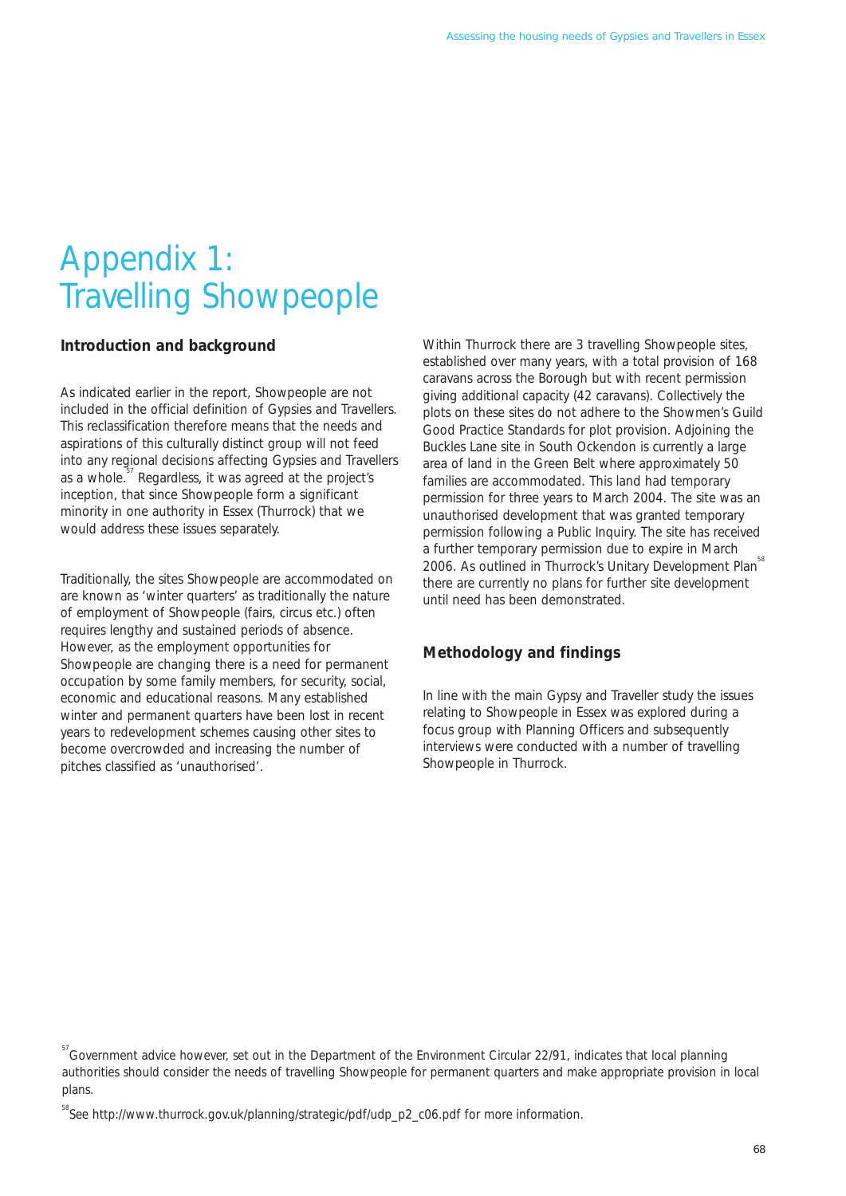# Appendix 1: Travelling Showpeople

## Introduction and background

As indicated earlier in the report, Showpeople are not included in the official definition of Gypsies and Travellers. This reclassification therefore means that the needs and aspirations of this culturally distinct group will not feed into any regional decisions affecting Gypsies and Travellers as a whole.[57] Regardless, it was agreed at the project's inception, that since Showpeople form a significant minority in one authority in Essex (Thurrock) that we would address these issues separately.

Traditionally, the sites Showpeople are accommodated on are known as 'winter quarters' as traditionally the nature of employment of Showpeople (fairs, circus etc.) often requires lengthy and sustained periods of absence. However, as the employment opportunities for Showpeople are changing there is a need for permanent occupation by some family members, for security, social, economic and educational reasons. Many established winter and permanent quarters have been lost in recent years to redevelopment schemes causing other sites to become overcrowded and increasing the number of pitches classified as 'unauthorised'.

Within Thurrock there are 3 travelling Showpeople sites, established over many years, with a total provision of 168 caravans across the Borough but with recent permission giving additional capacity (42 caravans). Collectively the plots on these sites do not adhere to the Showmen's Guild Good Practice Standards for plot provision. Adjoining the Buckles Lane site in South Ockendon is currently a large area of land in the Green Belt where approximately 50 families are accommodated. This land had temporary permission for three years to March 2004. The site was an unauthorised development that was granted temporary permission following a Public Inquiry. The site has received a further temporary permission due to expire in March 2006. As outlined in Thurrock's Unitary Development Plan[58] there are currently no plans for further site development until need has been demonstrated.

## Methodology and findings

In line with the main Gypsy and Traveller study the issues relating to Showpeople in Essex was explored during a focus group with Planning Officers and subsequently interviews were conducted with a number of travelling Showpeople in Thurrock.

[57] Government advice however, set out in the Department of the Environment Circular 22/91, indicates that local planning authorities should consider the needs of travelling Showpeople for permanent quarters and make appropriate provision in local plans.

[58] See http://www.thurrock.gov.uk/planning/strategic/pdf/udp_p2_c06.pdf for more information.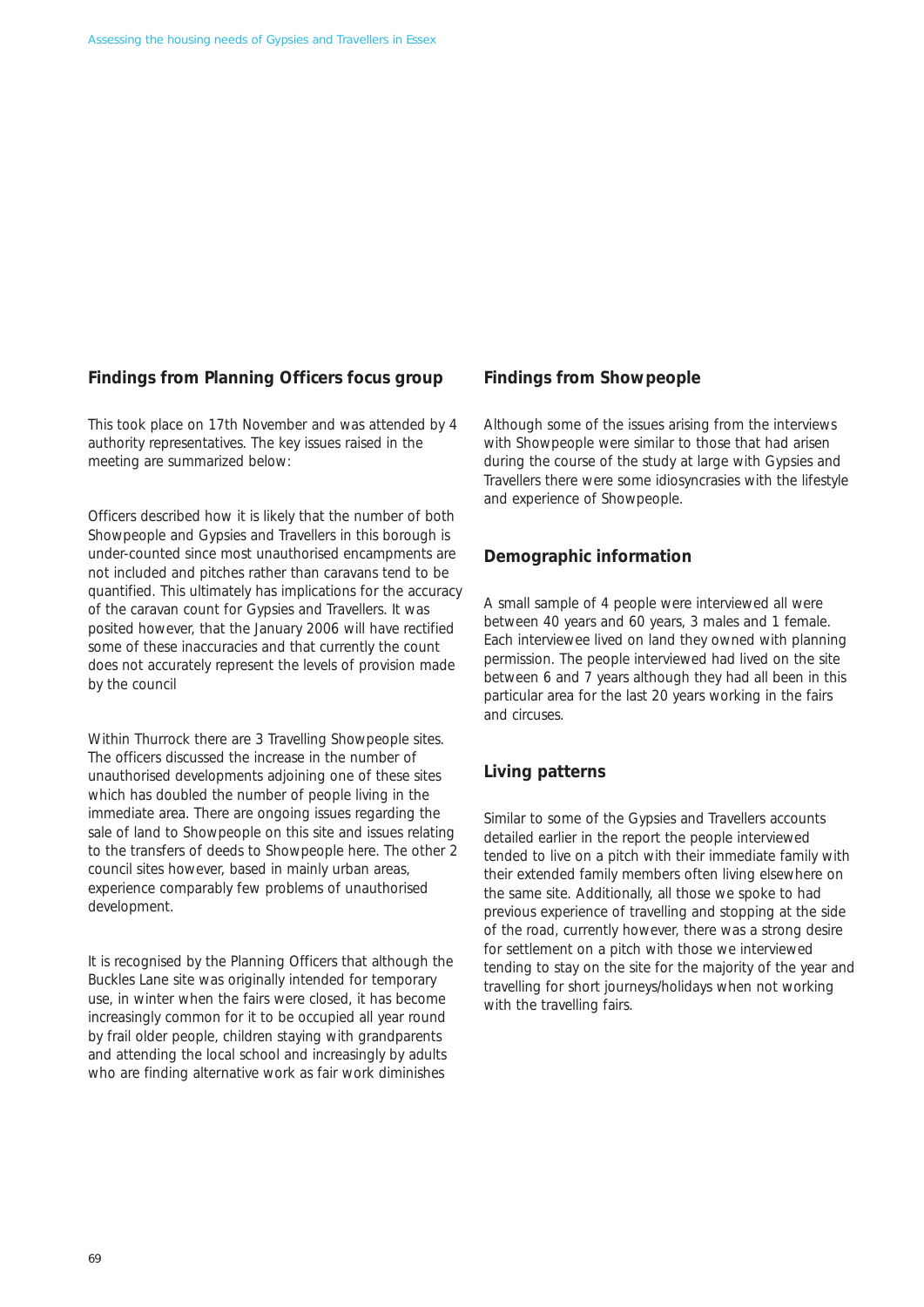## Findings from Planning Officers focus group

This took place on 17th November and was attended by 4 authority representatives. The key issues raised in the meeting are summarized below:

Officers described how it is likely that the number of both Showpeople and Gypsies and Travellers in this borough is under-counted since most unauthorised encampments are not included and pitches rather than caravans tend to be quantified. This ultimately has implications for the accuracy of the caravan count for Gypsies and Travellers. It was posited however, that the January 2006 will have rectified some of these inaccuracies and that currently the count does not accurately represent the levels of provision made by the council

Within Thurrock there are 3 Travelling Showpeople sites. The officers discussed the increase in the number of unauthorised developments adjoining one of these sites which has doubled the number of people living in the immediate area. There are ongoing issues regarding the sale of land to Showpeople on this site and issues relating to the transfers of deeds to Showpeople here. The other 2 council sites however, based in mainly urban areas, experience comparably few problems of unauthorised development.

It is recognised by the Planning Officers that although the Buckles Lane site was originally intended for temporary use, in winter when the fairs were closed, it has become increasingly common for it to be occupied all year round by frail older people, children staying with grandparents and attending the local school and increasingly by adults who are finding alternative work as fair work diminishes

## Findings from Showpeople

Although some of the issues arising from the interviews with Showpeople were similar to those that had arisen during the course of the study at large with Gypsies and Travellers there were some idiosyncrasies with the lifestyle and experience of Showpeople.

### Demographic information

A small sample of 4 people were interviewed all were between 40 years and 60 years, 3 males and 1 female. Each interviewee lived on land they owned with planning permission. The people interviewed had lived on the site between 6 and 7 years although they had all been in this particular area for the last 20 years working in the fairs and circuses.

### Living patterns

Similar to some of the Gypsies and Travellers accounts detailed earlier in the report the people interviewed tended to live on a pitch with their immediate family with their extended family members often living elsewhere on the same site. Additionally, all those we spoke to had previous experience of travelling and stopping at the side of the road, currently however, there was a strong desire for settlement on a pitch with those we interviewed tending to stay on the site for the majority of the year and travelling for short journeys/holidays when not working with the travelling fairs.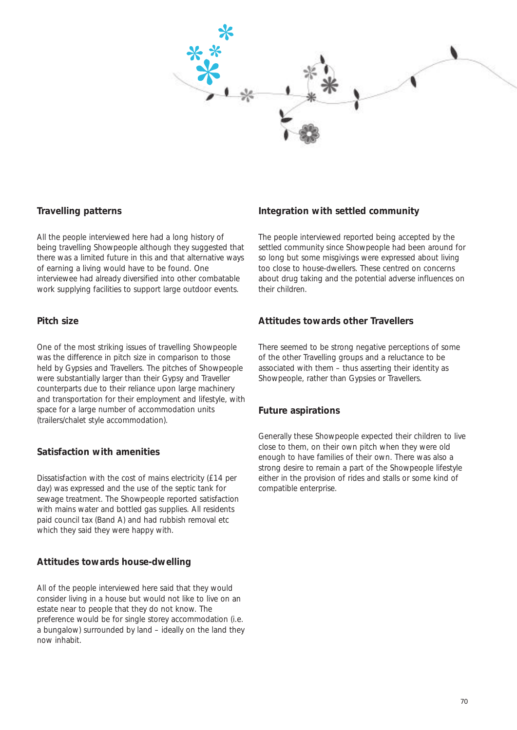## Travelling patterns

All the people interviewed here had a long history of being travelling Showpeople although they suggested that there was a limited future in this and that alternative ways of earning a living would have to be found. One interviewee had already diversified into other combatable work supplying facilities to support large outdoor events.

## Pitch size

One of the most striking issues of travelling Showpeople was the difference in pitch size in comparison to those held by Gypsies and Travellers. The pitches of Showpeople were substantially larger than their Gypsy and Traveller counterparts due to their reliance upon large machinery and transportation for their employment and lifestyle, with space for a large number of accommodation units (trailers/chalet style accommodation).

## Satisfaction with amenities

Dissatisfaction with the cost of mains electricity (£14 per day) was expressed and the use of the septic tank for sewage treatment. The Showpeople reported satisfaction with mains water and bottled gas supplies. All residents paid council tax (Band A) and had rubbish removal etc which they said they were happy with.

## Attitudes towards house-dwelling

All of the people interviewed here said that they would consider living in a house but would not like to live on an estate near to people that they do not know. The preference would be for single storey accommodation (i.e. a bungalow) surrounded by land – ideally on the land they now inhabit.

## Integration with settled community

The people interviewed reported being accepted by the settled community since Showpeople had been around for so long but some misgivings were expressed about living too close to house-dwellers. These centred on concerns about drug taking and the potential adverse influences on their children.

## Attitudes towards other Travellers

There seemed to be strong negative perceptions of some of the other Travelling groups and a reluctance to be associated with them – thus asserting their identity as Showpeople, rather than Gypsies or Travellers.

## Future aspirations

Generally these Showpeople expected their children to live close to them, on their own pitch when they were old enough to have families of their own. There was also a strong desire to remain a part of the Showpeople lifestyle either in the provision of rides and stalls or some kind of compatible enterprise.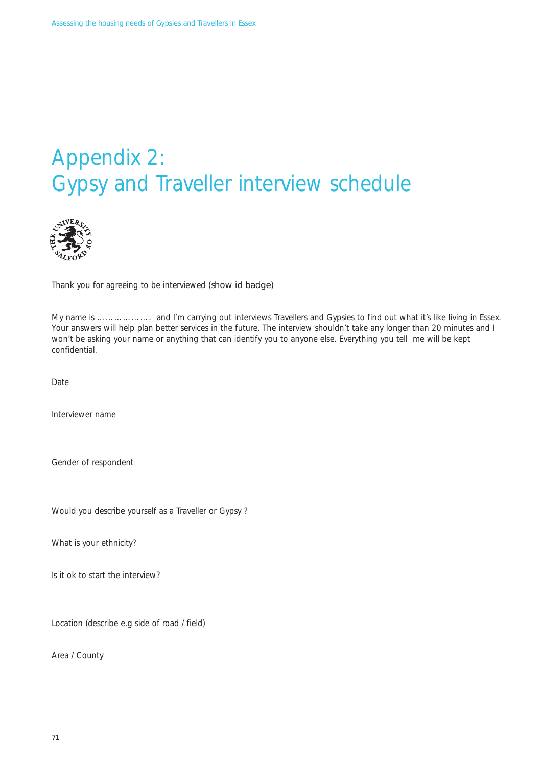# Appendix 2:
# Gypsy and Traveller interview schedule

Thank you for agreeing to be interviewed (show id badge)

My name is ………………. and I'm carrying out interviews Travellers and Gypsies to find out what it's like living in Essex. Your answers will help plan better services in the future. The interview shouldn't take any longer than 20 minutes and I won't be asking your name or anything that can identify you to anyone else. Everything you tell me will be kept confidential.

Date

Interviewer name

Gender of respondent

Would you describe yourself as a Traveller or Gypsy ?

What is your ethnicity?

Is it ok to start the interview?

Location (describe e.g side of road / field)

Area / County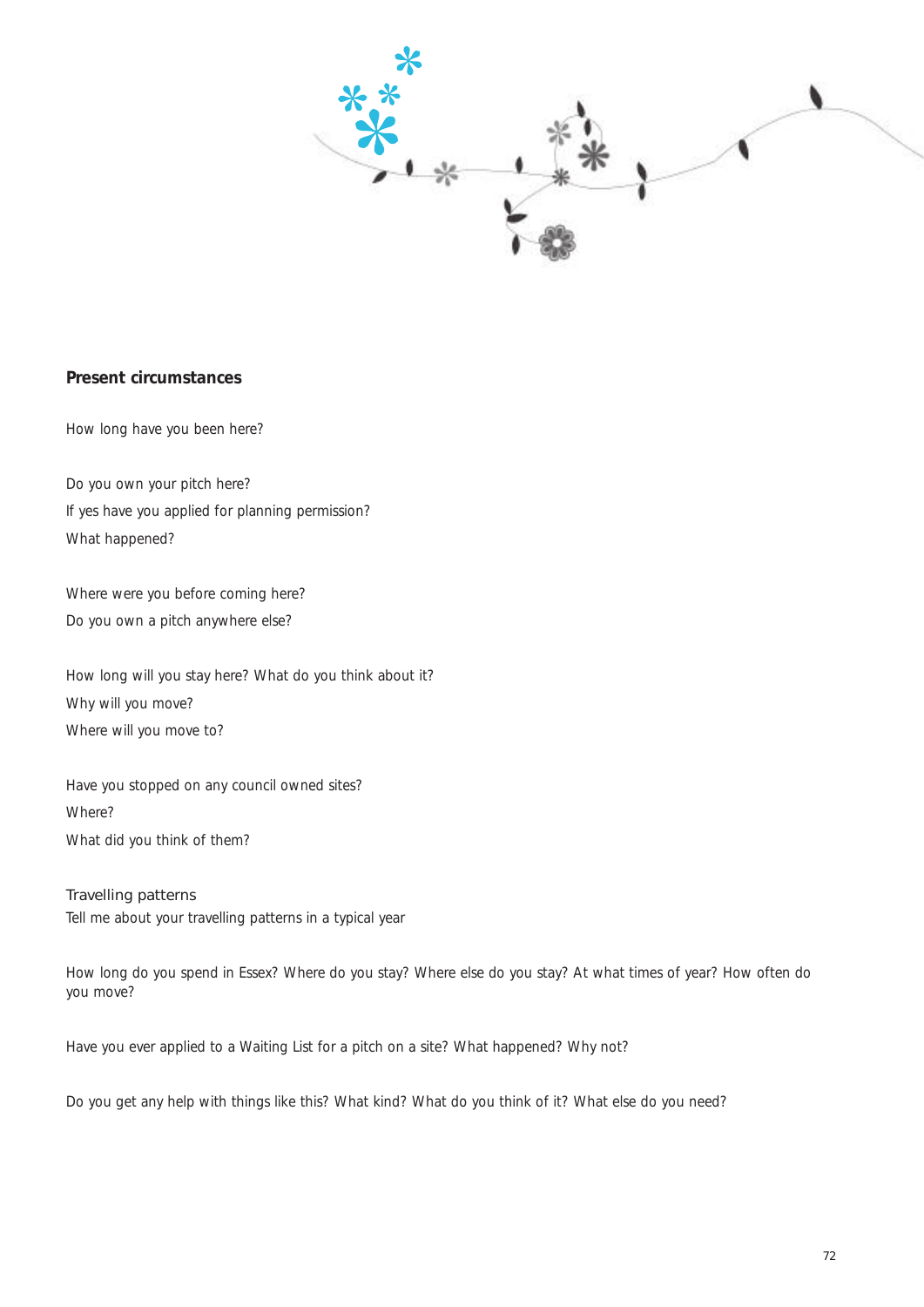## Present circumstances

How long have you been here?

Do you own your pitch here?
If yes have you applied for planning permission?
What happened?

Where were you before coming here?
Do you own a pitch anywhere else?

How long will you stay here? What do you think about it?
Why will you move?
Where will you move to?

Have you stopped on any council owned sites?
Where?
What did you think of them?

### Travelling patterns

Tell me about your travelling patterns in a typical year

How long do you spend in Essex? Where do you stay? Where else do you stay? At what times of year? How often do you move?

Have you ever applied to a Waiting List for a pitch on a site? What happened? Why not?

Do you get any help with things like this? What kind? What do you think of it? What else do you need?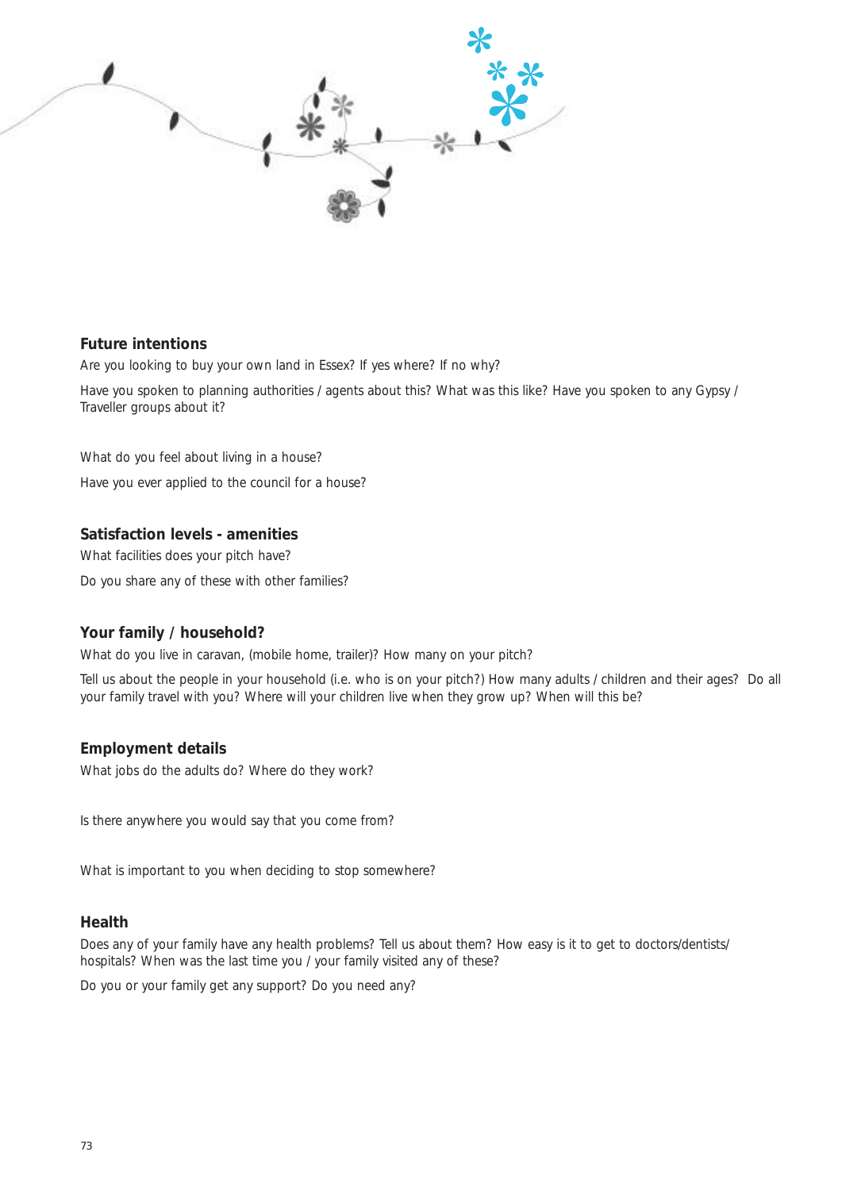## Future intentions

Are you looking to buy your own land in Essex? If yes where? If no why?

Have you spoken to planning authorities / agents about this? What was this like? Have you spoken to any Gypsy / Traveller groups about it?

What do you feel about living in a house?

Have you ever applied to the council for a house?

## Satisfaction levels - amenities

What facilities does your pitch have?

Do you share any of these with other families?

## Your family / household?

What do you live in caravan, (mobile home, trailer)? How many on your pitch?

Tell us about the people in your household (i.e. who is on your pitch?) How many adults / children and their ages? Do all your family travel with you? Where will your children live when they grow up? When will this be?

## Employment details

What jobs do the adults do? Where do they work?

Is there anywhere you would say that you come from?

What is important to you when deciding to stop somewhere?

## Health

Does any of your family have any health problems? Tell us about them? How easy is it to get to doctors/dentists/ hospitals? When was the last time you / your family visited any of these?

Do you or your family get any support? Do you need any?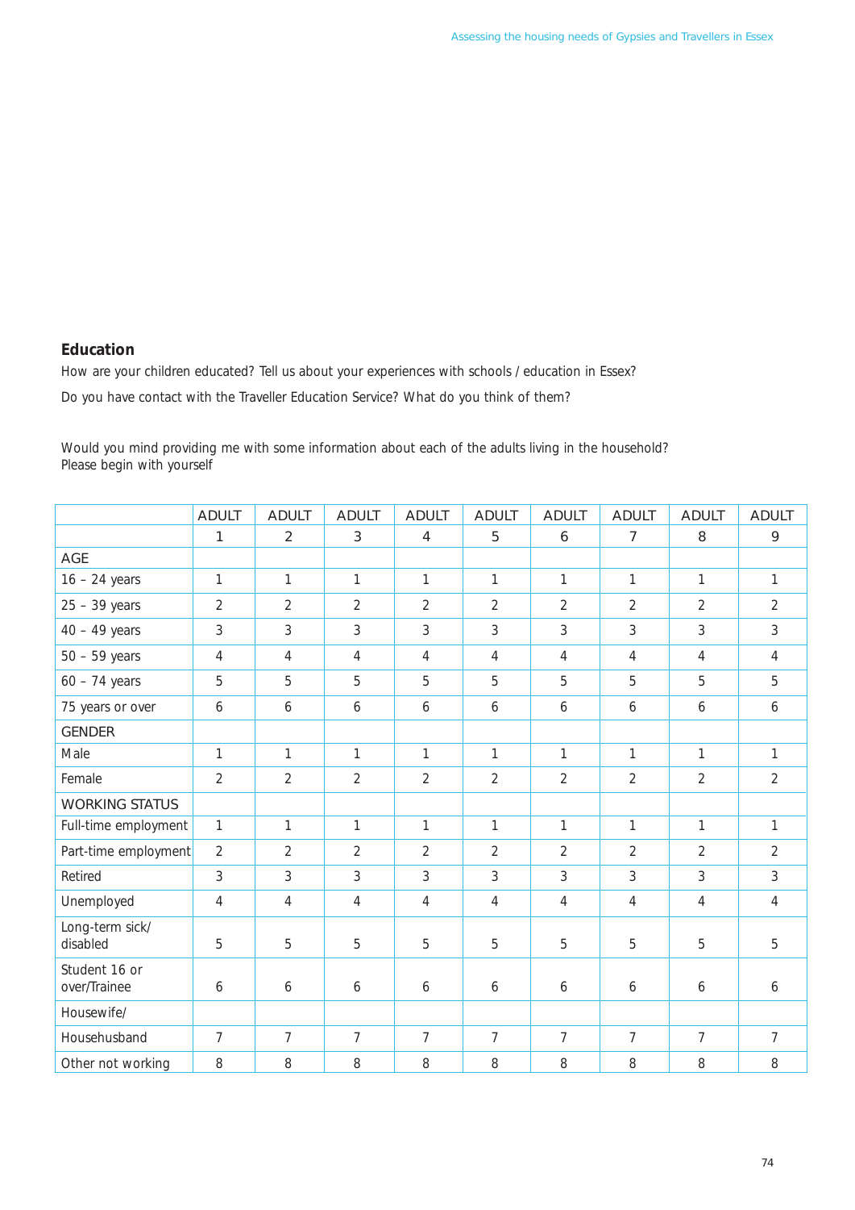## Education

How are your children educated? Tell us about your experiences with schools / education in Essex?

Do you have contact with the Traveller Education Service? What do you think of them?

Would you mind providing me with some information about each of the adults living in the household? Please begin with yourself

| | ADULT 1 | ADULT 2 | ADULT 3 | ADULT 4 | ADULT 5 | ADULT 6 | ADULT 7 | ADULT 8 | ADULT 9 |
|---|---|---|---|---|---|---|---|---|---|
| AGE | | | | | | | | | |
| 16 – 24 years | 1 | 1 | 1 | 1 | 1 | 1 | 1 | 1 | 1 |
| 25 – 39 years | 2 | 2 | 2 | 2 | 2 | 2 | 2 | 2 | 2 |
| 40 – 49 years | 3 | 3 | 3 | 3 | 3 | 3 | 3 | 3 | 3 |
| 50 – 59 years | 4 | 4 | 4 | 4 | 4 | 4 | 4 | 4 | 4 |
| 60 – 74 years | 5 | 5 | 5 | 5 | 5 | 5 | 5 | 5 | 5 |
| 75 years or over | 6 | 6 | 6 | 6 | 6 | 6 | 6 | 6 | 6 |
| GENDER | | | | | | | | | |
| Male | 1 | 1 | 1 | 1 | 1 | 1 | 1 | 1 | 1 |
| Female | 2 | 2 | 2 | 2 | 2 | 2 | 2 | 2 | 2 |
| WORKING STATUS | | | | | | | | | |
| Full-time employment | 1 | 1 | 1 | 1 | 1 | 1 | 1 | 1 | 1 |
| Part-time employment | 2 | 2 | 2 | 2 | 2 | 2 | 2 | 2 | 2 |
| Retired | 3 | 3 | 3 | 3 | 3 | 3 | 3 | 3 | 3 |
| Unemployed | 4 | 4 | 4 | 4 | 4 | 4 | 4 | 4 | 4 |
| Long-term sick/ disabled | 5 | 5 | 5 | 5 | 5 | 5 | 5 | 5 | 5 |
| Student 16 or over/Trainee | 6 | 6 | 6 | 6 | 6 | 6 | 6 | 6 | 6 |
| Housewife/ | | | | | | | | | |
| Househusband | 7 | 7 | 7 | 7 | 7 | 7 | 7 | 7 | 7 |
| Other not working | 8 | 8 | 8 | 8 | 8 | 8 | 8 | 8 | 8 |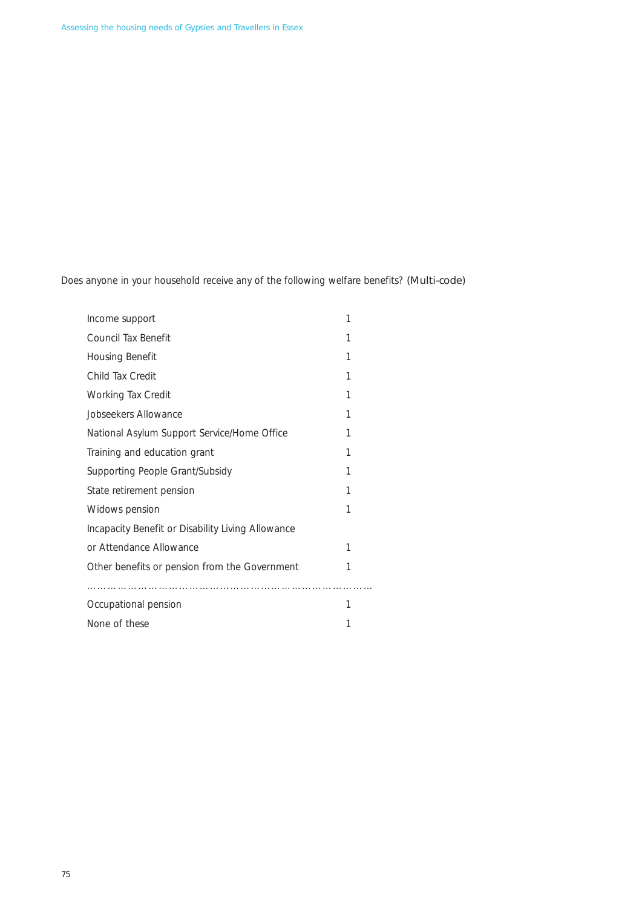Does anyone in your household receive any of the following welfare benefits? (Multi-code)

| | |
|---|---|
| Income support | 1 |
| Council Tax Benefit | 1 |
| Housing Benefit | 1 |
| Child Tax Credit | 1 |
| Working Tax Credit | 1 |
| Jobseekers Allowance | 1 |
| National Asylum Support Service/Home Office | 1 |
| Training and education grant | 1 |
| Supporting People Grant/Subsidy | 1 |
| State retirement pension | 1 |
| Widows pension | 1 |
| Incapacity Benefit or Disability Living Allowance or Attendance Allowance | 1 |
| Other benefits or pension from the Government | 1 |
| ……………………………………………………………………… | |
| Occupational pension | 1 |
| None of these | 1 |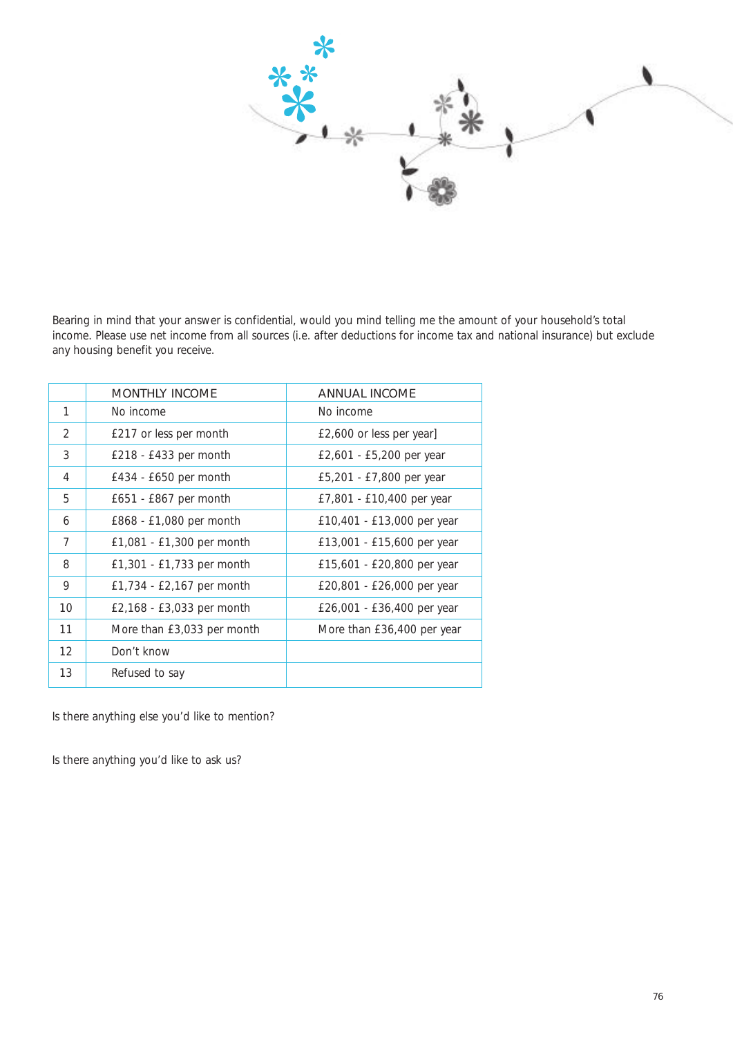Bearing in mind that your answer is confidential, would you mind telling me the amount of your household's total income. Please use net income from all sources (i.e. after deductions for income tax and national insurance) but exclude any housing benefit you receive.

| | MONTHLY INCOME | ANNUAL INCOME |
|---|---|---|
| 1 | No income | No income |
| 2 | £217 or less per month | £2,600 or less per year] |
| 3 | £218 - £433 per month | £2,601 - £5,200 per year |
| 4 | £434 - £650 per month | £5,201 - £7,800 per year |
| 5 | £651 - £867 per month | £7,801 - £10,400 per year |
| 6 | £868 - £1,080 per month | £10,401 - £13,000 per year |
| 7 | £1,081 - £1,300 per month | £13,001 - £15,600 per year |
| 8 | £1,301 - £1,733 per month | £15,601 - £20,800 per year |
| 9 | £1,734 - £2,167 per month | £20,801 - £26,000 per year |
| 10 | £2,168 - £3,033 per month | £26,001 - £36,400 per year |
| 11 | More than £3,033 per month | More than £36,400 per year |
| 12 | Don't know | |
| 13 | Refused to say | |

Is there anything else you'd like to mention?

Is there anything you'd like to ask us?